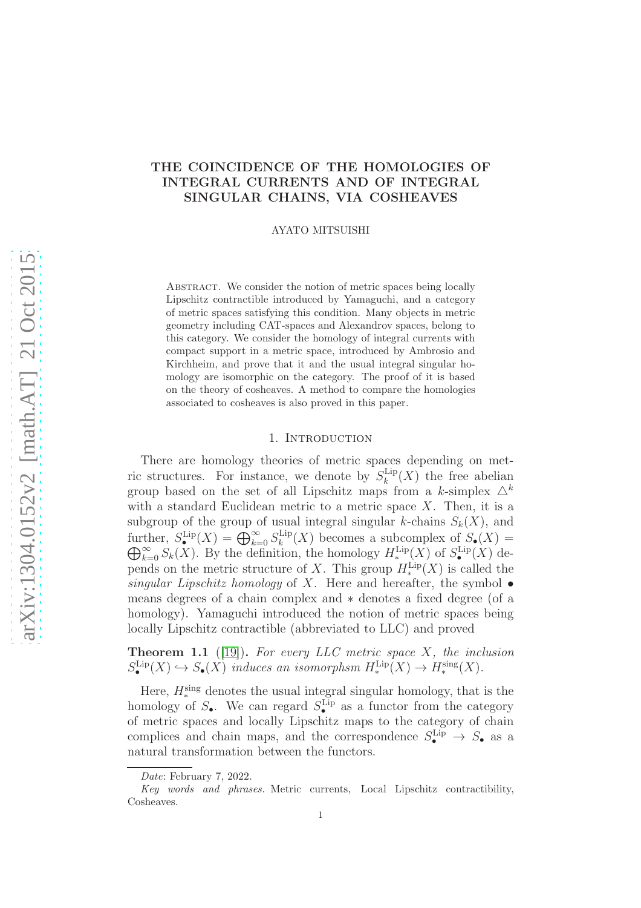# THE COINCIDENCE OF THE HOMOLOGIES OF INTEGRAL CURRENTS AND OF INTEGRAL SINGULAR CHAINS, VIA COSHEAVES

AYATO MITSUISHI

Abstract. We consider the notion of metric spaces being locally Lipschitz contractible introduced by Yamaguchi, and a category of metric spaces satisfying this condition. Many objects in metric geometry including CAT-spaces and Alexandrov spaces, belong to this category. We consider the homology of integral currents with compact support in a metric space, introduced by Ambrosio and Kirchheim, and prove that it and the usual integral singular homology are isomorphic on the category. The proof of it is based on the theory of cosheaves. A method to compare the homologies associated to cosheaves is also proved in this paper.

## 1. Introduction

There are homology theories of metric spaces depending on metric structures. For instance, we denote by $S_k^{\mathrm{Lip}}(X)$ the free abelian group based on the set of all Lipschitz maps from a $k$-simplex $\triangle^k$ with a standard Euclidean metric to a metric space $X$. Then, it is a subgroup of the group of usual integral singular $k$-chains $S_k(X)$, and further, $S_\bullet^{\mathrm{Lip}}(X) = \bigoplus_{k=0}^\infty S_k^{\mathrm{Lip}}(X)$ becomes a subcomplex of $S_\bullet(X) = \bigoplus_{k=0}^\infty S_k(X)$. By the definition, the homology $H_*^{\mathrm{Lip}}(X)$ of $S_\bullet^{\mathrm{Lip}}(X)$ depends on the metric structure of $X$. This group $H_*^{\mathrm{Lip}}(X)$ is called the *singular Lipschitz homology* of $X$. Here and hereafter, the symbol $\bullet$ means degrees of a chain complex and $*$ denotes a fixed degree (of a homology). Yamaguchi introduced the notion of metric spaces being locally Lipschitz contractible (abbreviated to LLC) and proved

**Theorem 1.1** ([19]). *For every LLC metric space $X$, the inclusion $S_\bullet^{\mathrm{Lip}}(X) \hookrightarrow S_\bullet(X)$ induces an isomorphsm $H_*^{\mathrm{Lip}}(X) \to H_*^{\mathrm{sing}}(X)$.*

Here, $H_*^{\mathrm{sing}}$ denotes the usual integral singular homology, that is the homology of $S_\bullet$. We can regard $S_\bullet^{\mathrm{Lip}}$ as a functor from the category of metric spaces and locally Lipschitz maps to the category of chain complices and chain maps, and the correspondence $S_\bullet^{\mathrm{Lip}} \to S_\bullet$ as a natural transformation between the functors.

*Date*: February 7, 2022.

*Key words and phrases.* Metric currents, Local Lipschitz contractibility, Cosheaves.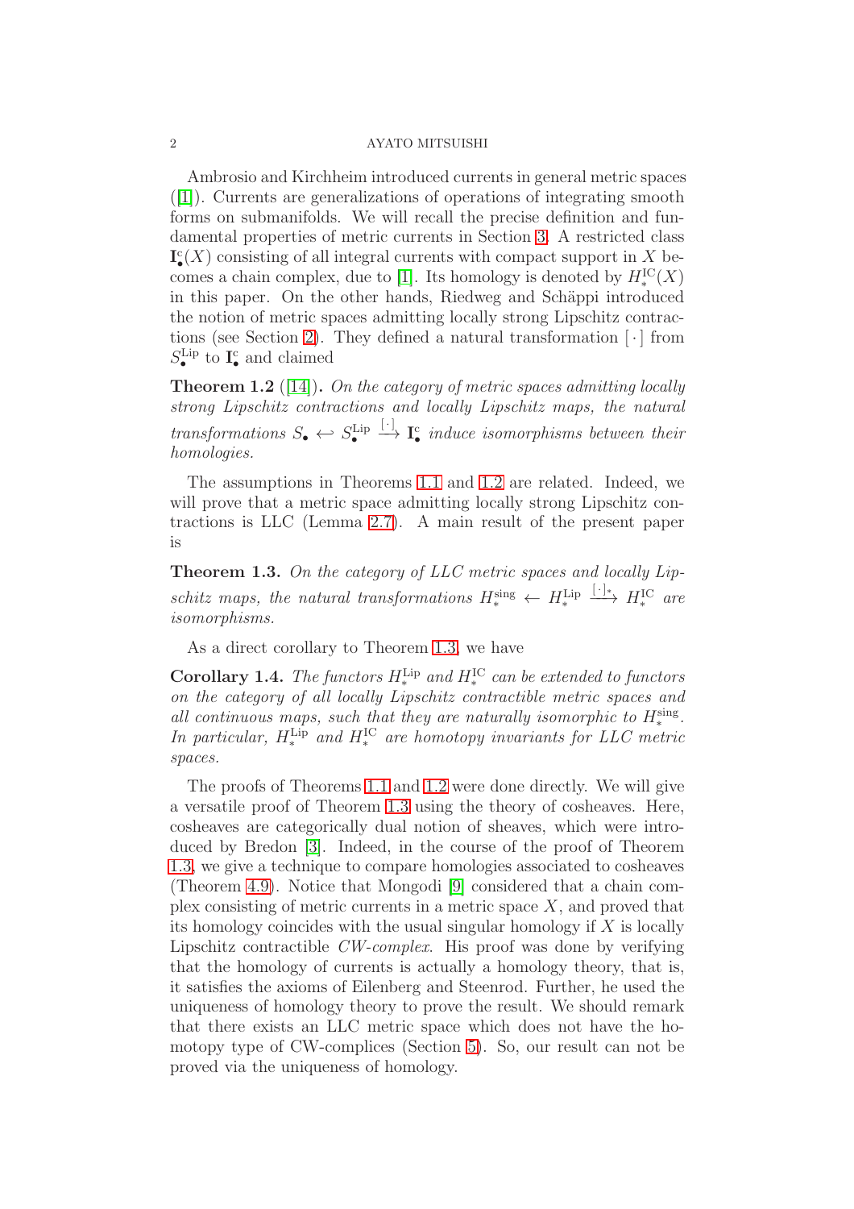Ambrosio and Kirchheim introduced currents in general metric spaces ([1]). Currents are generalizations of operations of integrating smooth forms on submanifolds. We will recall the precise definition and fundamental properties of metric currents in Section 3. A restricted class $\mathbf{I}^{c}_{\bullet}(X)$ consisting of all integral currents with compact support in $X$ becomes a chain complex, due to [1]. Its homology is denoted by $H^{\mathrm{IC}}_{*}(X)$ in this paper. On the other hands, Riedweg and Schäppi introduced the notion of metric spaces admitting locally strong Lipschitz contractions (see Section 2). They defined a natural transformation $[\,\cdot\,]$ from $S^{\mathrm{Lip}}_{\bullet}$ to $\mathbf{I}^{c}_{\bullet}$ and claimed

**Theorem 1.2** ([14])**.** *On the category of metric spaces admitting locally strong Lipschitz contractions and locally Lipschitz maps, the natural transformations* $S_{\bullet} \hookleftarrow S^{\mathrm{Lip}}_{\bullet} \xrightarrow{[\,\cdot\,]} \mathbf{I}^{c}_{\bullet}$ *induce isomorphisms between their homologies.*

The assumptions in Theorems 1.1 and 1.2 are related. Indeed, we will prove that a metric space admitting locally strong Lipschitz contractions is LLC (Lemma 2.7). A main result of the present paper is

**Theorem 1.3.** *On the category of LLC metric spaces and locally Lipschitz maps, the natural transformations* $H^{\mathrm{sing}}_{*} \leftarrow H^{\mathrm{Lip}}_{*} \xrightarrow{[\,\cdot\,]_{*}} H^{\mathrm{IC}}_{*}$ *are isomorphisms.*

As a direct corollary to Theorem 1.3, we have

**Corollary 1.4.** *The functors* $H^{\mathrm{Lip}}_{*}$ *and* $H^{\mathrm{IC}}_{*}$ *can be extended to functors on the category of all locally Lipschitz contractible metric spaces and all continuous maps, such that they are naturally isomorphic to* $H^{\mathrm{sing}}_{*}$*. In particular,* $H^{\mathrm{Lip}}_{*}$ *and* $H^{\mathrm{IC}}_{*}$ *are homotopy invariants for LLC metric spaces.*

The proofs of Theorems 1.1 and 1.2 were done directly. We will give a versatile proof of Theorem 1.3 using the theory of cosheaves. Here, cosheaves are categorically dual notion of sheaves, which were introduced by Bredon [3]. Indeed, in the course of the proof of Theorem 1.3, we give a technique to compare homologies associated to cosheaves (Theorem 4.9). Notice that Mongodi [9] considered that a chain complex consisting of metric currents in a metric space $X$, and proved that its homology coincides with the usual singular homology if $X$ is locally Lipschitz contractible *CW-complex*. His proof was done by verifying that the homology of currents is actually a homology theory, that is, it satisfies the axioms of Eilenberg and Steenrod. Further, he used the uniqueness of homology theory to prove the result. We should remark that there exists an LLC metric space which does not have the homotopy type of CW-complices (Section 5). So, our result can not be proved via the uniqueness of homology.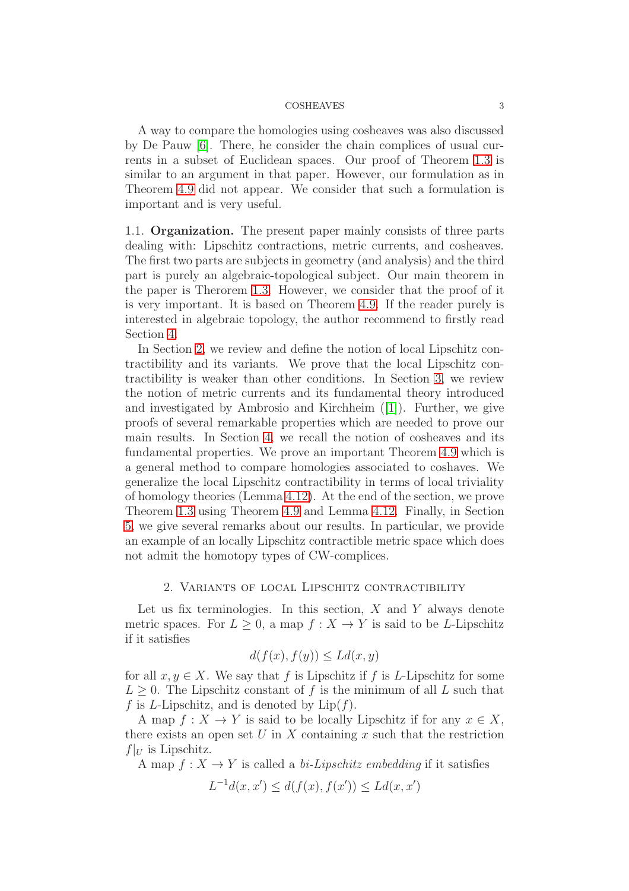A way to compare the homologies using cosheaves was also discussed by De Pauw [6]. There, he consider the chain complices of usual currents in a subset of Euclidean spaces. Our proof of Theorem 1.3 is similar to an argument in that paper. However, our formulation as in Theorem 4.9 did not appear. We consider that such a formulation is important and is very useful.

### 1.1. Organization.

The present paper mainly consists of three parts dealing with: Lipschitz contractions, metric currents, and cosheaves. The first two parts are subjects in geometry (and analysis) and the third part is purely an algebraic-topological subject. Our main theorem in the paper is Therorem 1.3. However, we consider that the proof of it is very important. It is based on Theorem 4.9. If the reader purely is interested in algebraic topology, the author recommend to firstly read Section 4.

In Section 2, we review and define the notion of local Lipschitz contractibility and its variants. We prove that the local Lipschitz contractibility is weaker than other conditions. In Section 3, we review the notion of metric currents and its fundamental theory introduced and investigated by Ambrosio and Kirchheim ([1]). Further, we give proofs of several remarkable properties which are needed to prove our main results. In Section 4, we recall the notion of cosheaves and its fundamental properties. We prove an important Theorem 4.9 which is a general method to compare homologies associated to coshaves. We generalize the local Lipschitz contractibility in terms of local triviality of homology theories (Lemma 4.12). At the end of the section, we prove Theorem 1.3 using Theorem 4.9 and Lemma 4.12. Finally, in Section 5, we give several remarks about our results. In particular, we provide an example of an locally Lipschitz contractible metric space which does not admit the homotopy types of CW-complices.

## 2. Variants of local Lipschitz contractibility

Let us fix terminologies. In this section, $X$ and $Y$ always denote metric spaces. For $L \geq 0$, a map $f : X \to Y$ is said to be $L$-Lipschitz if it satisfies

$$d(f(x), f(y)) \leq Ld(x, y)$$

for all $x, y \in X$. We say that $f$ is Lipschitz if $f$ is $L$-Lipschitz for some $L \geq 0$. The Lipschitz constant of $f$ is the minimum of all $L$ such that $f$ is $L$-Lipschitz, and is denoted by $\mathrm{Lip}(f)$.

A map $f : X \to Y$ is said to be locally Lipschitz if for any $x \in X$, there exists an open set $U$ in $X$ containing $x$ such that the restriction $f|_U$ is Lipschitz.

A map $f : X \to Y$ is called a *bi-Lipschitz embedding* if it satisfies

$$L^{-1}d(x, x') \leq d(f(x), f(x')) \leq Ld(x, x')$$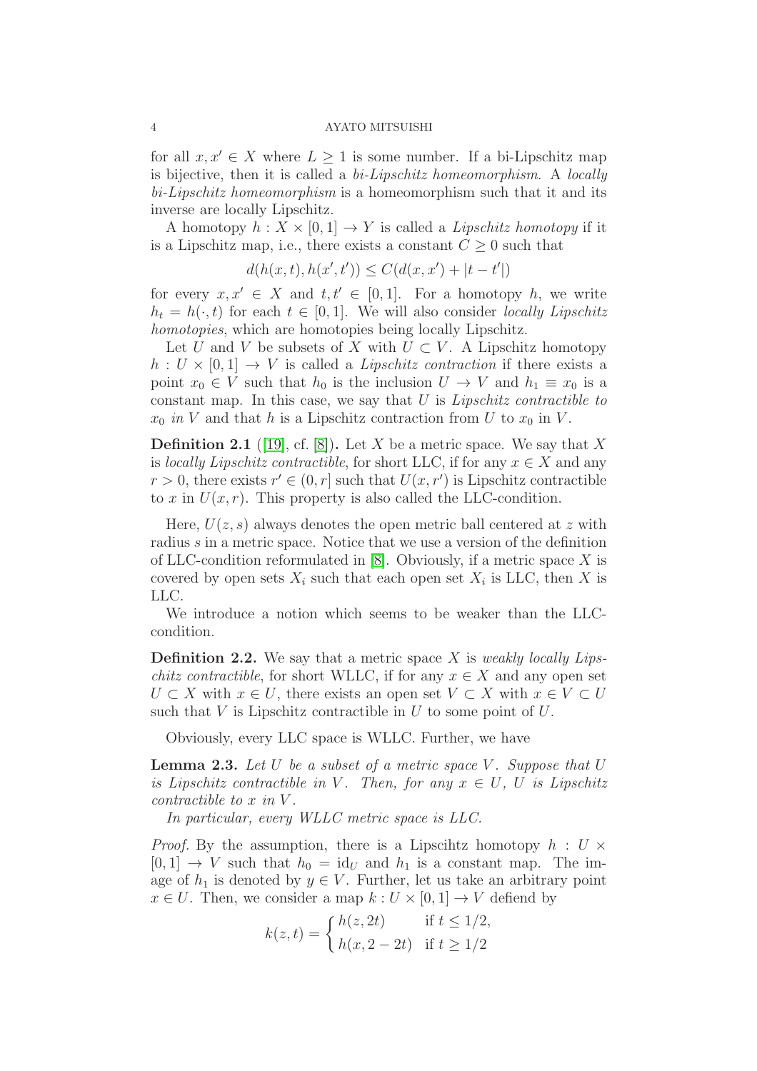for all $x, x' \in X$ where $L \geq 1$ is some number. If a bi-Lipschitz map is bijective, then it is called a *bi-Lipschitz homeomorphism*. A *locally bi-Lipschitz homeomorphism* is a homeomorphism such that it and its inverse are locally Lipschitz.

A homotopy $h : X \times [0, 1] \to Y$ is called a *Lipschitz homotopy* if it is a Lipschitz map, i.e., there exists a constant $C \geq 0$ such that

$$d(h(x, t), h(x', t')) \leq C(d(x, x') + |t - t'|)$$

for every $x, x' \in X$ and $t, t' \in [0, 1]$. For a homotopy $h$, we write $h_t = h(\cdot, t)$ for each $t \in [0, 1]$. We will also consider *locally Lipschitz homotopies*, which are homotopies being locally Lipschitz.

Let $U$ and $V$ be subsets of $X$ with $U \subset V$. A Lipschitz homotopy $h : U \times [0, 1] \to V$ is called a *Lipschitz contraction* if there exists a point $x_0 \in V$ such that $h_0$ is the inclusion $U \to V$ and $h_1 \equiv x_0$ is a constant map. In this case, we say that $U$ is *Lipschitz contractible to $x_0$ in $V$* and that $h$ is a Lipschitz contraction from $U$ to $x_0$ in $V$.

**Definition 2.1** ([19], cf. [8])**.** Let $X$ be a metric space. We say that $X$ is *locally Lipschitz contractible*, for short LLC, if for any $x \in X$ and any $r > 0$, there exists $r' \in (0, r]$ such that $U(x, r')$ is Lipschitz contractible to $x$ in $U(x, r)$. This property is also called the LLC-condition.

Here, $U(z, s)$ always denotes the open metric ball centered at $z$ with radius $s$ in a metric space. Notice that we use a version of the definition of LLC-condition reformulated in [8]. Obviously, if a metric space $X$ is covered by open sets $X_i$ such that each open set $X_i$ is LLC, then $X$ is LLC.

We introduce a notion which seems to be weaker than the LLC-condition.

**Definition 2.2.** We say that a metric space $X$ is *weakly locally Lipschitz contractible*, for short WLLC, if for any $x \in X$ and any open set $U \subset X$ with $x \in U$, there exists an open set $V \subset X$ with $x \in V \subset U$ such that $V$ is Lipschitz contractible in $U$ to some point of $U$.

Obviously, every LLC space is WLLC. Further, we have

**Lemma 2.3.** *Let $U$ be a subset of a metric space $V$. Suppose that $U$ is Lipschitz contractible in $V$. Then, for any $x \in U$, $U$ is Lipschitz contractible to $x$ in $V$.*

*In particular, every WLLC metric space is LLC.*

*Proof.* By the assumption, there is a Lipscihtz homotopy $h : U \times [0, 1] \to V$ such that $h_0 = \mathrm{id}_U$ and $h_1$ is a constant map. The image of $h_1$ is denoted by $y \in V$. Further, let us take an arbitrary point $x \in U$. Then, we consider a map $k : U \times [0, 1] \to V$ defiend by

$$k(z, t) = \begin{cases} h(z, 2t) & \text{if } t \leq 1/2, \\ h(x, 2 - 2t) & \text{if } t \geq 1/2 \end{cases}$$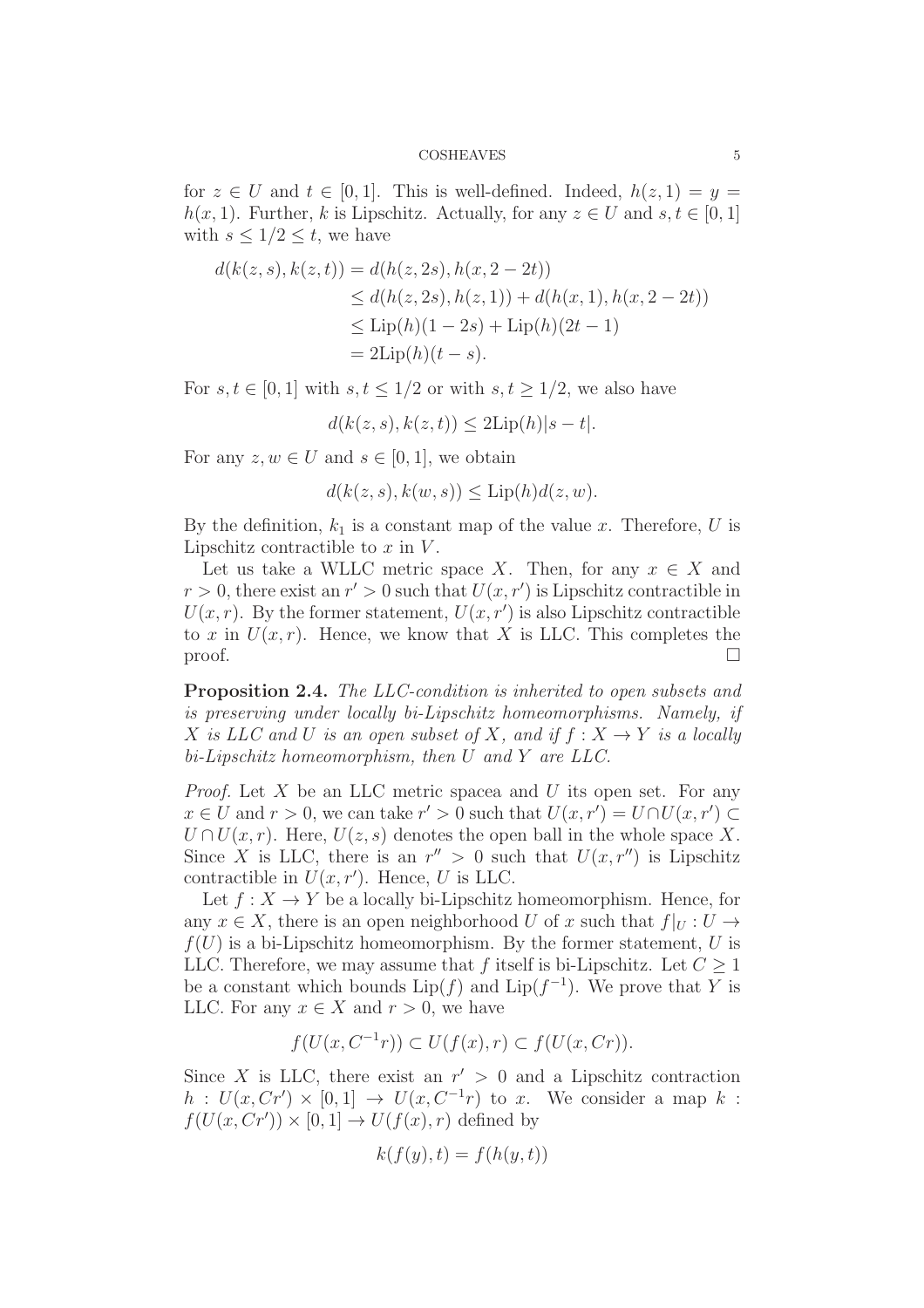for $z \in U$ and $t \in [0,1]$. This is well-defined. Indeed, $h(z,1) = y = h(x,1)$. Further, $k$ is Lipschitz. Actually, for any $z \in U$ and $s, t \in [0,1]$ with $s \leq 1/2 \leq t$, we have

$$
\begin{aligned}
d(k(z,s), k(z,t)) &= d(h(z,2s), h(x, 2-2t)) \\
&\leq d(h(z,2s), h(z,1)) + d(h(x,1), h(x, 2-2t)) \\
&\leq \mathrm{Lip}(h)(1-2s) + \mathrm{Lip}(h)(2t-1) \\
&= 2\mathrm{Lip}(h)(t-s).
\end{aligned}
$$

For $s, t \in [0,1]$ with $s, t \leq 1/2$ or with $s, t \geq 1/2$, we also have

$$
d(k(z,s), k(z,t)) \leq 2\mathrm{Lip}(h)|s-t|.
$$

For any $z, w \in U$ and $s \in [0,1]$, we obtain

$$
d(k(z,s), k(w,s)) \leq \mathrm{Lip}(h) d(z,w).
$$

By the definition, $k_1$ is a constant map of the value $x$. Therefore, $U$ is Lipschitz contractible to $x$ in $V$.

Let us take a WLLC metric space $X$. Then, for any $x \in X$ and $r > 0$, there exist an $r' > 0$ such that $U(x, r')$ is Lipschitz contractible in $U(x,r)$. By the former statement, $U(x,r')$ is also Lipschitz contractible to $x$ in $U(x,r)$. Hence, we know that $X$ is LLC. This completes the proof. □

**Proposition 2.4.** *The LLC-condition is inherited to open subsets and is preserving under locally bi-Lipschitz homeomorphisms. Namely, if $X$ is LLC and $U$ is an open subset of $X$, and if $f : X \to Y$ is a locally bi-Lipschitz homeomorphism, then $U$ and $Y$ are LLC.*

*Proof.* Let $X$ be an LLC metric spacea and $U$ its open set. For any $x \in U$ and $r > 0$, we can take $r' > 0$ such that $U(x, r') = U \cap U(x, r') \subset U \cap U(x,r)$. Here, $U(z,s)$ denotes the open ball in the whole space $X$. Since $X$ is LLC, there is an $r'' > 0$ such that $U(x, r'')$ is Lipschitz contractible in $U(x, r')$. Hence, $U$ is LLC.

Let $f : X \to Y$ be a locally bi-Lipschitz homeomorphism. Hence, for any $x \in X$, there is an open neighborhood $U$ of $x$ such that $f|_U : U \to f(U)$ is a bi-Lipschitz homeomorphism. By the former statement, $U$ is LLC. Therefore, we may assume that $f$ itself is bi-Lipschitz. Let $C \geq 1$ be a constant which bounds $\mathrm{Lip}(f)$ and $\mathrm{Lip}(f^{-1})$. We prove that $Y$ is LLC. For any $x \in X$ and $r > 0$, we have

$$
f(U(x, C^{-1}r)) \subset U(f(x), r) \subset f(U(x, Cr)).
$$

Since $X$ is LLC, there exist an $r' > 0$ and a Lipschitz contraction $h : U(x, Cr') \times [0,1] \to U(x, C^{-1}r)$ to $x$. We consider a map $k : f(U(x, Cr')) \times [0,1] \to U(f(x), r)$ defined by

$$
k(f(y), t) = f(h(y,t))
$$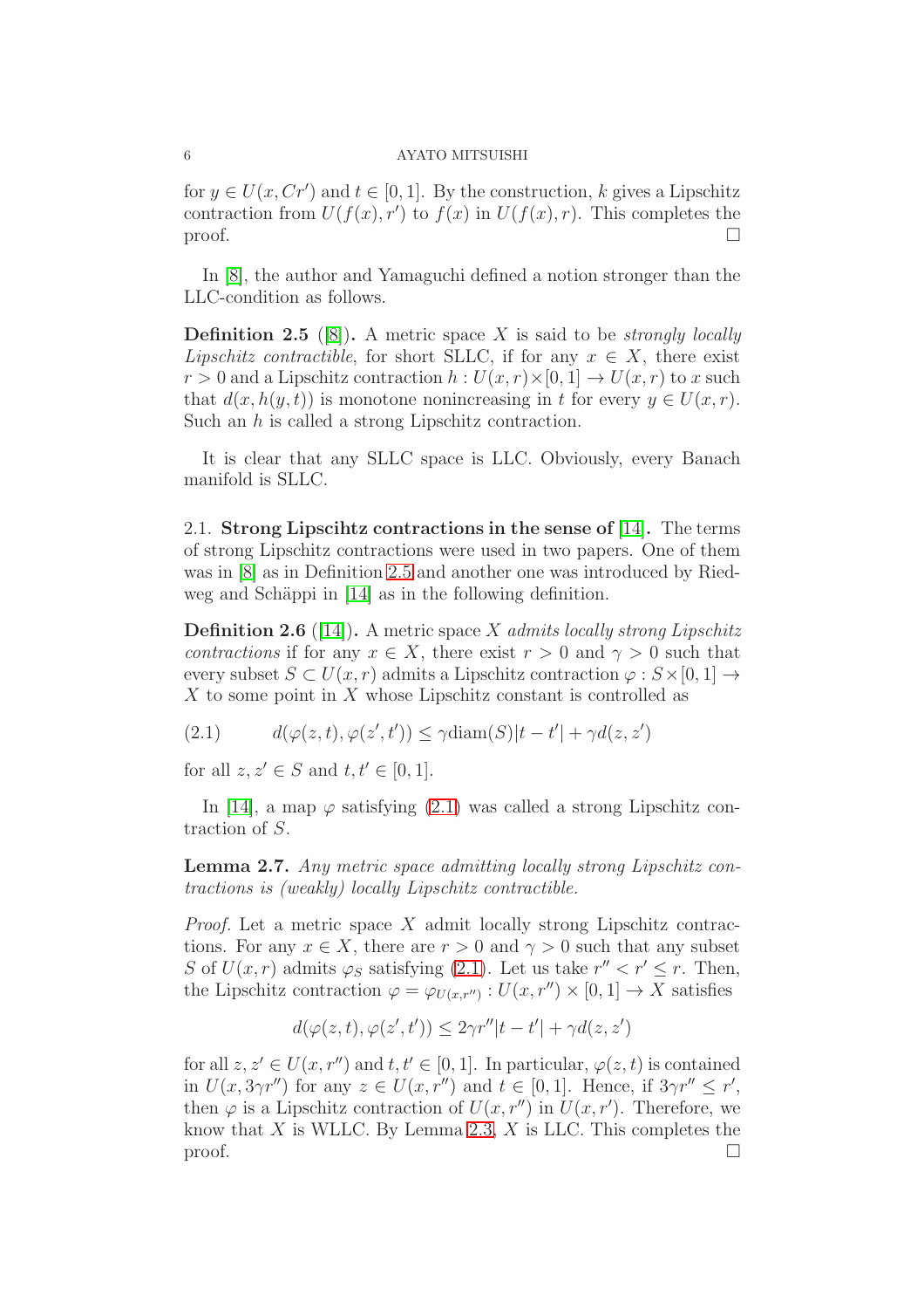for $y \in U(x, Cr')$ and $t \in [0,1]$. By the construction, $k$ gives a Lipschitz contraction from $U(f(x), r')$ to $f(x)$ in $U(f(x), r)$. This completes the proof. □

In [8], the author and Yamaguchi defined a notion stronger than the LLC-condition as follows.

**Definition 2.5** ([8]). A metric space $X$ is said to be *strongly locally Lipschitz contractible*, for short SLLC, if for any $x \in X$, there exist $r > 0$ and a Lipschitz contraction $h : U(x, r) \times [0, 1] \to U(x, r)$ to $x$ such that $d(x, h(y, t))$ is monotone nonincreasing in $t$ for every $y \in U(x, r)$. Such an $h$ is called a strong Lipschitz contraction.

It is clear that any SLLC space is LLC. Obviously, every Banach manifold is SLLC.

### 2.1. Strong Lipscihtz contractions in the sense of [14].

The terms of strong Lipschitz contractions were used in two papers. One of them was in [8] as in Definition 2.5 and another one was introduced by Riedweg and Schäppi in [14] as in the following definition.

**Definition 2.6** ([14]). A metric space $X$ *admits locally strong Lipschitz contractions* if for any $x \in X$, there exist $r > 0$ and $\gamma > 0$ such that every subset $S \subset U(x, r)$ admits a Lipschitz contraction $\varphi : S \times [0, 1] \to X$ to some point in $X$ whose Lipschitz constant is controlled as

$$d(\varphi(z, t), \varphi(z', t')) \leq \gamma \mathrm{diam}(S)|t - t'| + \gamma d(z, z') \tag{2.1}$$

for all $z, z' \in S$ and $t, t' \in [0, 1]$.

In [14], a map $\varphi$ satisfying (2.1) was called a strong Lipschitz contraction of $S$.

**Lemma 2.7.** *Any metric space admitting locally strong Lipschitz contractions is (weakly) locally Lipschitz contractible.*

*Proof.* Let a metric space $X$ admit locally strong Lipschitz contractions. For any $x \in X$, there are $r > 0$ and $\gamma > 0$ such that any subset $S$ of $U(x, r)$ admits $\varphi_S$ satisfying (2.1). Let us take $r'' < r' \leq r$. Then, the Lipschitz contraction $\varphi = \varphi_{U(x,r'')} : U(x, r'') \times [0, 1] \to X$ satisfies

$$d(\varphi(z, t), \varphi(z', t')) \leq 2\gamma r''|t - t'| + \gamma d(z, z')$$

for all $z, z' \in U(x, r'')$ and $t, t' \in [0, 1]$. In particular, $\varphi(z, t)$ is contained in $U(x, 3\gamma r'')$ for any $z \in U(x, r'')$ and $t \in [0, 1]$. Hence, if $3\gamma r'' \leq r'$, then $\varphi$ is a Lipschitz contraction of $U(x, r'')$ in $U(x, r')$. Therefore, we know that $X$ is WLLC. By Lemma 2.3, $X$ is LLC. This completes the proof. □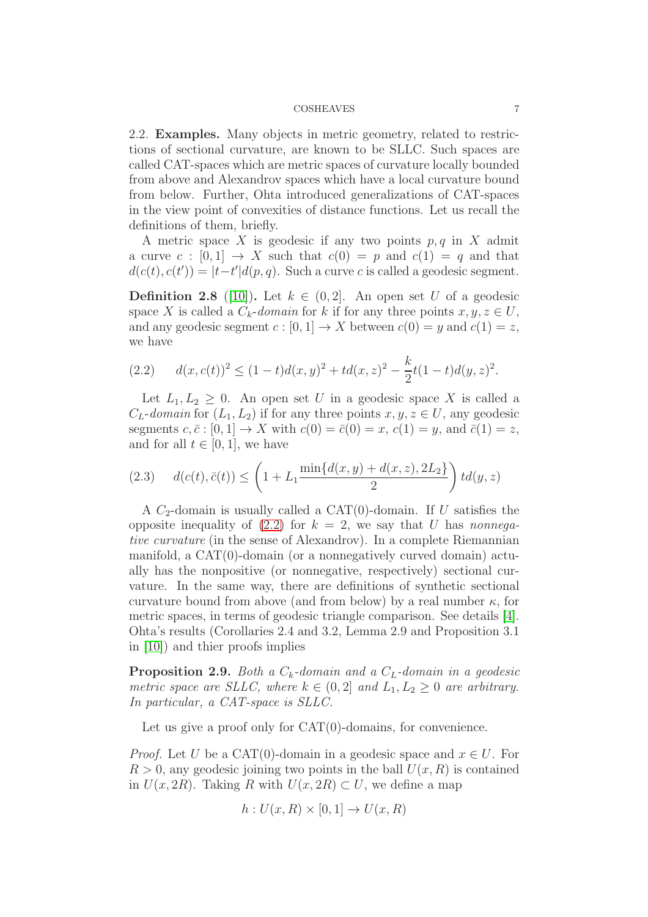2.2. **Examples.** Many objects in metric geometry, related to restrictions of sectional curvature, are known to be SLLC. Such spaces are called CAT-spaces which are metric spaces of curvature locally bounded from above and Alexandrov spaces which have a local curvature bound from below. Further, Ohta introduced generalizations of CAT-spaces in the view point of convexities of distance functions. Let us recall the definitions of them, briefly.

A metric space $X$ is geodesic if any two points $p, q$ in $X$ admit a curve $c : [0,1] \to X$ such that $c(0) = p$ and $c(1) = q$ and that $d(c(t), c(t')) = |t-t'|d(p,q)$. Such a curve $c$ is called a geodesic segment.

**Definition 2.8** ([10])**.** Let $k \in (0, 2]$. An open set $U$ of a geodesic space $X$ is called a *$C_k$-domain* for $k$ if for any three points $x, y, z \in U$, and any geodesic segment $c : [0,1] \to X$ between $c(0) = y$ and $c(1) = z$, we have

$$d(x, c(t))^2 \leq (1-t)d(x,y)^2 + td(x,z)^2 - \frac{k}{2}t(1-t)d(y,z)^2. \tag{2.2}$$

Let $L_1, L_2 \geq 0$. An open set $U$ in a geodesic space $X$ is called a *$C_L$-domain* for $(L_1, L_2)$ if for any three points $x, y, z \in U$, any geodesic segments $c, \bar{c} : [0,1] \to X$ with $c(0) = \bar{c}(0) = x$, $c(1) = y$, and $\bar{c}(1) = z$, and for all $t \in [0,1]$, we have

$$d(c(t), \bar{c}(t)) \leq \left(1 + L_1 \frac{\min\{d(x,y) + d(x,z), 2L_2\}}{2}\right) td(y,z) \tag{2.3}$$

A $C_2$-domain is usually called a CAT(0)-domain. If $U$ satisfies the opposite inequality of (2.2) for $k = 2$, we say that $U$ has *nonnegative curvature* (in the sense of Alexandrov). In a complete Riemannian manifold, a CAT(0)-domain (or a nonnegatively curved domain) actually has the nonpositive (or nonnegative, respectively) sectional curvature. In the same way, there are definitions of synthetic sectional curvature bound from above (and from below) by a real number $\kappa$, for metric spaces, in terms of geodesic triangle comparison. See details [4]. Ohta's results (Corollaries 2.4 and 3.2, Lemma 2.9 and Proposition 3.1 in [10]) and thier proofs implies

**Proposition 2.9.** *Both a $C_k$-domain and a $C_L$-domain in a geodesic metric space are SLLC, where $k \in (0, 2]$ and $L_1, L_2 \geq 0$ are arbitrary. In particular, a CAT-space is SLLC.*

Let us give a proof only for CAT(0)-domains, for convenience.

*Proof.* Let $U$ be a CAT(0)-domain in a geodesic space and $x \in U$. For $R > 0$, any geodesic joining two points in the ball $U(x, R)$ is contained in $U(x, 2R)$. Taking $R$ with $U(x, 2R) \subset U$, we define a map

$$h : U(x, R) \times [0, 1] \to U(x, R)$$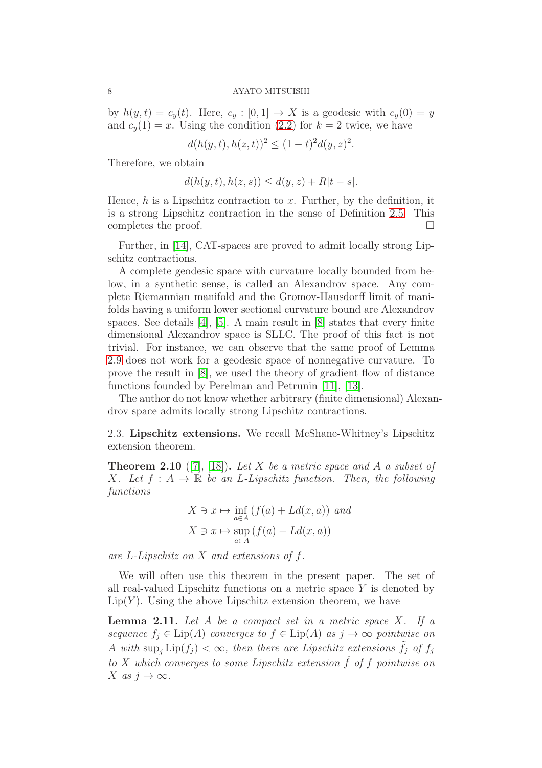by $h(y,t) = c_y(t)$. Here, $c_y : [0,1] \to X$ is a geodesic with $c_y(0) = y$ and $c_y(1) = x$. Using the condition (2.2) for $k = 2$ twice, we have

$$d(h(y,t), h(z,t))^2 \leq (1-t)^2 d(y,z)^2.$$

Therefore, we obtain

$$d(h(y,t), h(z,s)) \leq d(y,z) + R|t-s|.$$

Hence, $h$ is a Lipschitz contraction to $x$. Further, by the definition, it is a strong Lipschitz contraction in the sense of Definition 2.5. This completes the proof. $\square$

Further, in [14], CAT-spaces are proved to admit locally strong Lipschitz contractions.

A complete geodesic space with curvature locally bounded from below, in a synthetic sense, is called an Alexandrov space. Any complete Riemannian manifold and the Gromov-Hausdorff limit of manifolds having a uniform lower sectional curvature bound are Alexandrov spaces. See details [4], [5]. A main result in [8] states that every finite dimensional Alexandrov space is SLLC. The proof of this fact is not trivial. For instance, we can observe that the same proof of Lemma 2.9 does not work for a geodesic space of nonnegative curvature. To prove the result in [8], we used the theory of gradient flow of distance functions founded by Perelman and Petrunin [11], [13].

The author do not know whether arbitrary (finite dimensional) Alexandrov space admits locally strong Lipschitz contractions.

2.3. **Lipschitz extensions.** We recall McShane-Whitney's Lipschitz extension theorem.

**Theorem 2.10** ([7], [18])**.** *Let $X$ be a metric space and $A$ a subset of $X$. Let $f : A \to \mathbb{R}$ be an $L$-Lipschitz function. Then, the following functions*

$$X \ni x \mapsto \inf_{a \in A} (f(a) + Ld(x,a)) \text{ and}$$
$$X \ni x \mapsto \sup_{a \in A} (f(a) - Ld(x,a))$$

*are $L$-Lipschitz on $X$ and extensions of $f$.*

We will often use this theorem in the present paper. The set of all real-valued Lipschitz functions on a metric space $Y$ is denoted by $\mathrm{Lip}(Y)$. Using the above Lipschitz extension theorem, we have

**Lemma 2.11.** *Let $A$ be a compact set in a metric space $X$. If a sequence $f_j \in \mathrm{Lip}(A)$ converges to $f \in \mathrm{Lip}(A)$ as $j \to \infty$ pointwise on $A$ with $\sup_j \mathrm{Lip}(f_j) < \infty$, then there are Lipschitz extensions $\tilde{f}_j$ of $f_j$ to $X$ which converges to some Lipschitz extension $\tilde{f}$ of $f$ pointwise on $X$ as $j \to \infty$.*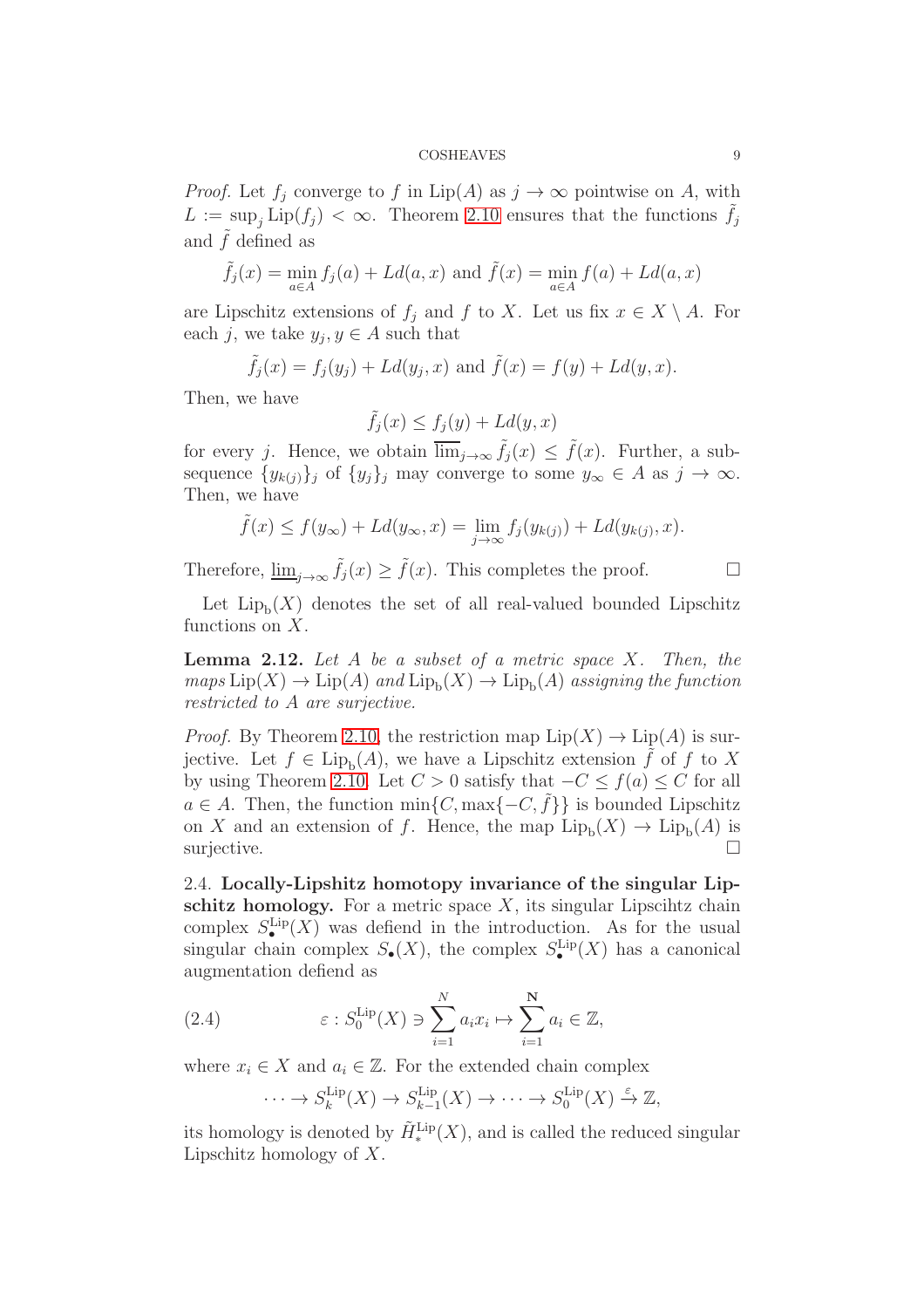*Proof.* Let $f_j$ converge to $f$ in $\mathrm{Lip}(A)$ as $j \to \infty$ pointwise on $A$, with $L := \sup_j \mathrm{Lip}(f_j) < \infty$. Theorem 2.10 ensures that the functions $\tilde{f}_j$ and $\tilde{f}$ defined as

$$\tilde{f}_j(x) = \min_{a \in A} f_j(a) + Ld(a, x) \text{ and } \tilde{f}(x) = \min_{a \in A} f(a) + Ld(a, x)$$

are Lipschitz extensions of $f_j$ and $f$ to $X$. Let us fix $x \in X \setminus A$. For each $j$, we take $y_j, y \in A$ such that

$$\tilde{f}_j(x) = f_j(y_j) + Ld(y_j, x) \text{ and } \tilde{f}(x) = f(y) + Ld(y, x).$$

Then, we have

$$\tilde{f}_j(x) \leq f_j(y) + Ld(y, x)$$

for every $j$. Hence, we obtain $\overline{\lim}_{j \to \infty} \tilde{f}_j(x) \leq \tilde{f}(x)$. Further, a subsequence $\{y_{k(j)}\}_j$ of $\{y_j\}_j$ may converge to some $y_\infty \in A$ as $j \to \infty$. Then, we have

$$\tilde{f}(x) \leq f(y_\infty) + Ld(y_\infty, x) = \lim_{j \to \infty} f_j(y_{k(j)}) + Ld(y_{k(j)}, x).$$

Therefore, $\underline{\lim}_{j \to \infty} \tilde{f}_j(x) \geq \tilde{f}(x)$. This completes the proof. □

Let $\mathrm{Lip}_{\mathrm{b}}(X)$ denotes the set of all real-valued bounded Lipschitz functions on $X$.

**Lemma 2.12.** *Let $A$ be a subset of a metric space $X$. Then, the maps $\mathrm{Lip}(X) \to \mathrm{Lip}(A)$ and $\mathrm{Lip}_{\mathrm{b}}(X) \to \mathrm{Lip}_{\mathrm{b}}(A)$ assigning the function restricted to $A$ are surjective.*

*Proof.* By Theorem 2.10, the restriction map $\mathrm{Lip}(X) \to \mathrm{Lip}(A)$ is surjective. Let $f \in \mathrm{Lip}_{\mathrm{b}}(A)$, we have a Lipschitz extension $\tilde{f}$ of $f$ to $X$ by using Theorem 2.10. Let $C > 0$ satisfy that $-C \leq f(a) \leq C$ for all $a \in A$. Then, the function $\min\{C, \max\{-C, \tilde{f}\}\}$ is bounded Lipschitz on $X$ and an extension of $f$. Hence, the map $\mathrm{Lip}_{\mathrm{b}}(X) \to \mathrm{Lip}_{\mathrm{b}}(A)$ is surjective. □

2.4. **Locally-Lipshitz homotopy invariance of the singular Lipschitz homology.** For a metric space $X$, its singular Lipscihtz chain complex $S_\bullet^{\mathrm{Lip}}(X)$ was defiend in the introduction. As for the usual singular chain complex $S_\bullet(X)$, the complex $S_\bullet^{\mathrm{Lip}}(X)$ has a canonical augmentation defiend as

$$\varepsilon : S_0^{\mathrm{Lip}}(X) \ni \sum_{i=1}^{N} a_i x_i \mapsto \sum_{i=1}^{\mathbf{N}} a_i \in \mathbb{Z}, \tag{2.4}$$

where $x_i \in X$ and $a_i \in \mathbb{Z}$. For the extended chain complex

$$\cdots \to S_k^{\mathrm{Lip}}(X) \to S_{k-1}^{\mathrm{Lip}}(X) \to \cdots \to S_0^{\mathrm{Lip}}(X) \xrightarrow{\varepsilon} \mathbb{Z},$$

its homology is denoted by $\tilde{H}_*^{\mathrm{Lip}}(X)$, and is called the reduced singular Lipschitz homology of $X$.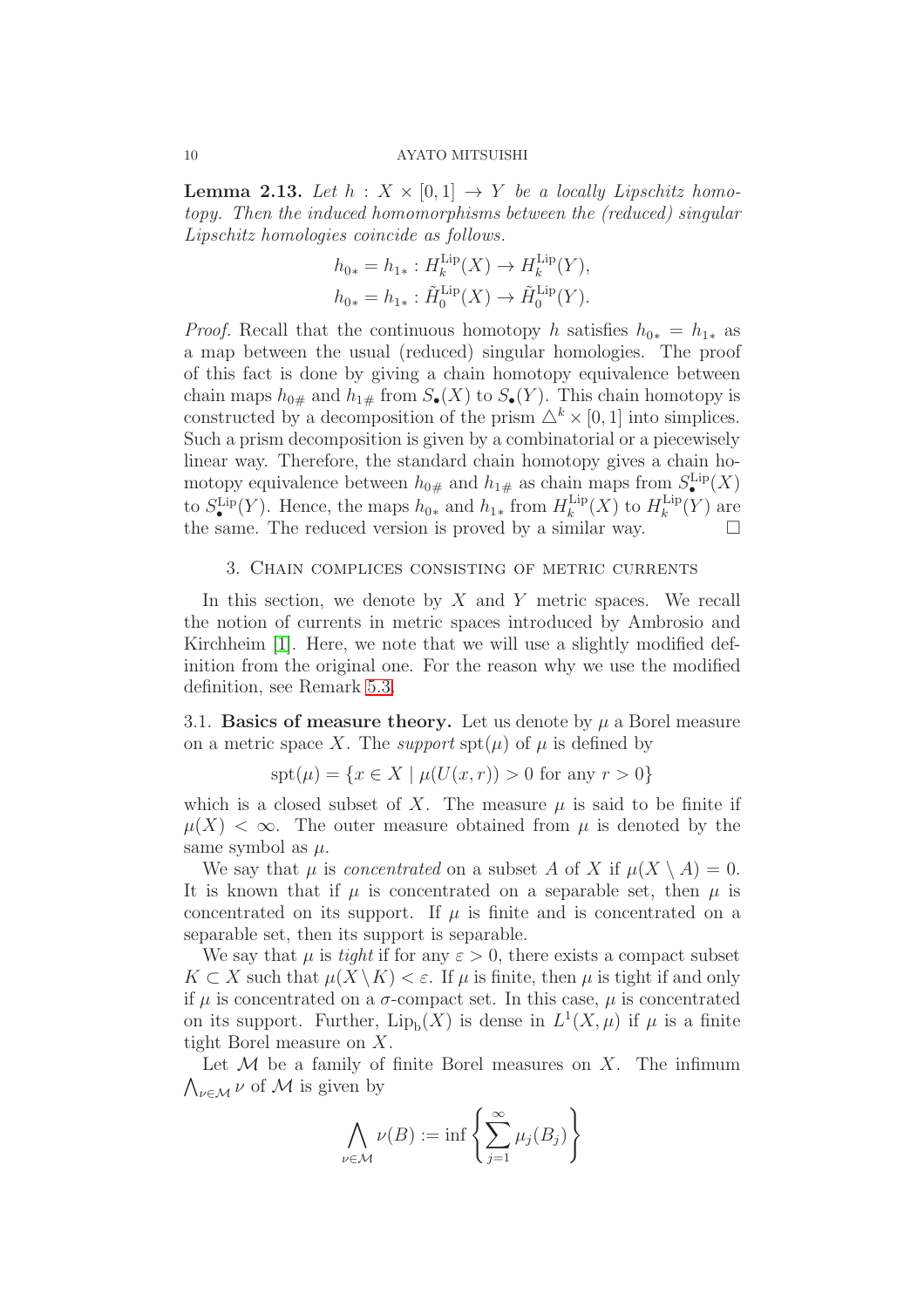**Lemma 2.13.** *Let $h : X \times [0,1] \to Y$ be a locally Lipschitz homotopy. Then the induced homomorphisms between the (reduced) singular Lipschitz homologies coincide as follows.*

$$h_{0*} = h_{1*} : H_k^{\mathrm{Lip}}(X) \to H_k^{\mathrm{Lip}}(Y),$$
$$h_{0*} = h_{1*} : \tilde{H}_0^{\mathrm{Lip}}(X) \to \tilde{H}_0^{\mathrm{Lip}}(Y).$$

*Proof.* Recall that the continuous homotopy $h$ satisfies $h_{0*} = h_{1*}$ as a map between the usual (reduced) singular homologies. The proof of this fact is done by giving a chain homotopy equivalence between chain maps $h_{0\#}$ and $h_{1\#}$ from $S_\bullet(X)$ to $S_\bullet(Y)$. This chain homotopy is constructed by a decomposition of the prism $\triangle^k \times [0,1]$ into simplices. Such a prism decomposition is given by a combinatorial or a piecewisely linear way. Therefore, the standard chain homotopy gives a chain homotopy equivalence between $h_{0\#}$ and $h_{1\#}$ as chain maps from $S_\bullet^{\mathrm{Lip}}(X)$ to $S_\bullet^{\mathrm{Lip}}(Y)$. Hence, the maps $h_{0*}$ and $h_{1*}$ from $H_k^{\mathrm{Lip}}(X)$ to $H_k^{\mathrm{Lip}}(Y)$ are the same. The reduced version is proved by a similar way. □

## 3. Chain complices consisting of metric currents

In this section, we denote by $X$ and $Y$ metric spaces. We recall the notion of currents in metric spaces introduced by Ambrosio and Kirchheim [1]. Here, we note that we will use a slightly modified definition from the original one. For the reason why we use the modified definition, see Remark 5.3.

### 3.1. Basics of measure theory.

Let us denote by $\mu$ a Borel measure on a metric space $X$. The *support* $\mathrm{spt}(\mu)$ of $\mu$ is defined by

$$\mathrm{spt}(\mu) = \{x \in X \mid \mu(U(x,r)) > 0 \text{ for any } r > 0\}$$

which is a closed subset of $X$. The measure $\mu$ is said to be finite if $\mu(X) < \infty$. The outer measure obtained from $\mu$ is denoted by the same symbol as $\mu$.

We say that $\mu$ is *concentrated* on a subset $A$ of $X$ if $\mu(X \setminus A) = 0$. It is known that if $\mu$ is concentrated on a separable set, then $\mu$ is concentrated on its support. If $\mu$ is finite and is concentrated on a separable set, then its support is separable.

We say that $\mu$ is *tight* if for any $\varepsilon > 0$, there exists a compact subset $K \subset X$ such that $\mu(X \setminus K) < \varepsilon$. If $\mu$ is finite, then $\mu$ is tight if and only if $\mu$ is concentrated on a $\sigma$-compact set. In this case, $\mu$ is concentrated on its support. Further, $\mathrm{Lip_b}(X)$ is dense in $L^1(X, \mu)$ if $\mu$ is a finite tight Borel measure on $X$.

Let $\mathcal{M}$ be a family of finite Borel measures on $X$. The infimum $\bigwedge_{\nu \in \mathcal{M}} \nu$ of $\mathcal{M}$ is given by

$$\bigwedge_{\nu \in \mathcal{M}} \nu(B) := \inf \left\{ \sum_{j=1}^{\infty} \mu_j(B_j) \right\}$$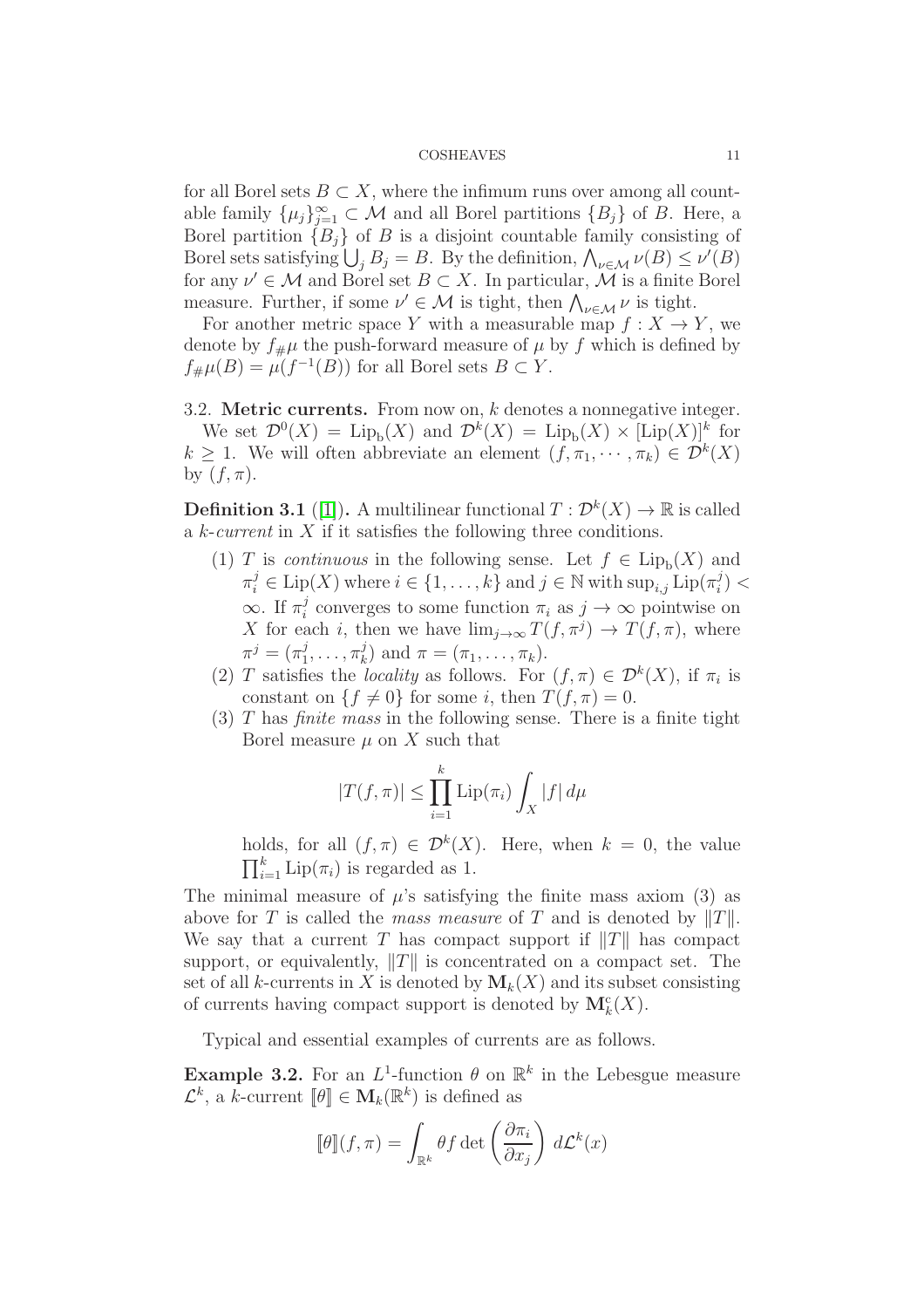for all Borel sets $B \subset X$, where the infimum runs over among all countable family $\{\mu_j\}_{j=1}^{\infty} \subset \mathcal{M}$ and all Borel partitions $\{B_j\}$ of $B$. Here, a Borel partition $\{B_j\}$ of $B$ is a disjoint countable family consisting of Borel sets satisfying $\bigcup_j B_j = B$. By the definition, $\bigwedge_{\nu \in \mathcal{M}} \nu(B) \le \nu'(B)$ for any $\nu' \in \mathcal{M}$ and Borel set $B \subset X$. In particular, $\mathcal{M}$ is a finite Borel measure. Further, if some $\nu' \in \mathcal{M}$ is tight, then $\bigwedge_{\nu \in \mathcal{M}} \nu$ is tight.

For another metric space $Y$ with a measurable map $f : X \to Y$, we denote by $f_\# \mu$ the push-forward measure of $\mu$ by $f$ which is defined by $f_\# \mu(B) = \mu(f^{-1}(B))$ for all Borel sets $B \subset Y$.

## 3.2. Metric currents.

From now on, $k$ denotes a nonnegative integer.

We set $\mathcal{D}^0(X) = \mathrm{Lip_b}(X)$ and $\mathcal{D}^k(X) = \mathrm{Lip_b}(X) \times [\mathrm{Lip}(X)]^k$ for $k \ge 1$. We will often abbreviate an element $(f, \pi_1, \cdots, \pi_k) \in \mathcal{D}^k(X)$ by $(f, \pi)$.

**Definition 3.1** ([1])**.** A multilinear functional $T : \mathcal{D}^k(X) \to \mathbb{R}$ is called a *k-current* in $X$ if it satisfies the following three conditions.

1. $T$ is *continuous* in the following sense. Let $f \in \mathrm{Lip_b}(X)$ and $\pi_i^j \in \mathrm{Lip}(X)$ where $i \in \{1, \dots, k\}$ and $j \in \mathbb{N}$ with $\sup_{i,j} \mathrm{Lip}(\pi_i^j) < \infty$. If $\pi_i^j$ converges to some function $\pi_i$ as $j \to \infty$ pointwise on $X$ for each $i$, then we have $\lim_{j \to \infty} T(f, \pi^j) \to T(f, \pi)$, where $\pi^j = (\pi_1^j, \dots, \pi_k^j)$ and $\pi = (\pi_1, \dots, \pi_k)$.
2. $T$ satisfies the *locality* as follows. For $(f, \pi) \in \mathcal{D}^k(X)$, if $\pi_i$ is constant on $\{f \neq 0\}$ for some $i$, then $T(f, \pi) = 0$.
3. $T$ has *finite mass* in the following sense. There is a finite tight Borel measure $\mu$ on $X$ such that
$$|T(f, \pi)| \le \prod_{i=1}^{k} \mathrm{Lip}(\pi_i) \int_X |f| \, d\mu$$
holds, for all $(f, \pi) \in \mathcal{D}^k(X)$. Here, when $k = 0$, the value $\prod_{i=1}^{k} \mathrm{Lip}(\pi_i)$ is regarded as 1.

The minimal measure of $\mu$'s satisfying the finite mass axiom (3) as above for $T$ is called the *mass measure* of $T$ and is denoted by $\|T\|$. We say that a current $T$ has compact support if $\|T\|$ has compact support, or equivalently, $\|T\|$ is concentrated on a compact set. The set of all $k$-currents in $X$ is denoted by $\mathbf{M}_k(X)$ and its subset consisting of currents having compact support is denoted by $\mathbf{M}_k^{\mathrm{c}}(X)$.

Typical and essential examples of currents are as follows.

**Example 3.2.** For an $L^1$-function $\theta$ on $\mathbb{R}^k$ in the Lebesgue measure $\mathcal{L}^k$, a $k$-current $[\![\theta]\!] \in \mathbf{M}_k(\mathbb{R}^k)$ is defined as
$$[\![\theta]\!](f, \pi) = \int_{\mathbb{R}^k} \theta f \det\left(\frac{\partial \pi_i}{\partial x_j}\right) \, d\mathcal{L}^k(x)$$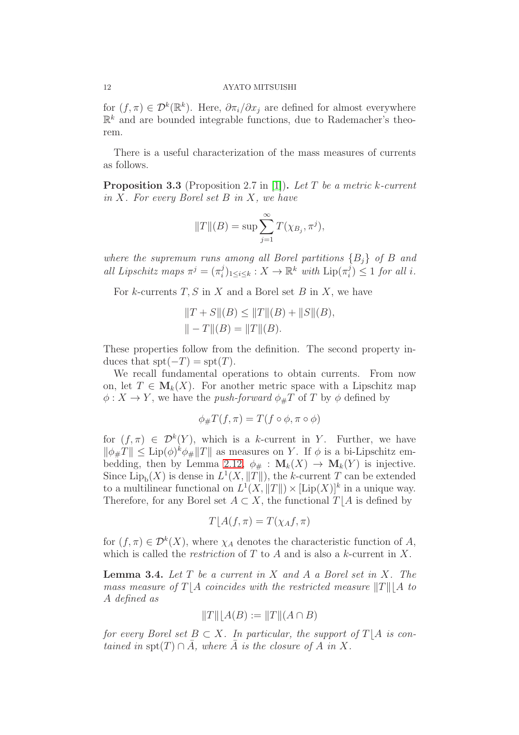for $(f, \pi) \in \mathcal{D}^k(\mathbb{R}^k)$. Here, $\partial \pi_i / \partial x_j$ are defined for almost everywhere $\mathbb{R}^k$ and are bounded integrable functions, due to Rademacher's theorem.

There is a useful characterization of the mass measures of currents as follows.

**Proposition 3.3** (Proposition 2.7 in [1]). *Let $T$ be a metric $k$-current in $X$. For every Borel set $B$ in $X$, we have*

$$\|T\|(B) = \sup \sum_{j=1}^{\infty} T(\chi_{B_j}, \pi^j),$$

*where the supremum runs among all Borel partitions $\{B_j\}$ of $B$ and all Lipschitz maps $\pi^j = (\pi_i^j)_{1 \le i \le k} : X \to \mathbb{R}^k$ with $\mathrm{Lip}(\pi_i^j) \le 1$ for all $i$.*

For $k$-currents $T, S$ in $X$ and a Borel set $B$ in $X$, we have

$$\|T + S\|(B) \le \|T\|(B) + \|S\|(B),$$
$$\| - T\|(B) = \|T\|(B).$$

These properties follow from the definition. The second property induces that $\mathrm{spt}(-T) = \mathrm{spt}(T)$.

We recall fundamental operations to obtain currents. From now on, let $T \in \mathbf{M}_k(X)$. For another metric space with a Lipschitz map $\phi : X \to Y$, we have the *push-forward* $\phi_\# T$ of $T$ by $\phi$ defined by

$$\phi_\# T(f, \pi) = T(f \circ \phi, \pi \circ \phi)$$

for $(f, \pi) \in \mathcal{D}^k(Y)$, which is a $k$-current in $Y$. Further, we have $\|\phi_\# T\| \le \mathrm{Lip}(\phi)^k \phi_\# \|T\|$ as measures on $Y$. If $\phi$ is a bi-Lipschitz embedding, then by Lemma 2.12, $\phi_\# : \mathbf{M}_k(X) \to \mathbf{M}_k(Y)$ is injective. Since $\mathrm{Lip_b}(X)$ is dense in $L^1(X, \|T\|)$, the $k$-current $T$ can be extended to a multilinear functional on $L^1(X, \|T\|) \times [\mathrm{Lip}(X)]^k$ in a unique way. Therefore, for any Borel set $A \subset X$, the functional $T \lfloor A$ is defined by

$$T \lfloor A(f, \pi) = T(\chi_A f, \pi)$$

for $(f, \pi) \in \mathcal{D}^k(X)$, where $\chi_A$ denotes the characteristic function of $A$, which is called the *restriction* of $T$ to $A$ and is also a $k$-current in $X$.

**Lemma 3.4.** *Let $T$ be a current in $X$ and $A$ a Borel set in $X$. The mass measure of $T \lfloor A$ coincides with the restricted measure $\|T\| \lfloor A$ to $A$ defined as*

$$\|T\| \lfloor A(B) := \|T\|(A \cap B)$$

*for every Borel set $B \subset X$. In particular, the support of $T \lfloor A$ is contained in $\mathrm{spt}(T) \cap \bar{A}$, where $\bar{A}$ is the closure of $A$ in $X$.*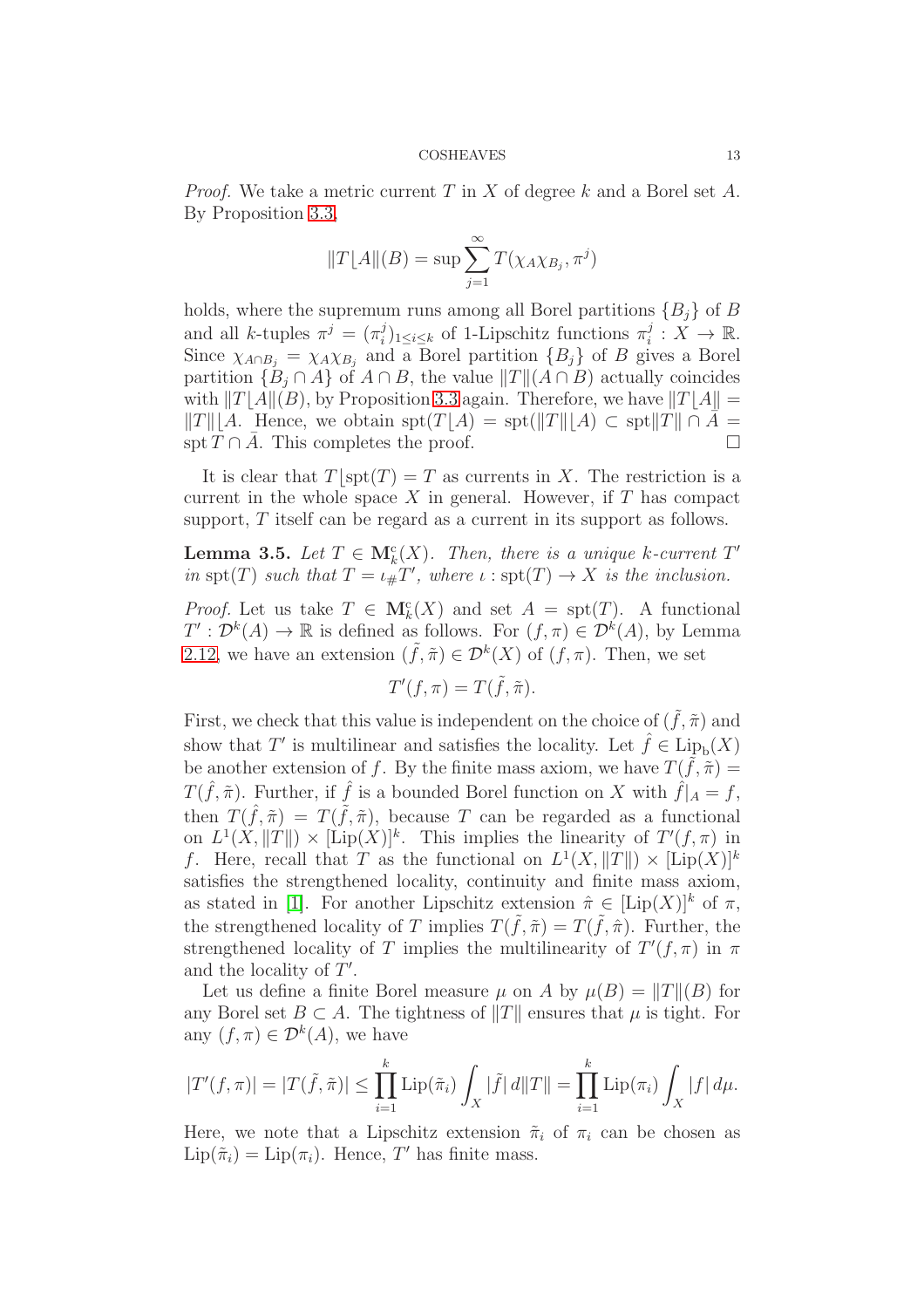*Proof.* We take a metric current $T$ in $X$ of degree $k$ and a Borel set $A$. By Proposition 3.3,

$$\|T\lfloor A\|(B) = \sup \sum_{j=1}^{\infty} T(\chi_A \chi_{B_j}, \pi^j)$$

holds, where the supremum runs among all Borel partitions $\{B_j\}$ of $B$ and all $k$-tuples $\pi^j = (\pi^j_i)_{1 \le i \le k}$ of 1-Lipschitz functions $\pi^j_i : X \to \mathbb{R}$. Since $\chi_{A \cap B_j} = \chi_A \chi_{B_j}$ and a Borel partition $\{B_j\}$ of $B$ gives a Borel partition $\{B_j \cap A\}$ of $A \cap B$, the value $\|T\|(A \cap B)$ actually coincides with $\|T\lfloor A\|(B)$, by Proposition 3.3 again. Therefore, we have $\|T\lfloor A\| = \|T\|\lfloor A$. Hence, we obtain $\operatorname{spt}(T\lfloor A) = \operatorname{spt}(\|T\|\lfloor A) \subset \operatorname{spt}\|T\| \cap \bar{A} = \operatorname{spt} T \cap \bar{A}$. This completes the proof. $\square$

It is clear that $T\lfloor \operatorname{spt}(T) = T$ as currents in $X$. The restriction is a current in the whole space $X$ in general. However, if $T$ has compact support, $T$ itself can be regard as a current in its support as follows.

**Lemma 3.5.** *Let $T \in \mathbf{M}^{\mathrm{c}}_k(X)$. Then, there is a unique $k$-current $T'$ in $\operatorname{spt}(T)$ such that $T = \iota_\# T'$, where $\iota : \operatorname{spt}(T) \to X$ is the inclusion.*

*Proof.* Let us take $T \in \mathbf{M}^{\mathrm{c}}_k(X)$ and set $A = \operatorname{spt}(T)$. A functional $T' : \mathcal{D}^k(A) \to \mathbb{R}$ is defined as follows. For $(f, \pi) \in \mathcal{D}^k(A)$, by Lemma 2.12, we have an extension $(\tilde{f}, \tilde{\pi}) \in \mathcal{D}^k(X)$ of $(f, \pi)$. Then, we set

$$T'(f, \pi) = T(\tilde{f}, \tilde{\pi}).$$

First, we check that this value is independent on the choice of $(\tilde{f}, \tilde{\pi})$ and show that $T'$ is multilinear and satisfies the locality. Let $\hat{f} \in \operatorname{Lip}_{\mathrm{b}}(X)$ be another extension of $f$. By the finite mass axiom, we have $T(\tilde{f}, \tilde{\pi}) = T(\hat{f}, \tilde{\pi})$. Further, if $\hat{f}$ is a bounded Borel function on $X$ with $\hat{f}|_A = f$, then $T(\hat{f}, \tilde{\pi}) = T(\tilde{f}, \tilde{\pi})$, because $T$ can be regarded as a functional on $L^1(X, \|T\|) \times [\operatorname{Lip}(X)]^k$. This implies the linearity of $T'(f, \pi)$ in $f$. Here, recall that $T$ as the functional on $L^1(X, \|T\|) \times [\operatorname{Lip}(X)]^k$ satisfies the strengthened locality, continuity and finite mass axiom, as stated in [1]. For another Lipschitz extension $\hat{\pi} \in [\operatorname{Lip}(X)]^k$ of $\pi$, the strengthened locality of $T$ implies $T(\tilde{f}, \tilde{\pi}) = T(\tilde{f}, \hat{\pi})$. Further, the strengthened locality of $T$ implies the multilinearity of $T'(f, \pi)$ in $\pi$ and the locality of $T'$.

Let us define a finite Borel measure $\mu$ on $A$ by $\mu(B) = \|T\|(B)$ for any Borel set $B \subset A$. The tightness of $\|T\|$ ensures that $\mu$ is tight. For any $(f, \pi) \in \mathcal{D}^k(A)$, we have

$$|T'(f, \pi)| = |T(\tilde{f}, \tilde{\pi})| \le \prod_{i=1}^{k} \operatorname{Lip}(\tilde{\pi}_i) \int_X |\tilde{f}| \, d\|T\| = \prod_{i=1}^{k} \operatorname{Lip}(\pi_i) \int_X |f| \, d\mu.$$

Here, we note that a Lipschitz extension $\tilde{\pi}_i$ of $\pi_i$ can be chosen as $\operatorname{Lip}(\tilde{\pi}_i) = \operatorname{Lip}(\pi_i)$. Hence, $T'$ has finite mass.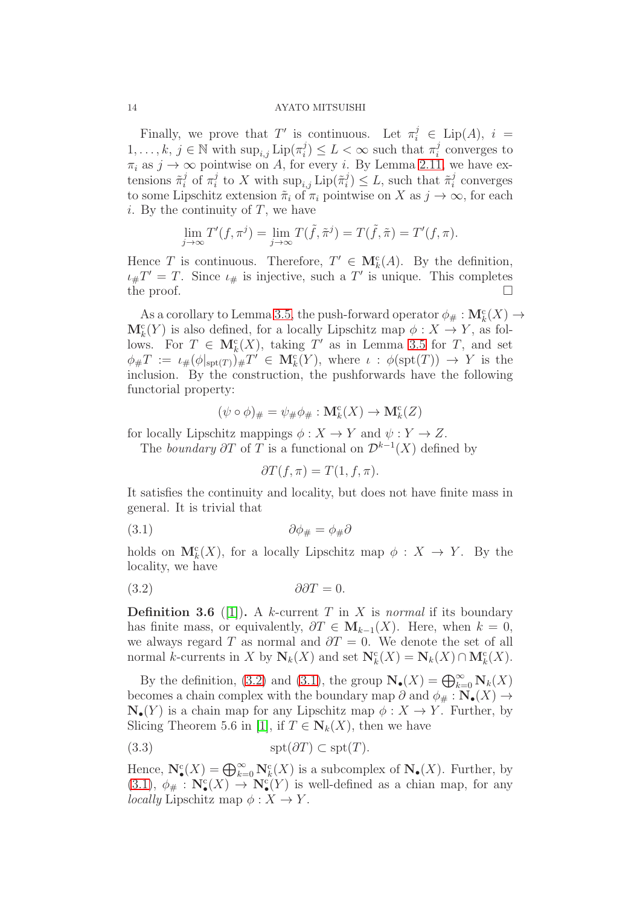Finally, we prove that $T'$ is continuous. Let $\pi_i^j \in \mathrm{Lip}(A)$, $i = 1, \ldots, k$, $j \in \mathbb{N}$ with $\sup_{i,j} \mathrm{Lip}(\pi_i^j) \le L < \infty$ such that $\pi_i^j$ converges to $\pi_i$ as $j \to \infty$ pointwise on $A$, for every $i$. By Lemma 2.11, we have extensions $\tilde{\pi}_i^j$ of $\pi_i^j$ to $X$ with $\sup_{i,j} \mathrm{Lip}(\tilde{\pi}_i^j) \le L$, such that $\tilde{\pi}_i^j$ converges to some Lipschitz extension $\tilde{\pi}_i$ of $\pi_i$ pointwise on $X$ as $j \to \infty$, for each $i$. By the continuity of $T$, we have

$$\lim_{j\to\infty} T'(f, \pi^j) = \lim_{j\to\infty} T(\tilde{f}, \tilde{\pi}^j) = T(\tilde{f}, \tilde{\pi}) = T'(f, \pi).$$

Hence $T$ is continuous. Therefore, $T' \in \mathbf{M}_k^{\mathrm{c}}(A)$. By the definition, $\iota_\# T' = T$. Since $\iota_\#$ is injective, such a $T'$ is unique. This completes the proof. □

As a corollary to Lemma 3.5, the push-forward operator $\phi_\# : \mathbf{M}_k^{\mathrm{c}}(X) \to \mathbf{M}_k^{\mathrm{c}}(Y)$ is also defined, for a locally Lipschitz map $\phi : X \to Y$, as follows. For $T \in \mathbf{M}_k^{\mathrm{c}}(X)$, taking $T'$ as in Lemma 3.5 for $T$, and set $\phi_\# T := \iota_\#(\phi|_{\mathrm{spt}(T)})_\# T' \in \mathbf{M}_k^{\mathrm{c}}(Y)$, where $\iota : \phi(\mathrm{spt}(T)) \to Y$ is the inclusion. By the construction, the pushforwards have the following functorial property:

$$(\psi \circ \phi)_\# = \psi_\# \phi_\# : \mathbf{M}_k^{\mathrm{c}}(X) \to \mathbf{M}_k^{\mathrm{c}}(Z)$$

for locally Lipschitz mappings $\phi : X \to Y$ and $\psi : Y \to Z$.

The *boundary* $\partial T$ of $T$ is a functional on $\mathcal{D}^{k-1}(X)$ defined by

$$\partial T(f, \pi) = T(1, f, \pi).$$

It satisfies the continuity and locality, but does not have finite mass in general. It is trivial that

$$\partial \phi_\# = \phi_\# \partial \tag{3.1}$$

holds on $\mathbf{M}_k^{\mathrm{c}}(X)$, for a locally Lipschitz map $\phi : X \to Y$. By the locality, we have

$$\partial\partial T = 0. \tag{3.2}$$

**Definition 3.6** ([1]). A $k$-current $T$ in $X$ is *normal* if its boundary has finite mass, or equivalently, $\partial T \in \mathbf{M}_{k-1}(X)$. Here, when $k = 0$, we always regard $T$ as normal and $\partial T = 0$. We denote the set of all normal $k$-currents in $X$ by $\mathbf{N}_k(X)$ and set $\mathbf{N}_k^{\mathrm{c}}(X) = \mathbf{N}_k(X) \cap \mathbf{M}_k^{\mathrm{c}}(X)$.

By the definition, (3.2) and (3.1), the group $\mathbf{N}_\bullet(X) = \bigoplus_{k=0}^\infty \mathbf{N}_k(X)$ becomes a chain complex with the boundary map $\partial$ and $\phi_\# : \mathbf{N}_\bullet(X) \to \mathbf{N}_\bullet(Y)$ is a chain map for any Lipschitz map $\phi : X \to Y$. Further, by Slicing Theorem 5.6 in [1], if $T \in \mathbf{N}_k(X)$, then we have

$$\mathrm{spt}(\partial T) \subset \mathrm{spt}(T). \tag{3.3}$$

Hence, $\mathbf{N}_\bullet^{\mathrm{c}}(X) = \bigoplus_{k=0}^\infty \mathbf{N}_k^{\mathrm{c}}(X)$ is a subcomplex of $\mathbf{N}_\bullet(X)$. Further, by (3.1), $\phi_\# : \mathbf{N}_\bullet^{\mathrm{c}}(X) \to \mathbf{N}_\bullet^{\mathrm{c}}(Y)$ is well-defined as a chian map, for any *locally* Lipschitz map $\phi : X \to Y$.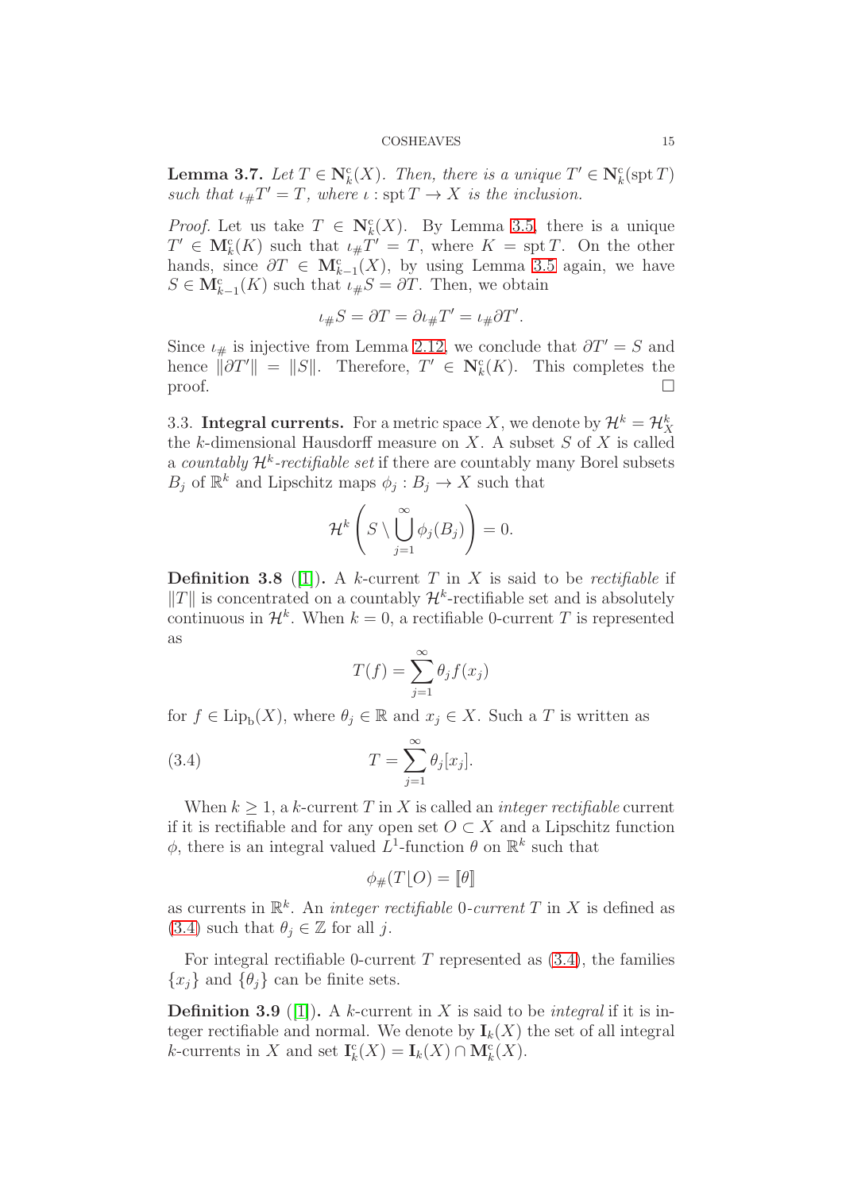**Lemma 3.7.** *Let $T \in \mathbf{N}^{\mathrm{c}}_k(X)$. Then, there is a unique $T' \in \mathbf{N}^{\mathrm{c}}_k(\operatorname{spt} T)$ such that $\iota_\# T' = T$, where $\iota : \operatorname{spt} T \to X$ is the inclusion.*

*Proof.* Let us take $T \in \mathbf{N}^{\mathrm{c}}_k(X)$. By Lemma 3.5, there is a unique $T' \in \mathbf{M}^{\mathrm{c}}_k(K)$ such that $\iota_\# T' = T$, where $K = \operatorname{spt} T$. On the other hands, since $\partial T \in \mathbf{M}^{\mathrm{c}}_{k-1}(X)$, by using Lemma 3.5 again, we have $S \in \mathbf{M}^{\mathrm{c}}_{k-1}(K)$ such that $\iota_\# S = \partial T$. Then, we obtain

$$\iota_\# S = \partial T = \partial \iota_\# T' = \iota_\# \partial T'.$$

Since $\iota_\#$ is injective from Lemma 2.12, we conclude that $\partial T' = S$ and hence $\|\partial T'\| = \|S\|$. Therefore, $T' \in \mathbf{N}^{\mathrm{c}}_k(K)$. This completes the proof. $\square$

3.3. **Integral currents.** For a metric space $X$, we denote by $\mathcal{H}^k = \mathcal{H}^k_X$ the $k$-dimensional Hausdorff measure on $X$. A subset $S$ of $X$ is called a *countably $\mathcal{H}^k$-rectifiable set* if there are countably many Borel subsets $B_j$ of $\mathbb{R}^k$ and Lipschitz maps $\phi_j : B_j \to X$ such that

$$\mathcal{H}^k\left(S \setminus \bigcup_{j=1}^{\infty} \phi_j(B_j)\right) = 0.$$

**Definition 3.8** ([1]). A $k$-current $T$ in $X$ is said to be *rectifiable* if $\|T\|$ is concentrated on a countably $\mathcal{H}^k$-rectifiable set and is absolutely continuous in $\mathcal{H}^k$. When $k = 0$, a rectifiable 0-current $T$ is represented as

$$T(f) = \sum_{j=1}^{\infty} \theta_j f(x_j)$$

for $f \in \operatorname{Lip}_{\mathrm{b}}(X)$, where $\theta_j \in \mathbb{R}$ and $x_j \in X$. Such a $T$ is written as

$$T = \sum_{j=1}^{\infty} \theta_j [x_j]. \tag{3.4}$$

When $k \geq 1$, a $k$-current $T$ in $X$ is called an *integer rectifiable* current if it is rectifiable and for any open set $O \subset X$ and a Lipschitz function $\phi$, there is an integral valued $L^1$-function $\theta$ on $\mathbb{R}^k$ such that

$$\phi_\#(T\lfloor O) = [\![\theta]\!]$$

as currents in $\mathbb{R}^k$. An *integer rectifiable 0-current* $T$ in $X$ is defined as (3.4) such that $\theta_j \in \mathbb{Z}$ for all $j$.

For integral rectifiable 0-current $T$ represented as (3.4), the families $\{x_j\}$ and $\{\theta_j\}$ can be finite sets.

**Definition 3.9** ([1]). A $k$-current in $X$ is said to be *integral* if it is integer rectifiable and normal. We denote by $\mathbf{I}_k(X)$ the set of all integral $k$-currents in $X$ and set $\mathbf{I}^{\mathrm{c}}_k(X) = \mathbf{I}_k(X) \cap \mathbf{M}^{\mathrm{c}}_k(X)$.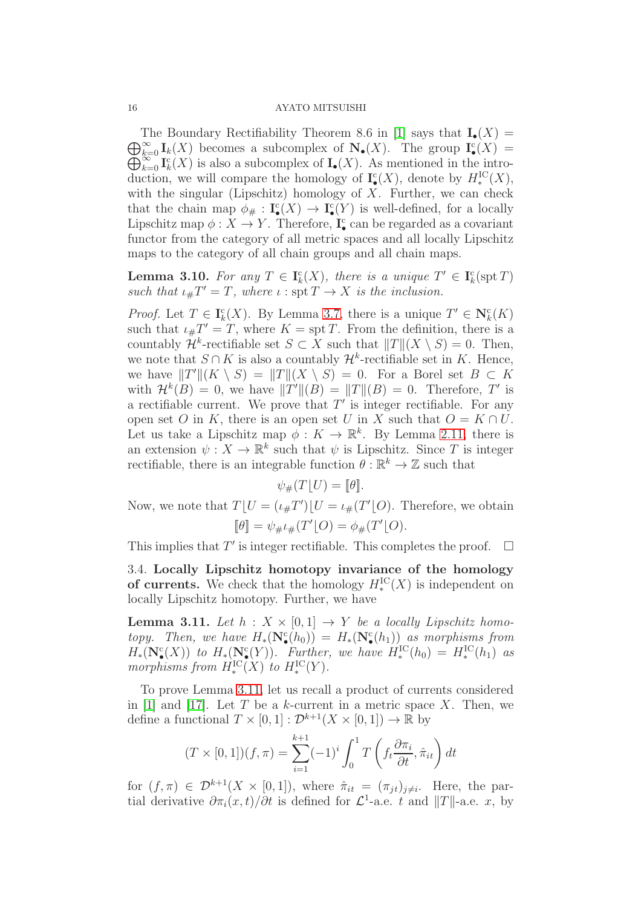The Boundary Rectifiability Theorem 8.6 in [1] says that $\mathbf{I}_\bullet(X) = \bigoplus_{k=0}^\infty \mathbf{I}_k(X)$ becomes a subcomplex of $\mathbf{N}_\bullet(X)$. The group $\mathbf{I}^{\mathrm{c}}_\bullet(X) = \bigoplus_{k=0}^\infty \mathbf{I}^{\mathrm{c}}_k(X)$ is also a subcomplex of $\mathbf{I}_\bullet(X)$. As mentioned in the introduction, we will compare the homology of $\mathbf{I}^{\mathrm{c}}_\bullet(X)$, denote by $H^{\mathrm{IC}}_*(X)$, with the singular (Lipschitz) homology of $X$. Further, we can check that the chain map $\phi_\# : \mathbf{I}^{\mathrm{c}}_\bullet(X) \to \mathbf{I}^{\mathrm{c}}_\bullet(Y)$ is well-defined, for a locally Lipschitz map $\phi : X \to Y$. Therefore, $\mathbf{I}^{\mathrm{c}}_\bullet$ can be regarded as a covariant functor from the category of all metric spaces and all locally Lipschitz maps to the category of all chain groups and all chain maps.

**Lemma 3.10.** *For any $T \in \mathbf{I}^{\mathrm{c}}_k(X)$, there is a unique $T' \in \mathbf{I}^{\mathrm{c}}_k(\operatorname{spt} T)$ such that $\iota_\# T' = T$, where $\iota : \operatorname{spt} T \to X$ is the inclusion.*

*Proof.* Let $T \in \mathbf{I}^{\mathrm{c}}_k(X)$. By Lemma 3.7, there is a unique $T' \in \mathbf{N}^{\mathrm{c}}_k(K)$ such that $\iota_\# T' = T$, where $K = \operatorname{spt} T$. From the definition, there is a countably $\mathcal{H}^k$-rectifiable set $S \subset X$ such that $\|T\|(X \setminus S) = 0$. Then, we note that $S \cap K$ is also a countably $\mathcal{H}^k$-rectifiable set in $K$. Hence, we have $\|T'\|(K \setminus S) = \|T\|(X \setminus S) = 0$. For a Borel set $B \subset K$ with $\mathcal{H}^k(B) = 0$, we have $\|T'\|(B) = \|T\|(B) = 0$. Therefore, $T'$ is a rectifiable current. We prove that $T'$ is integer rectifiable. For any open set $O$ in $K$, there is an open set $U$ in $X$ such that $O = K \cap U$. Let us take a Lipschitz map $\phi : K \to \mathbb{R}^k$. By Lemma 2.11, there is an extension $\psi : X \to \mathbb{R}^k$ such that $\psi$ is Lipschitz. Since $T$ is integer rectifiable, there is an integrable function $\theta : \mathbb{R}^k \to \mathbb{Z}$ such that

$$\psi_\#(T\lfloor U) = [\![\theta]\!].$$

Now, we note that $T\lfloor U = (\iota_\# T')\lfloor U = \iota_\#(T'\lfloor O)$. Therefore, we obtain

$$[\![\theta]\!] = \psi_\# \iota_\#(T'\lfloor O) = \phi_\#(T'\lfloor O).$$

This implies that $T'$ is integer rectifiable. This completes the proof. $\square$

### 3.4. Locally Lipschitz homotopy invariance of the homology of currents.

We check that the homology $H^{\mathrm{IC}}_*(X)$ is independent on locally Lipschitz homotopy. Further, we have

**Lemma 3.11.** *Let $h : X \times [0,1] \to Y$ be a locally Lipschitz homotopy. Then, we have $H_*(\mathbf{N}^{\mathrm{c}}_\bullet(h_0)) = H_*(\mathbf{N}^{\mathrm{c}}_\bullet(h_1))$ as morphisms from $H_*(\mathbf{N}^{\mathrm{c}}_\bullet(X))$ to $H_*(\mathbf{N}^{\mathrm{c}}_\bullet(Y))$. Further, we have $H^{\mathrm{IC}}_*(h_0) = H^{\mathrm{IC}}_*(h_1)$ as morphisms from $H^{\mathrm{IC}}_*(X)$ to $H^{\mathrm{IC}}_*(Y)$.*

To prove Lemma 3.11, let us recall a product of currents considered in [1] and [17]. Let $T$ be a $k$-current in a metric space $X$. Then, we define a functional $T \times [0,1] : \mathcal{D}^{k+1}(X \times [0,1]) \to \mathbb{R}$ by

$$(T \times [0,1])(f, \pi) = \sum_{i=1}^{k+1} (-1)^i \int_0^1 T\left(f_t \frac{\partial \pi_i}{\partial t}, \hat{\pi}_{it}\right) dt$$

for $(f, \pi) \in \mathcal{D}^{k+1}(X \times [0,1])$, where $\hat{\pi}_{it} = (\pi_{jt})_{j \neq i}$. Here, the partial derivative $\partial \pi_i(x,t)/\partial t$ is defined for $\mathcal{L}^1$-a.e. $t$ and $\|T\|$-a.e. $x$, by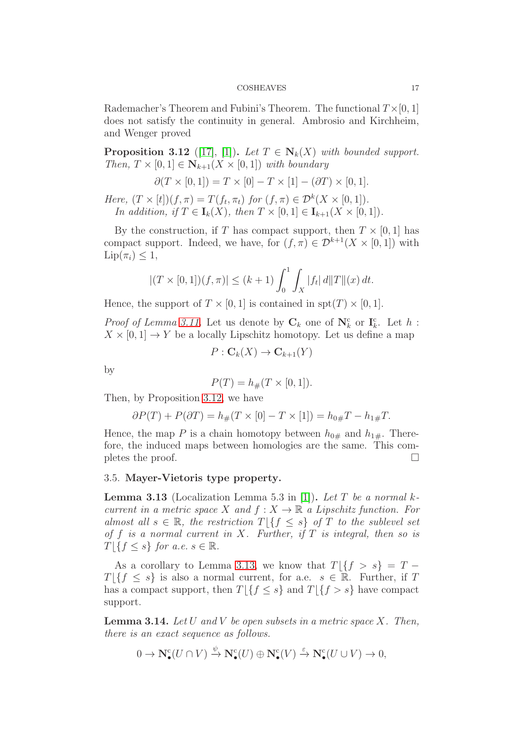Rademacher's Theorem and Fubini's Theorem. The functional $T\times[0,1]$ does not satisfy the continuity in general. Ambrosio and Kirchheim, and Wenger proved

**Proposition 3.12** ([17], [1]). *Let $T \in \mathbf{N}_k(X)$ with bounded support. Then, $T\times[0,1] \in \mathbf{N}_{k+1}(X\times[0,1])$ with boundary*

$$\partial(T\times[0,1]) = T\times[0] - T\times[1] - (\partial T)\times[0,1].$$

*Here, $(T\times[t])(f,\pi) = T(f_t,\pi_t)$ for $(f,\pi)\in\mathcal{D}^k(X\times[0,1])$.*

*In addition, if $T\in\mathbf{I}_k(X)$, then $T\times[0,1]\in\mathbf{I}_{k+1}(X\times[0,1])$.*

By the construction, if $T$ has compact support, then $T\times[0,1]$ has compact support. Indeed, we have, for $(f,\pi)\in\mathcal{D}^{k+1}(X\times[0,1])$ with $\mathrm{Lip}(\pi_i)\le 1$,

$$|(T\times[0,1])(f,\pi)| \le (k+1)\int_0^1\int_X |f_t|\,d\|T\|(x)\,dt.$$

Hence, the support of $T\times[0,1]$ is contained in $\mathrm{spt}(T)\times[0,1]$.

*Proof of Lemma 3.11.* Let us denote by $\mathbf{C}_k$ one of $\mathbf{N}^{\mathrm{c}}_k$ or $\mathbf{I}^{\mathrm{c}}_k$. Let $h : X\times[0,1]\to Y$ be a locally Lipschitz homotopy. Let us define a map

$$P : \mathbf{C}_k(X)\to\mathbf{C}_{k+1}(Y)$$

by

$$P(T) = h_\#(T\times[0,1]).$$

Then, by Proposition 3.12, we have

$$\partial P(T) + P(\partial T) = h_\#(T\times[0] - T\times[1]) = h_{0\#}T - h_{1\#}T.$$

Hence, the map $P$ is a chain homotopy between $h_{0\#}$ and $h_{1\#}$. Therefore, the induced maps between homologies are the same. This completes the proof. $\square$

### 3.5. **Mayer-Vietoris type property.**

**Lemma 3.13** (Localization Lemma 5.3 in [1]). *Let $T$ be a normal $k$-current in a metric space $X$ and $f : X\to\mathbb{R}$ a Lipschitz function. For almost all $s\in\mathbb{R}$, the restriction $T\lfloor\{f\le s\}$ of $T$ to the sublevel set of $f$ is a normal current in $X$. Further, if $T$ is integral, then so is $T\lfloor\{f\le s\}$ for a.e. $s\in\mathbb{R}$.*

As a corollary to Lemma 3.13, we know that $T\lfloor\{f>s\} = T - T\lfloor\{f\le s\}$ is also a normal current, for a.e. $s\in\mathbb{R}$. Further, if $T$ has a compact support, then $T\lfloor\{f\le s\}$ and $T\lfloor\{f>s\}$ have compact support.

**Lemma 3.14.** *Let $U$ and $V$ be open subsets in a metric space $X$. Then, there is an exact sequence as follows.*

$$0\to\mathbf{N}^{\mathrm{c}}_\bullet(U\cap V)\xrightarrow{\psi}\mathbf{N}^{\mathrm{c}}_\bullet(U)\oplus\mathbf{N}^{\mathrm{c}}_\bullet(V)\xrightarrow{\varepsilon}\mathbf{N}^{\mathrm{c}}_\bullet(U\cup V)\to 0,$$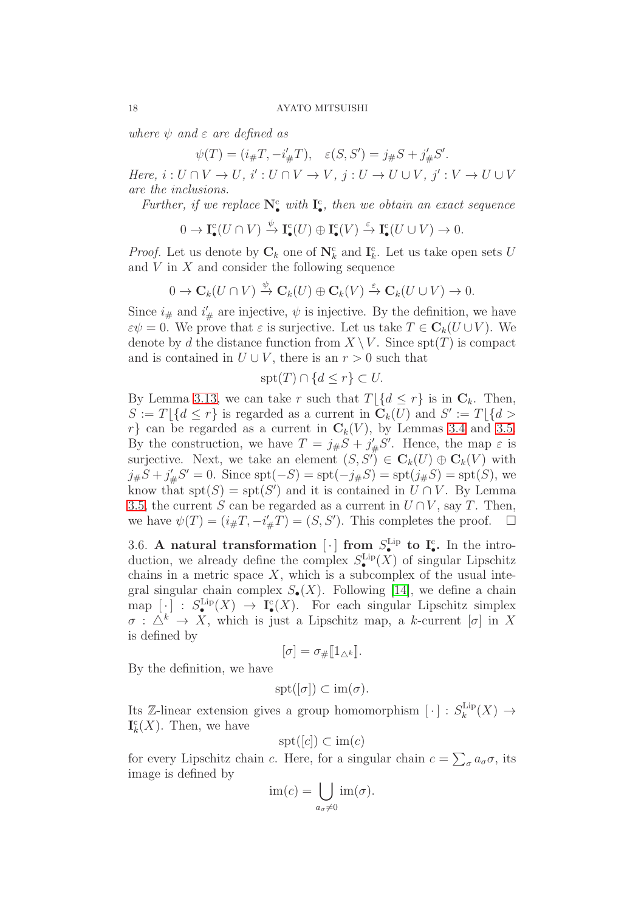*where $\psi$ and $\varepsilon$ are defined as*

$$\psi(T) = (i_\# T, -i'_\# T), \quad \varepsilon(S, S') = j_\# S + j'_\# S'.$$

*Here, $i : U \cap V \to U$, $i' : U \cap V \to V$, $j : U \to U \cup V$, $j' : V \to U \cup V$ are the inclusions.*

*Further, if we replace $\mathbf{N}^{\mathrm{c}}_\bullet$ with $\mathbf{I}^{\mathrm{c}}_\bullet$, then we obtain an exact sequence*

$$0 \to \mathbf{I}^{\mathrm{c}}_\bullet(U \cap V) \xrightarrow{\psi} \mathbf{I}^{\mathrm{c}}_\bullet(U) \oplus \mathbf{I}^{\mathrm{c}}_\bullet(V) \xrightarrow{\varepsilon} \mathbf{I}^{\mathrm{c}}_\bullet(U \cup V) \to 0.$$

*Proof.* Let us denote by $\mathbf{C}_k$ one of $\mathbf{N}^{\mathrm{c}}_k$ and $\mathbf{I}^{\mathrm{c}}_k$. Let us take open sets $U$ and $V$ in $X$ and consider the following sequence

$$0 \to \mathbf{C}_k(U \cap V) \xrightarrow{\psi} \mathbf{C}_k(U) \oplus \mathbf{C}_k(V) \xrightarrow{\varepsilon} \mathbf{C}_k(U \cup V) \to 0.$$

Since $i_\#$ and $i'_\#$ are injective, $\psi$ is injective. By the definition, we have $\varepsilon\psi = 0$. We prove that $\varepsilon$ is surjective. Let us take $T \in \mathbf{C}_k(U \cup V)$. We denote by $d$ the distance function from $X \setminus V$. Since $\mathrm{spt}(T)$ is compact and is contained in $U \cup V$, there is an $r > 0$ such that

$$\mathrm{spt}(T) \cap \{d \le r\} \subset U.$$

By Lemma 3.13, we can take $r$ such that $T \lfloor \{d \le r\}$ is in $\mathbf{C}_k$. Then, $S := T \lfloor \{d \le r\}$ is regarded as a current in $\mathbf{C}_k(U)$ and $S' := T \lfloor \{d > r\}$ can be regarded as a current in $\mathbf{C}_k(V)$, by Lemmas 3.4 and 3.5. By the construction, we have $T = j_\# S + j'_\# S'$. Hence, the map $\varepsilon$ is surjective. Next, we take an element $(S, S') \in \mathbf{C}_k(U) \oplus \mathbf{C}_k(V)$ with $j_\# S + j'_\# S' = 0$. Since $\mathrm{spt}(-S) = \mathrm{spt}(-j_\# S) = \mathrm{spt}(j_\# S) = \mathrm{spt}(S)$, we know that $\mathrm{spt}(S) = \mathrm{spt}(S')$ and it is contained in $U \cap V$. By Lemma 3.5, the current $S$ can be regarded as a current in $U \cap V$, say $T$. Then, we have $\psi(T) = (i_\# T, -i'_\# T) = (S, S')$. This completes the proof. $\square$

3.6. **A natural transformation $[\,\cdot\,]$ from $S^{\mathrm{Lip}}_\bullet$ to $\mathbf{I}^{\mathrm{c}}_\bullet$.** In the introduction, we already define the complex $S^{\mathrm{Lip}}_\bullet(X)$ of singular Lipschitz chains in a metric space $X$, which is a subcomplex of the usual integral singular chain complex $S_\bullet(X)$. Following [14], we define a chain map $[\,\cdot\,] : S^{\mathrm{Lip}}_\bullet(X) \to \mathbf{I}^{\mathrm{c}}_\bullet(X)$. For each singular Lipschitz simplex $\sigma : \triangle^k \to X$, which is just a Lipschitz map, a $k$-current $[\sigma]$ in $X$ is defined by

$$[\sigma] = \sigma_\# [\![ 1_{\triangle^k} ]\!].$$

By the definition, we have

$$\mathrm{spt}([\sigma]) \subset \mathrm{im}(\sigma).$$

Its $\mathbb{Z}$-linear extension gives a group homomorphism $[\,\cdot\,] : S^{\mathrm{Lip}}_k(X) \to \mathbf{I}^{\mathrm{c}}_k(X)$. Then, we have

$$\mathrm{spt}([c]) \subset \mathrm{im}(c)$$

for every Lipschitz chain $c$. Here, for a singular chain $c = \sum_\sigma a_\sigma \sigma$, its image is defined by

$$\mathrm{im}(c) = \bigcup_{a_\sigma \neq 0} \mathrm{im}(\sigma).$$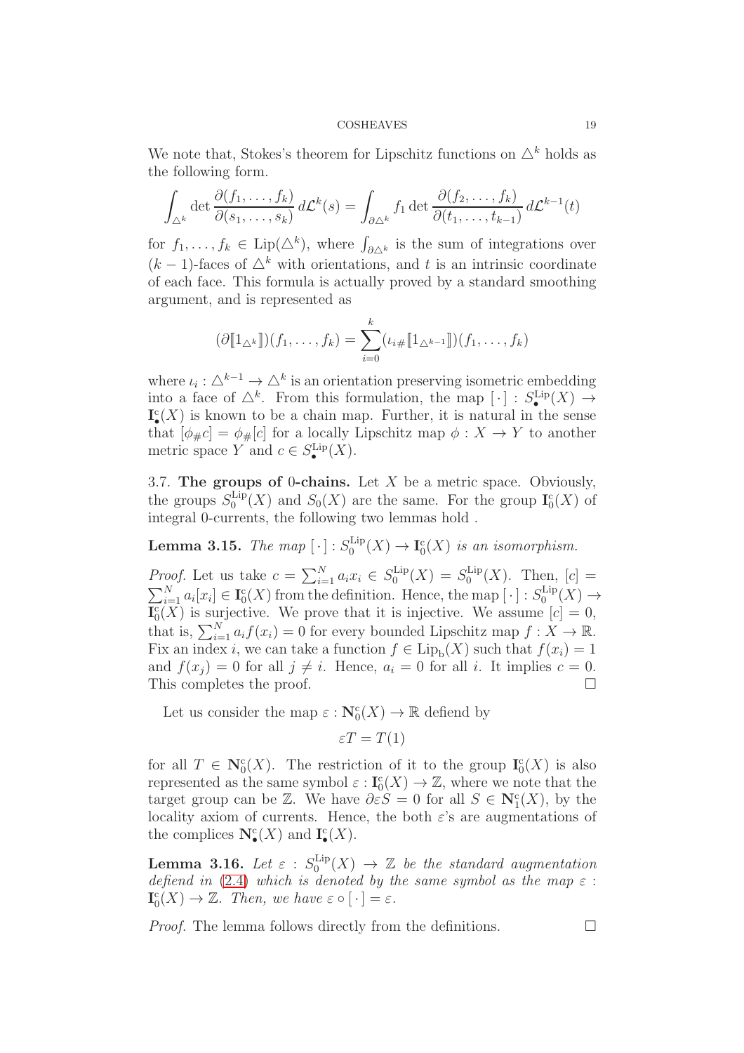We note that, Stokes's theorem for Lipschitz functions on $\triangle^k$ holds as the following form.

$$\int_{\triangle^k} \det \frac{\partial(f_1, \dots, f_k)}{\partial(s_1, \dots, s_k)}\, d\mathcal{L}^k(s) = \int_{\partial\triangle^k} f_1 \det \frac{\partial(f_2, \dots, f_k)}{\partial(t_1, \dots, t_{k-1})}\, d\mathcal{L}^{k-1}(t)$$

for $f_1, \dots, f_k \in \mathrm{Lip}(\triangle^k)$, where $\int_{\partial\triangle^k}$ is the sum of integrations over $(k-1)$-faces of $\triangle^k$ with orientations, and $t$ is an intrinsic coordinate of each face. This formula is actually proved by a standard smoothing argument, and is represented as

$$(\partial[\![1_{\triangle^k}]\!])(f_1, \dots, f_k) = \sum_{i=0}^{k} (\iota_{i\#}[\![1_{\triangle^{k-1}}]\!])(f_1, \dots, f_k)$$

where $\iota_i : \triangle^{k-1} \to \triangle^k$ is an orientation preserving isometric embedding into a face of $\triangle^k$. From this formulation, the map $[\,\cdot\,] : S_\bullet^{\mathrm{Lip}}(X) \to \mathbf{I}_\bullet^{\mathrm{c}}(X)$ is known to be a chain map. Further, it is natural in the sense that $[\phi_\# c] = \phi_\#[c]$ for a locally Lipschitz map $\phi : X \to Y$ to another metric space $Y$ and $c \in S_\bullet^{\mathrm{Lip}}(X)$.

3.7. **The groups of** $0$**-chains.** Let $X$ be a metric space. Obviously, the groups $S_0^{\mathrm{Lip}}(X)$ and $S_0(X)$ are the same. For the group $\mathbf{I}_0^{\mathrm{c}}(X)$ of integral 0-currents, the following two lemmas hold .

**Lemma 3.15.** *The map* $[\,\cdot\,] : S_0^{\mathrm{Lip}}(X) \to \mathbf{I}_0^{\mathrm{c}}(X)$ *is an isomorphism.*

*Proof.* Let us take $c = \sum_{i=1}^N a_i x_i \in S_0^{\mathrm{Lip}}(X) = S_0^{\mathrm{Lip}}(X)$. Then, $[c] = \sum_{i=1}^N a_i[x_i] \in \mathbf{I}_0^{\mathrm{c}}(X)$ from the definition. Hence, the map $[\,\cdot\,] : S_0^{\mathrm{Lip}}(X) \to \mathbf{I}_0^{\mathrm{c}}(X)$ is surjective. We prove that it is injective. We assume $[c] = 0$, that is, $\sum_{i=1}^N a_i f(x_i) = 0$ for every bounded Lipschitz map $f : X \to \mathbb{R}$. Fix an index $i$, we can take a function $f \in \mathrm{Lip}_\mathrm{b}(X)$ such that $f(x_i) = 1$ and $f(x_j) = 0$ for all $j \neq i$. Hence, $a_i = 0$ for all $i$. It implies $c = 0$. This completes the proof. $\square$

Let us consider the map $\varepsilon : \mathbf{N}_0^{\mathrm{c}}(X) \to \mathbb{R}$ defiend by

$$\varepsilon T = T(1)$$

for all $T \in \mathbf{N}_0^{\mathrm{c}}(X)$. The restriction of it to the group $\mathbf{I}_0^{\mathrm{c}}(X)$ is also represented as the same symbol $\varepsilon : \mathbf{I}_0^{\mathrm{c}}(X) \to \mathbb{Z}$, where we note that the target group can be $\mathbb{Z}$. We have $\partial\varepsilon S = 0$ for all $S \in \mathbf{N}_1^{\mathrm{c}}(X)$, by the locality axiom of currents. Hence, the both $\varepsilon$'s are augmentations of the complices $\mathbf{N}_\bullet^{\mathrm{c}}(X)$ and $\mathbf{I}_\bullet^{\mathrm{c}}(X)$.

**Lemma 3.16.** *Let* $\varepsilon : S_0^{\mathrm{Lip}}(X) \to \mathbb{Z}$ *be the standard augmentation defiend in* (2.4) *which is denoted by the same symbol as the map* $\varepsilon : \mathbf{I}_0^{\mathrm{c}}(X) \to \mathbb{Z}$*. Then, we have* $\varepsilon \circ [\,\cdot\,] = \varepsilon$*.*

*Proof.* The lemma follows directly from the definitions. $\square$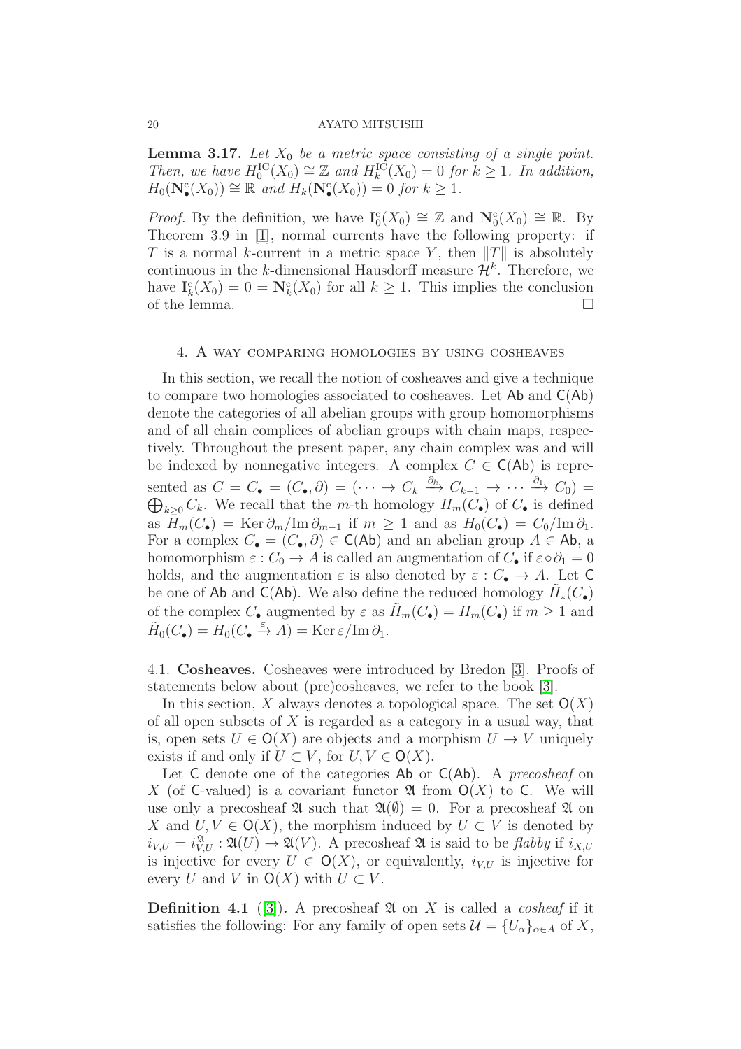**Lemma 3.17.** *Let $X_0$ be a metric space consisting of a single point. Then, we have $H_0^{\mathrm{IC}}(X_0) \cong \mathbb{Z}$ and $H_k^{\mathrm{IC}}(X_0) = 0$ for $k \geq 1$. In addition, $H_0(\mathbf{N}_\bullet^{\mathrm{c}}(X_0)) \cong \mathbb{R}$ and $H_k(\mathbf{N}_\bullet^{\mathrm{c}}(X_0)) = 0$ for $k \geq 1$.*

*Proof.* By the definition, we have $\mathbf{I}_0^{\mathrm{c}}(X_0) \cong \mathbb{Z}$ and $\mathbf{N}_0^{\mathrm{c}}(X_0) \cong \mathbb{R}$. By Theorem 3.9 in [1], normal currents have the following property: if $T$ is a normal $k$-current in a metric space $Y$, then $\|T\|$ is absolutely continuous in the $k$-dimensional Hausdorff measure $\mathcal{H}^k$. Therefore, we have $\mathbf{I}_k^{\mathrm{c}}(X_0) = 0 = \mathbf{N}_k^{\mathrm{c}}(X_0)$ for all $k \geq 1$. This implies the conclusion of the lemma. $\square$

## 4. A way comparing homologies by using cosheaves

In this section, we recall the notion of cosheaves and give a technique to compare two homologies associated to cosheaves. Let $\mathsf{Ab}$ and $\mathsf{C}(\mathsf{Ab})$ denote the categories of all abelian groups with group homomorphisms and of all chain complices of abelian groups with chain maps, respectively. Throughout the present paper, any chain complex was and will be indexed by nonnegative integers. A complex $C \in \mathsf{C}(\mathsf{Ab})$ is represented as $C = C_\bullet = (C_\bullet, \partial) = (\cdots \to C_k \xrightarrow{\partial_k} C_{k-1} \to \cdots \xrightarrow{\partial_1} C_0) = \bigoplus_{k\geq 0} C_k$. We recall that the $m$-th homology $H_m(C_\bullet)$ of $C_\bullet$ is defined as $H_m(C_\bullet) = \operatorname{Ker} \partial_m / \operatorname{Im} \partial_{m-1}$ if $m \geq 1$ and as $H_0(C_\bullet) = C_0/\operatorname{Im} \partial_1$. For a complex $C_\bullet = (C_\bullet, \partial) \in \mathsf{C}(\mathsf{Ab})$ and an abelian group $A \in \mathsf{Ab}$, a homomorphism $\varepsilon : C_0 \to A$ is called an augmentation of $C_\bullet$ if $\varepsilon \circ \partial_1 = 0$ holds, and the augmentation $\varepsilon$ is also denoted by $\varepsilon : C_\bullet \to A$. Let $\mathsf{C}$ be one of $\mathsf{Ab}$ and $\mathsf{C}(\mathsf{Ab})$. We also define the reduced homology $\tilde{H}_*(C_\bullet)$ of the complex $C_\bullet$ augmented by $\varepsilon$ as $\tilde{H}_m(C_\bullet) = H_m(C_\bullet)$ if $m \geq 1$ and $\tilde{H}_0(C_\bullet) = H_0(C_\bullet \xrightarrow{\varepsilon} A) = \operatorname{Ker} \varepsilon / \operatorname{Im} \partial_1$.

### 4.1. Cosheaves.

Cosheaves were introduced by Bredon [3]. Proofs of statements below about (pre)cosheaves, we refer to the book [3].

In this section, $X$ always denotes a topological space. The set $\mathsf{O}(X)$ of all open subsets of $X$ is regarded as a category in a usual way, that is, open sets $U \in \mathsf{O}(X)$ are objects and a morphism $U \to V$ uniquely exists if and only if $U \subset V$, for $U, V \in \mathsf{O}(X)$.

Let $\mathsf{C}$ denote one of the categories $\mathsf{Ab}$ or $\mathsf{C}(\mathsf{Ab})$. A *precosheaf* on $X$ (of $\mathsf{C}$-valued) is a covariant functor $\mathfrak{A}$ from $\mathsf{O}(X)$ to $\mathsf{C}$. We will use only a precosheaf $\mathfrak{A}$ such that $\mathfrak{A}(\emptyset) = 0$. For a precosheaf $\mathfrak{A}$ on $X$ and $U, V \in \mathsf{O}(X)$, the morphism induced by $U \subset V$ is denoted by $i_{V,U} = i_{V,U}^{\mathfrak{A}} : \mathfrak{A}(U) \to \mathfrak{A}(V)$. A precosheaf $\mathfrak{A}$ is said to be *flabby* if $i_{X,U}$ is injective for every $U \in \mathsf{O}(X)$, or equivalently, $i_{V,U}$ is injective for every $U$ and $V$ in $\mathsf{O}(X)$ with $U \subset V$.

**Definition 4.1** ([3])**.** A precosheaf $\mathfrak{A}$ on $X$ is called a *cosheaf* if it satisfies the following: For any family of open sets $\mathcal{U} = \{U_\alpha\}_{\alpha \in A}$ of $X$,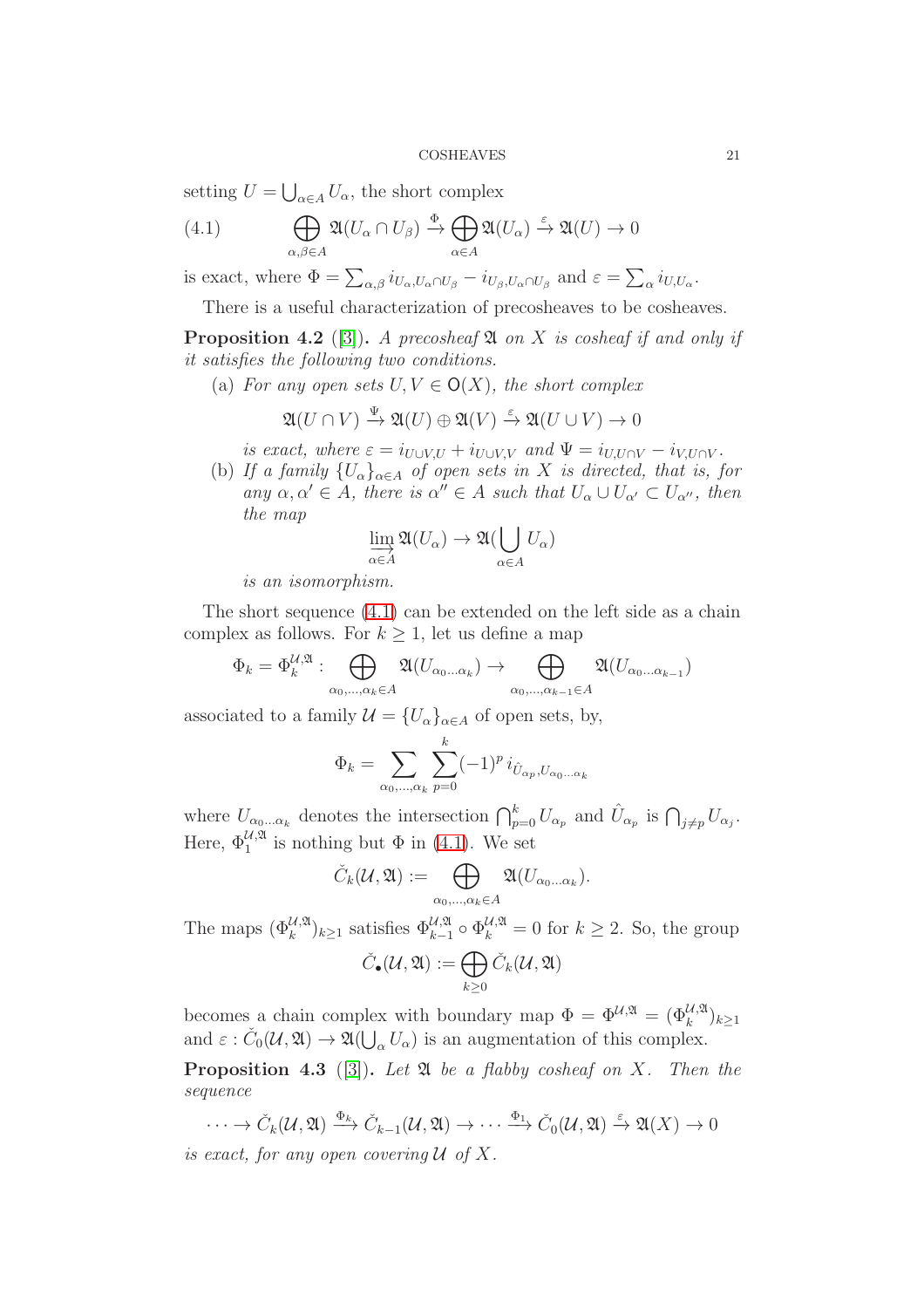setting $U = \bigcup_{\alpha \in A} U_\alpha$, the short complex

$$\bigoplus_{\alpha,\beta \in A} \mathfrak{A}(U_\alpha \cap U_\beta) \xrightarrow{\Phi} \bigoplus_{\alpha \in A} \mathfrak{A}(U_\alpha) \xrightarrow{\varepsilon} \mathfrak{A}(U) \to 0 \tag{4.1}$$

is exact, where $\Phi = \sum_{\alpha,\beta} i_{U_\alpha, U_\alpha \cap U_\beta} - i_{U_\beta, U_\alpha \cap U_\beta}$ and $\varepsilon = \sum_\alpha i_{U, U_\alpha}$.

There is a useful characterization of precosheaves to be cosheaves.

**Proposition 4.2** ([3]). *A precosheaf $\mathfrak{A}$ on $X$ is cosheaf if and only if it satisfies the following two conditions.*

(a) *For any open sets $U, V \in \mathsf{O}(X)$, the short complex*

$$\mathfrak{A}(U \cap V) \xrightarrow{\Psi} \mathfrak{A}(U) \oplus \mathfrak{A}(V) \xrightarrow{\varepsilon} \mathfrak{A}(U \cup V) \to 0$$

*is exact, where $\varepsilon = i_{U \cup V, U} + i_{U \cup V, V}$ and $\Psi = i_{U, U \cap V} - i_{V, U \cap V}$.*

(b) *If a family $\{U_\alpha\}_{\alpha \in A}$ of open sets in $X$ is directed, that is, for any $\alpha, \alpha' \in A$, there is $\alpha'' \in A$ such that $U_\alpha \cup U_{\alpha'} \subset U_{\alpha''}$, then the map*

$$\varinjlim_{\alpha \in A} \mathfrak{A}(U_\alpha) \to \mathfrak{A}(\bigcup_{\alpha \in A} U_\alpha)$$

*is an isomorphism.*

The short sequence (4.1) can be extended on the left side as a chain complex as follows. For $k \geq 1$, let us define a map

$$\Phi_k = \Phi_k^{\mathcal{U},\mathfrak{A}} : \bigoplus_{\alpha_0,\ldots,\alpha_k \in A} \mathfrak{A}(U_{\alpha_0 \ldots \alpha_k}) \to \bigoplus_{\alpha_0,\ldots,\alpha_{k-1} \in A} \mathfrak{A}(U_{\alpha_0 \ldots \alpha_{k-1}})$$

associated to a family $\mathcal{U} = \{U_\alpha\}_{\alpha \in A}$ of open sets, by,

$$\Phi_k = \sum_{\alpha_0,\ldots,\alpha_k} \sum_{p=0}^{k} (-1)^p \, i_{\hat{U}_{\alpha_p}, U_{\alpha_0 \ldots \alpha_k}}$$

where $U_{\alpha_0 \ldots \alpha_k}$ denotes the intersection $\bigcap_{p=0}^k U_{\alpha_p}$ and $\hat{U}_{\alpha_p}$ is $\bigcap_{j \neq p} U_{\alpha_j}$. Here, $\Phi_1^{\mathcal{U},\mathfrak{A}}$ is nothing but $\Phi$ in (4.1). We set

$$\check{C}_k(\mathcal{U}, \mathfrak{A}) := \bigoplus_{\alpha_0,\ldots,\alpha_k \in A} \mathfrak{A}(U_{\alpha_0 \ldots \alpha_k}).$$

The maps $(\Phi_k^{\mathcal{U},\mathfrak{A}})_{k \geq 1}$ satisfies $\Phi_{k-1}^{\mathcal{U},\mathfrak{A}} \circ \Phi_k^{\mathcal{U},\mathfrak{A}} = 0$ for $k \geq 2$. So, the group

$$\check{C}_\bullet(\mathcal{U}, \mathfrak{A}) := \bigoplus_{k \geq 0} \check{C}_k(\mathcal{U}, \mathfrak{A})$$

becomes a chain complex with boundary map $\Phi = \Phi^{\mathcal{U},\mathfrak{A}} = (\Phi_k^{\mathcal{U},\mathfrak{A}})_{k \geq 1}$ and $\varepsilon : \check{C}_0(\mathcal{U}, \mathfrak{A}) \to \mathfrak{A}(\bigcup_\alpha U_\alpha)$ is an augmentation of this complex.

**Proposition 4.3** ([3]). *Let $\mathfrak{A}$ be a flabby cosheaf on $X$. Then the sequence*

$$\cdots \to \check{C}_k(\mathcal{U}, \mathfrak{A}) \xrightarrow{\Phi_k} \check{C}_{k-1}(\mathcal{U}, \mathfrak{A}) \to \cdots \xrightarrow{\Phi_1} \check{C}_0(\mathcal{U}, \mathfrak{A}) \xrightarrow{\varepsilon} \mathfrak{A}(X) \to 0$$

*is exact, for any open covering $\mathcal{U}$ of $X$.*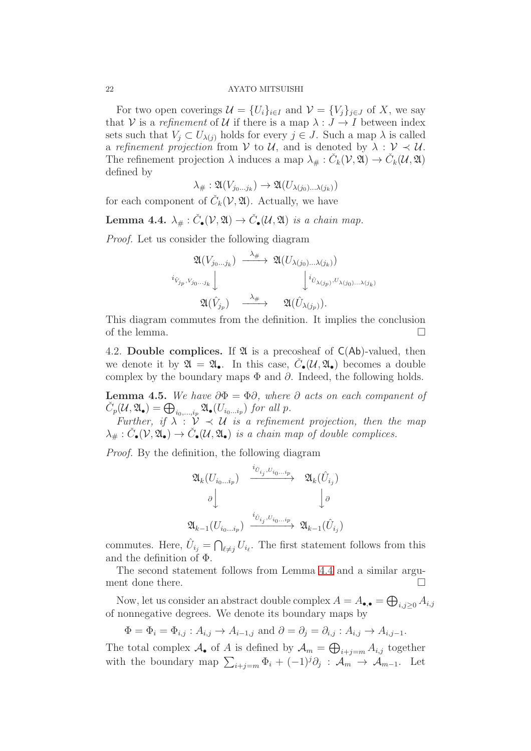For two open coverings $\mathcal{U} = \{U_i\}_{i\in I}$ and $\mathcal{V} = \{V_j\}_{j\in J}$ of $X$, we say that $\mathcal{V}$ is a *refinement* of $\mathcal{U}$ if there is a map $\lambda : J \to I$ between index sets such that $V_j \subset U_{\lambda(j)}$ holds for every $j \in J$. Such a map $\lambda$ is called a *refinement projection* from $\mathcal{V}$ to $\mathcal{U}$, and is denoted by $\lambda : \mathcal{V} \prec \mathcal{U}$. The refinement projection $\lambda$ induces a map $\lambda_\# : \check{C}_k(\mathcal{V}, \mathfrak{A}) \to \check{C}_k(\mathcal{U}, \mathfrak{A})$ defined by

$$\lambda_\# : \mathfrak{A}(V_{j_0\ldots j_k}) \to \mathfrak{A}(U_{\lambda(j_0)\ldots\lambda(j_k)})$$

for each component of $\check{C}_k(\mathcal{V}, \mathfrak{A})$. Actually, we have

**Lemma 4.4.** *$\lambda_\# : \check{C}_\bullet(\mathcal{V}, \mathfrak{A}) \to \check{C}_\bullet(\mathcal{U}, \mathfrak{A})$ is a chain map.*

*Proof.* Let us consider the following diagram

$$\begin{array}{ccc}
\mathfrak{A}(V_{j_0\ldots j_k}) & \xrightarrow{\lambda_\#} & \mathfrak{A}(U_{\lambda(j_0)\ldots\lambda(j_k)}) \\
{\scriptstyle i_{\hat{V}_{j_p}, V_{j_0\ldots j_k}}}\downarrow & & \downarrow{\scriptstyle i_{\hat{U}_{\lambda(j_p)}, U_{\lambda(j_0)\ldots\lambda(j_k)}}} \\
\mathfrak{A}(\hat{V}_{j_p}) & \xrightarrow{\lambda_\#} & \mathfrak{A}(\hat{U}_{\lambda(j_p)}).
\end{array}$$

This diagram commutes from the definition. It implies the conclusion of the lemma. $\square$

4.2. **Double complices.** If $\mathfrak{A}$ is a precosheaf of $\mathsf{C}(\mathsf{Ab})$-valued, then we denote it by $\mathfrak{A} = \mathfrak{A}_\bullet$. In this case, $\check{C}_\bullet(\mathcal{U}, \mathfrak{A}_\bullet)$ becomes a double complex by the boundary maps $\Phi$ and $\partial$. Indeed, the following holds.

**Lemma 4.5.** *We have $\partial\Phi = \Phi\partial$, where $\partial$ acts on each companent of $\check{C}_p(\mathcal{U}, \mathfrak{A}_\bullet) = \bigoplus_{i_0,\ldots,i_p} \mathfrak{A}_\bullet(U_{i_0\ldots i_p})$ for all $p$.*

*Further, if $\lambda : \mathcal{V} \prec \mathcal{U}$ is a refinement projection, then the map $\lambda_\# : \check{C}_\bullet(\mathcal{V}, \mathfrak{A}_\bullet) \to \check{C}_\bullet(\mathcal{U}, \mathfrak{A}_\bullet)$ is a chain map of double complices.*

*Proof.* By the definition, the following diagram

$$\begin{array}{ccc}
\mathfrak{A}_k(U_{i_0\ldots i_p}) & \xrightarrow{i_{\hat{U}_{i_j}, U_{i_0\ldots i_p}}} & \mathfrak{A}_k(\hat{U}_{i_j}) \\
\partial\downarrow & & \downarrow\partial \\
\mathfrak{A}_{k-1}(U_{i_0\ldots i_p}) & \xrightarrow{i_{\hat{U}_{i_j}, U_{i_0\ldots i_p}}} & \mathfrak{A}_{k-1}(\hat{U}_{i_j})
\end{array}$$

commutes. Here, $\hat{U}_{i_j} = \bigcap_{\ell\neq j} U_{i_\ell}$. The first statement follows from this and the definition of $\Phi$.

The second statement follows from Lemma 4.4 and a similar argument done there. $\square$

Now, let us consider an abstract double complex $A = A_{\bullet,\bullet} = \bigoplus_{i,j\geq 0} A_{i,j}$ of nonnegative degrees. We denote its boundary maps by

$$\Phi = \Phi_i = \Phi_{i,j} : A_{i,j} \to A_{i-1,j} \text{ and } \partial = \partial_j = \partial_{i,j} : A_{i,j} \to A_{i,j-1}.$$

The total complex $\mathcal{A}_\bullet$ of $A$ is defined by $\mathcal{A}_m = \bigoplus_{i+j=m} A_{i,j}$ together with the boundary map $\sum_{i+j=m} \Phi_i + (-1)^j\partial_j : \mathcal{A}_m \to \mathcal{A}_{m-1}$. Let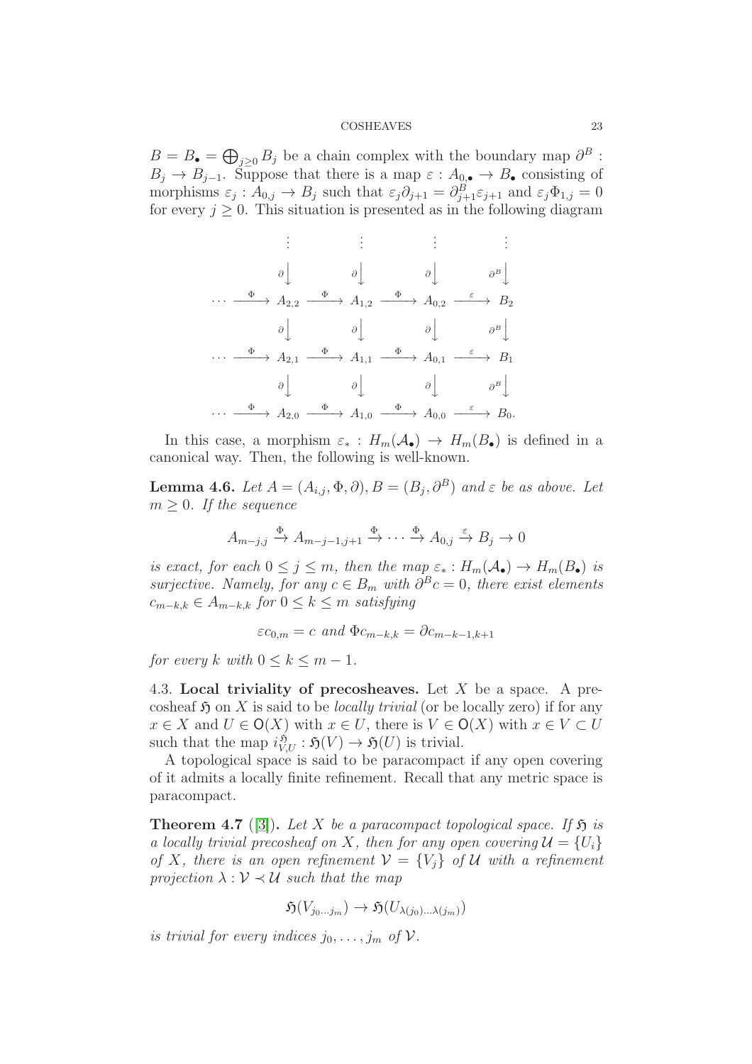$B = B_\bullet = \bigoplus_{j\geq 0} B_j$ be a chain complex with the boundary map $\partial^B : B_j \to B_{j-1}$. Suppose that there is a map $\varepsilon : A_{0,\bullet} \to B_\bullet$ consisting of morphisms $\varepsilon_j : A_{0,j} \to B_j$ such that $\varepsilon_j \partial_{j+1} = \partial^B_{j+1}\varepsilon_{j+1}$ and $\varepsilon_j \Phi_{1,j} = 0$ for every $j \geq 0$. This situation is presented as in the following diagram

$$
\begin{array}{ccccccccc}
 & & \vdots & & \vdots & & \vdots & & \vdots \\
 & & \partial\big\downarrow & & \partial\big\downarrow & & \partial\big\downarrow & & \partial^B\big\downarrow \\
\cdots & \xrightarrow{\Phi} & A_{2,2} & \xrightarrow{\Phi} & A_{1,2} & \xrightarrow{\Phi} & A_{0,2} & \xrightarrow{\varepsilon} & B_2 \\
 & & \partial\big\downarrow & & \partial\big\downarrow & & \partial\big\downarrow & & \partial^B\big\downarrow \\
\cdots & \xrightarrow{\Phi} & A_{2,1} & \xrightarrow{\Phi} & A_{1,1} & \xrightarrow{\Phi} & A_{0,1} & \xrightarrow{\varepsilon} & B_1 \\
 & & \partial\big\downarrow & & \partial\big\downarrow & & \partial\big\downarrow & & \partial^B\big\downarrow \\
\cdots & \xrightarrow{\Phi} & A_{2,0} & \xrightarrow{\Phi} & A_{1,0} & \xrightarrow{\Phi} & A_{0,0} & \xrightarrow{\varepsilon} & B_0.
\end{array}
$$

In this case, a morphism $\varepsilon_* : H_m(\mathcal{A}_\bullet) \to H_m(B_\bullet)$ is defined in a canonical way. Then, the following is well-known.

**Lemma 4.6.** *Let $A = (A_{i,j}, \Phi, \partial), B = (B_j, \partial^B)$ and $\varepsilon$ be as above. Let $m \geq 0$. If the sequence*

$$A_{m-j,j} \xrightarrow{\Phi} A_{m-j-1,j+1} \xrightarrow{\Phi} \cdots \xrightarrow{\Phi} A_{0,j} \xrightarrow{\varepsilon} B_j \to 0$$

*is exact, for each $0 \leq j \leq m$, then the map $\varepsilon_* : H_m(\mathcal{A}_\bullet) \to H_m(B_\bullet)$ is surjective. Namely, for any $c \in B_m$ with $\partial^B c = 0$, there exist elements $c_{m-k,k} \in A_{m-k,k}$ for $0 \leq k \leq m$ satisfying*

$$\varepsilon c_{0,m} = c \text{ and } \Phi c_{m-k,k} = \partial c_{m-k-1,k+1}$$

*for every $k$ with $0 \leq k \leq m-1$.*

4.3. **Local triviality of precosheaves.** Let $X$ be a space. A precosheaf $\mathfrak{H}$ on $X$ is said to be *locally trivial* (or be locally zero) if for any $x \in X$ and $U \in \mathsf{O}(X)$ with $x \in U$, there is $V \in \mathsf{O}(X)$ with $x \in V \subset U$ such that the map $i^{\mathfrak{H}}_{V,U} : \mathfrak{H}(V) \to \mathfrak{H}(U)$ is trivial.

A topological space is said to be paracompact if any open covering of it admits a locally finite refinement. Recall that any metric space is paracompact.

**Theorem 4.7** ([3]). *Let $X$ be a paracompact topological space. If $\mathfrak{H}$ is a locally trivial precosheaf on $X$, then for any open covering $\mathcal{U} = \{U_i\}$ of $X$, there is an open refinement $\mathcal{V} = \{V_j\}$ of $\mathcal{U}$ with a refinement projection $\lambda : \mathcal{V} \prec \mathcal{U}$ such that the map*

$$\mathfrak{H}(V_{j_0 \dots j_m}) \to \mathfrak{H}(U_{\lambda(j_0)\dots\lambda(j_m)})$$

*is trivial for every indices $j_0, \dots, j_m$ of $\mathcal{V}$.*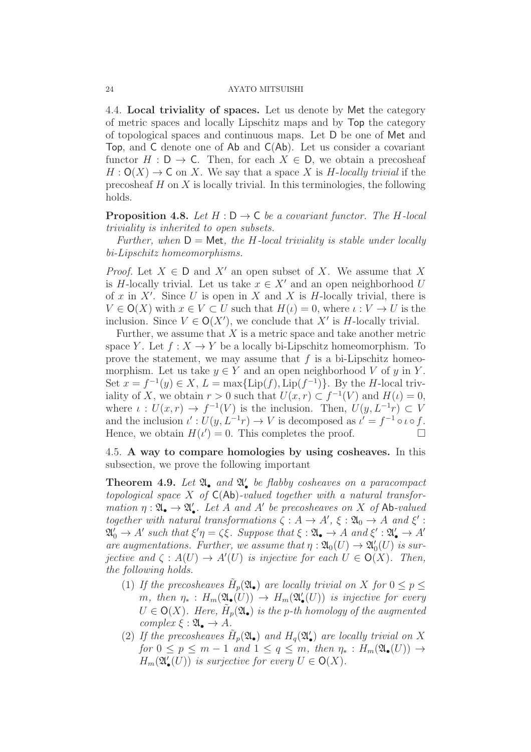4.4. **Local triviality of spaces.** Let us denote by $\mathsf{Met}$ the category of metric spaces and locally Lipschitz maps and by $\mathsf{Top}$ the category of topological spaces and continuous maps. Let $\mathsf{D}$ be one of $\mathsf{Met}$ and $\mathsf{Top}$, and $\mathsf{C}$ denote one of $\mathsf{Ab}$ and $\mathsf{C}(\mathsf{Ab})$. Let us consider a covariant functor $H : \mathsf{D} \to \mathsf{C}$. Then, for each $X \in \mathsf{D}$, we obtain a precosheaf $H : \mathsf{O}(X) \to \mathsf{C}$ on $X$. We say that a space $X$ is *$H$-locally trivial* if the precosheaf $H$ on $X$ is locally trivial. In this terminologies, the following holds.

**Proposition 4.8.** *Let $H : \mathsf{D} \to \mathsf{C}$ be a covariant functor. The $H$-local triviality is inherited to open subsets.*

*Further, when $\mathsf{D} = \mathsf{Met}$, the $H$-local triviality is stable under locally bi-Lipschitz homeomorphisms.*

*Proof.* Let $X \in \mathsf{D}$ and $X'$ an open subset of $X$. We assume that $X$ is $H$-locally trivial. Let us take $x \in X'$ and an open neighborhood $U$ of $x$ in $X'$. Since $U$ is open in $X$ and $X$ is $H$-locally trivial, there is $V \in \mathsf{O}(X)$ with $x \in V \subset U$ such that $H(\iota) = 0$, where $\iota : V \to U$ is the inclusion. Since $V \in \mathsf{O}(X')$, we conclude that $X'$ is $H$-locally trivial.

Further, we assume that $X$ is a metric space and take another metric space $Y$. Let $f : X \to Y$ be a locally bi-Lipschitz homeomorphism. To prove the statement, we may assume that $f$ is a bi-Lipschitz homeomorphism. Let us take $y \in Y$ and an open neighborhood $V$ of $y$ in $Y$. Set $x = f^{-1}(y) \in X$, $L = \max\{\mathrm{Lip}(f), \mathrm{Lip}(f^{-1})\}$. By the $H$-local triviality of $X$, we obtain $r > 0$ such that $U(x, r) \subset f^{-1}(V)$ and $H(\iota) = 0$, where $\iota : U(x, r) \to f^{-1}(V)$ is the inclusion. Then, $U(y, L^{-1}r) \subset V$ and the inclusion $\iota' : U(y, L^{-1}r) \to V$ is decomposed as $\iota' = f^{-1} \circ \iota \circ f$. Hence, we obtain $H(\iota') = 0$. This completes the proof. $\square$

4.5. **A way to compare homologies by using cosheaves.** In this subsection, we prove the following important

**Theorem 4.9.** *Let $\mathfrak{A}_\bullet$ and $\mathfrak{A}'_\bullet$ be flabby cosheaves on a paracompact topological space $X$ of $\mathsf{C}(\mathsf{Ab})$-valued together with a natural transformation $\eta : \mathfrak{A}_\bullet \to \mathfrak{A}'_\bullet$. Let $A$ and $A'$ be precosheaves on $X$ of $\mathsf{Ab}$-valued together with natural transformations $\zeta : A \to A'$, $\xi : \mathfrak{A}_0 \to A$ and $\xi' : \mathfrak{A}'_0 \to A'$ such that $\xi'\eta = \zeta\xi$. Suppose that $\xi : \mathfrak{A}_\bullet \to A$ and $\xi' : \mathfrak{A}'_\bullet \to A'$ are augmentations. Further, we assume that $\eta : \mathfrak{A}_0(U) \to \mathfrak{A}'_0(U)$ is surjective and $\zeta : A(U) \to A'(U)$ is injective for each $U \in \mathsf{O}(X)$. Then, the following holds.*

1. *If the precosheaves $\tilde{H}_p(\mathfrak{A}_\bullet)$ are locally trivial on $X$ for $0 \leq p \leq m$, then $\eta_* : H_m(\mathfrak{A}_\bullet(U)) \to H_m(\mathfrak{A}'_\bullet(U))$ is injective for every $U \in \mathsf{O}(X)$. Here, $\tilde{H}_p(\mathfrak{A}_\bullet)$ is the $p$-th homology of the augmented complex $\xi : \mathfrak{A}_\bullet \to A$.*
2. *If the precosheaves $\tilde{H}_p(\mathfrak{A}_\bullet)$ and $H_q(\mathfrak{A}'_\bullet)$ are locally trivial on $X$ for $0 \leq p \leq m-1$ and $1 \leq q \leq m$, then $\eta_* : H_m(\mathfrak{A}_\bullet(U)) \to H_m(\mathfrak{A}'_\bullet(U))$ is surjective for every $U \in \mathsf{O}(X)$.*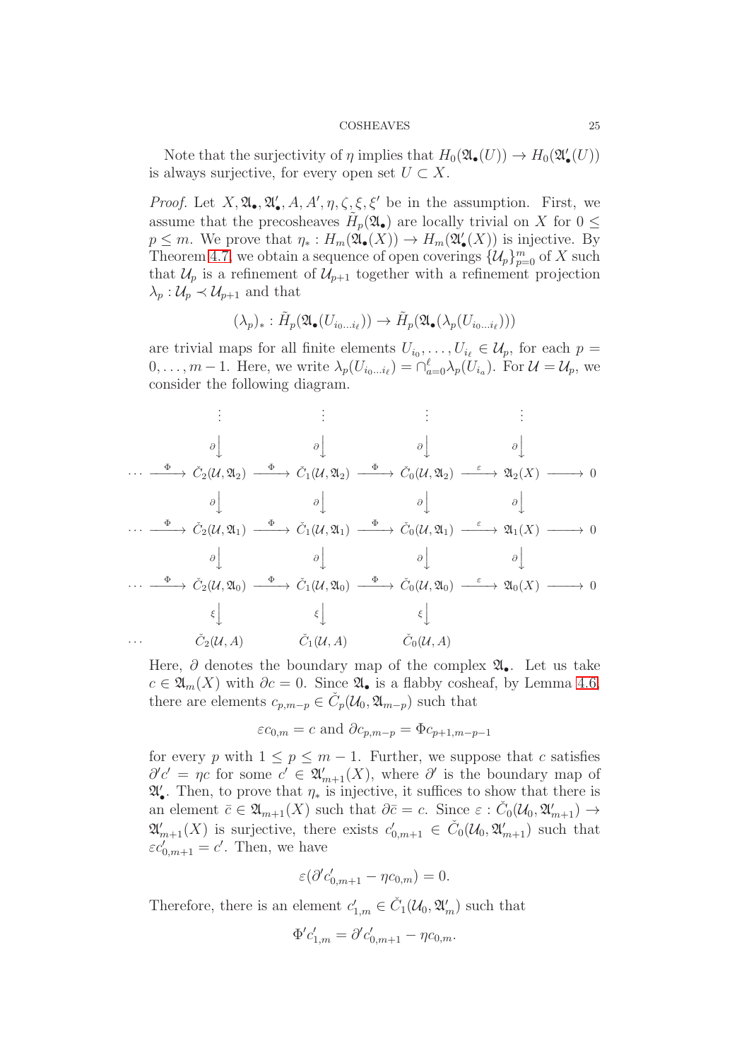Note that the surjectivity of $\eta$ implies that $H_0(\mathfrak{A}_\bullet(U)) \to H_0(\mathfrak{A}'_\bullet(U))$ is always surjective, for every open set $U \subset X$.

*Proof.* Let $X, \mathfrak{A}_\bullet, \mathfrak{A}'_\bullet, A, A', \eta, \zeta, \xi, \xi'$ be in the assumption. First, we assume that the precosheaves $\tilde{H}_p(\mathfrak{A}_\bullet)$ are locally trivial on $X$ for $0 \le p \le m$. We prove that $\eta_* : H_m(\mathfrak{A}_\bullet(X)) \to H_m(\mathfrak{A}'_\bullet(X))$ is injective. By Theorem 4.7, we obtain a sequence of open coverings $\{\mathcal{U}_p\}_{p=0}^m$ of $X$ such that $\mathcal{U}_p$ is a refinement of $\mathcal{U}_{p+1}$ together with a refinement projection $\lambda_p : \mathcal{U}_p \prec \mathcal{U}_{p+1}$ and that

$$(\lambda_p)_* : \tilde{H}_p(\mathfrak{A}_\bullet(U_{i_0\dots i_\ell})) \to \tilde{H}_p(\mathfrak{A}_\bullet(\lambda_p(U_{i_0\dots i_\ell})))$$

are trivial maps for all finite elements $U_{i_0}, \dots, U_{i_\ell} \in \mathcal{U}_p$, for each $p = 0, \dots, m-1$. Here, we write $\lambda_p(U_{i_0\dots i_\ell}) = \cap_{a=0}^{\ell} \lambda_p(U_{i_a})$. For $\mathcal{U} = \mathcal{U}_p$, we consider the following diagram.

$$\begin{array}{ccccccccc}
 & & \vdots & & \vdots & & \vdots & & \vdots & \\
 & & \partial\downarrow & & \partial\downarrow & & \partial\downarrow & & \partial\downarrow & \\
\cdots & \xrightarrow{\Phi} & \check{C}_2(\mathcal{U}, \mathfrak{A}_2) & \xrightarrow{\Phi} & \check{C}_1(\mathcal{U}, \mathfrak{A}_2) & \xrightarrow{\Phi} & \check{C}_0(\mathcal{U}, \mathfrak{A}_2) & \xrightarrow{\varepsilon} & \mathfrak{A}_2(X) & \longrightarrow 0 \\
 & & \partial\downarrow & & \partial\downarrow & & \partial\downarrow & & \partial\downarrow & \\
\cdots & \xrightarrow{\Phi} & \check{C}_2(\mathcal{U}, \mathfrak{A}_1) & \xrightarrow{\Phi} & \check{C}_1(\mathcal{U}, \mathfrak{A}_1) & \xrightarrow{\Phi} & \check{C}_0(\mathcal{U}, \mathfrak{A}_1) & \xrightarrow{\varepsilon} & \mathfrak{A}_1(X) & \longrightarrow 0 \\
 & & \partial\downarrow & & \partial\downarrow & & \partial\downarrow & & \partial\downarrow & \\
\cdots & \xrightarrow{\Phi} & \check{C}_2(\mathcal{U}, \mathfrak{A}_0) & \xrightarrow{\Phi} & \check{C}_1(\mathcal{U}, \mathfrak{A}_0) & \xrightarrow{\Phi} & \check{C}_0(\mathcal{U}, \mathfrak{A}_0) & \xrightarrow{\varepsilon} & \mathfrak{A}_0(X) & \longrightarrow 0 \\
 & & \xi\downarrow & & \xi\downarrow & & \xi\downarrow & & & \\
\cdots & & \check{C}_2(\mathcal{U}, A) & & \check{C}_1(\mathcal{U}, A) & & \check{C}_0(\mathcal{U}, A) & & &
\end{array}$$

Here, $\partial$ denotes the boundary map of the complex $\mathfrak{A}_\bullet$. Let us take $c \in \mathfrak{A}_m(X)$ with $\partial c = 0$. Since $\mathfrak{A}_\bullet$ is a flabby cosheaf, by Lemma 4.6, there are elements $c_{p,m-p} \in \check{C}_p(\mathcal{U}_0, \mathfrak{A}_{m-p})$ such that

$$\varepsilon c_{0,m} = c \text{ and } \partial c_{p,m-p} = \Phi c_{p+1,m-p-1}$$

for every $p$ with $1 \le p \le m-1$. Further, we suppose that $c$ satisfies $\partial' c' = \eta c$ for some $c' \in \mathfrak{A}'_{m+1}(X)$, where $\partial'$ is the boundary map of $\mathfrak{A}'_\bullet$. Then, to prove that $\eta_*$ is injective, it suffices to show that there is an element $\bar{c} \in \mathfrak{A}_{m+1}(X)$ such that $\partial \bar{c} = c$. Since $\varepsilon : \check{C}_0(\mathcal{U}_0, \mathfrak{A}'_{m+1}) \to \mathfrak{A}'_{m+1}(X)$ is surjective, there exists $c'_{0,m+1} \in \check{C}_0(\mathcal{U}_0, \mathfrak{A}'_{m+1})$ such that $\varepsilon c'_{0,m+1} = c'$. Then, we have

$$\varepsilon(\partial' c'_{0,m+1} - \eta c_{0,m}) = 0.$$

Therefore, there is an element $c'_{1,m} \in \check{C}_1(\mathcal{U}_0, \mathfrak{A}'_m)$ such that

$$\Phi' c'_{1,m} = \partial' c'_{0,m+1} - \eta c_{0,m}.$$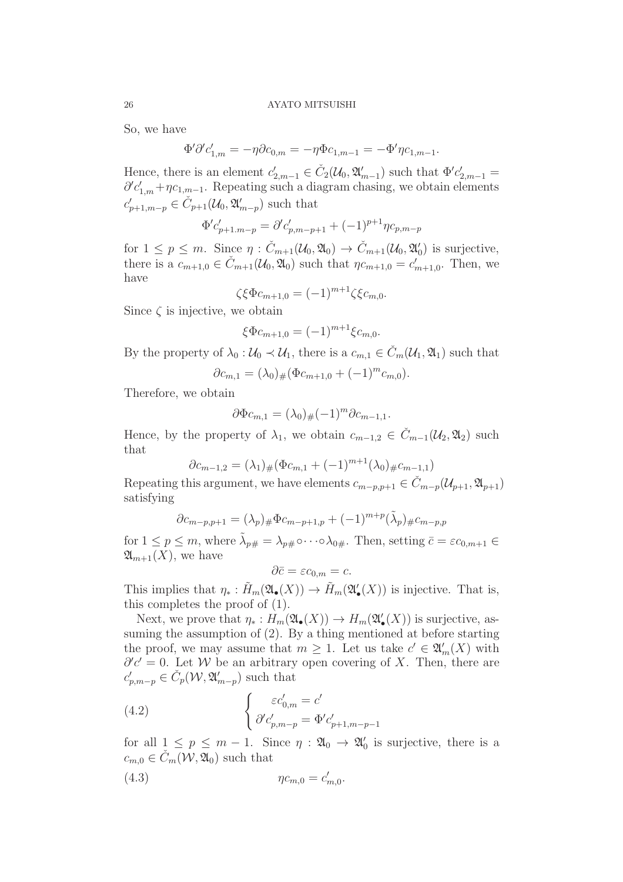So, we have

$$\Phi' \partial' c'_{1,m} = -\eta \partial c_{0,m} = -\eta \Phi c_{1,m-1} = -\Phi' \eta c_{1,m-1}.$$

Hence, there is an element $c'_{2,m-1} \in \check{C}_2(\mathcal{U}_0, \mathfrak{A}'_{m-1})$ such that $\Phi' c'_{2,m-1} = \partial' c'_{1,m} + \eta c_{1,m-1}$. Repeating such a diagram chasing, we obtain elements $c'_{p+1,m-p} \in \check{C}_{p+1}(\mathcal{U}_0, \mathfrak{A}'_{m-p})$ such that

$$\Phi' c'_{p+1.m-p} = \partial' c'_{p,m-p+1} + (-1)^{p+1} \eta c_{p,m-p}$$

for $1 \leq p \leq m$. Since $\eta : \check{C}_{m+1}(\mathcal{U}_0, \mathfrak{A}_0) \to \check{C}_{m+1}(\mathcal{U}_0, \mathfrak{A}'_0)$ is surjective, there is a $c_{m+1,0} \in \check{C}_{m+1}(\mathcal{U}_0, \mathfrak{A}_0)$ such that $\eta c_{m+1,0} = c'_{m+1,0}$. Then, we have

$$\zeta \xi \Phi c_{m+1,0} = (-1)^{m+1} \zeta \xi c_{m,0}.$$

Since $\zeta$ is injective, we obtain

$$\xi \Phi c_{m+1,0} = (-1)^{m+1} \xi c_{m,0}.$$

By the property of $\lambda_0 : \mathcal{U}_0 \prec \mathcal{U}_1$, there is a $c_{m,1} \in \check{C}_m(\mathcal{U}_1, \mathfrak{A}_1)$ such that

$$\partial c_{m,1} = (\lambda_0)_\#(\Phi c_{m+1,0} + (-1)^m c_{m,0}).$$

Therefore, we obtain

$$\partial \Phi c_{m,1} = (\lambda_0)_\# (-1)^m \partial c_{m-1,1}.$$

Hence, by the property of $\lambda_1$, we obtain $c_{m-1,2} \in \check{C}_{m-1}(\mathcal{U}_2, \mathfrak{A}_2)$ such that

$$\partial c_{m-1,2} = (\lambda_1)_\#(\Phi c_{m,1} + (-1)^{m+1} (\lambda_0)_\# c_{m-1,1})$$

Repeating this argument, we have elements $c_{m-p,p+1} \in \check{C}_{m-p}(\mathcal{U}_{p+1}, \mathfrak{A}_{p+1})$ satisfying

$$\partial c_{m-p,p+1} = (\lambda_p)_\# \Phi c_{m-p+1,p} + (-1)^{m+p} (\tilde{\lambda}_p)_\# c_{m-p,p}$$

for $1 \leq p \leq m$, where $\tilde{\lambda}_{p\#} = \lambda_{p\#} \circ \cdots \circ \lambda_{0\#}$. Then, setting $\bar{c} = \varepsilon c_{0,m+1} \in \mathfrak{A}_{m+1}(X)$, we have

$$\partial \bar{c} = \varepsilon c_{0,m} = c.$$

This implies that $\eta_* : \tilde{H}_m(\mathfrak{A}_\bullet(X)) \to \tilde{H}_m(\mathfrak{A}'_\bullet(X))$ is injective. That is, this completes the proof of (1).

Next, we prove that $\eta_* : H_m(\mathfrak{A}_\bullet(X)) \to H_m(\mathfrak{A}'_\bullet(X))$ is surjective, assuming the assumption of (2). By a thing mentioned at before starting the proof, we may assume that $m \geq 1$. Let us take $c' \in \mathfrak{A}'_m(X)$ with $\partial' c' = 0$. Let $\mathcal{W}$ be an arbitrary open covering of $X$. Then, there are $c'_{p,m-p} \in \check{C}_p(\mathcal{W}, \mathfrak{A}'_{m-p})$ such that

$$\begin{cases} \varepsilon c'_{0,m} = c' \\ \partial' c'_{p,m-p} = \Phi' c'_{p+1,m-p-1} \end{cases} \tag{4.2}$$

for all $1 \leq p \leq m-1$. Since $\eta : \mathfrak{A}_0 \to \mathfrak{A}'_0$ is surjective, there is a $c_{m,0} \in \check{C}_m(\mathcal{W}, \mathfrak{A}_0)$ such that

$$\eta c_{m,0} = c'_{m,0}. \tag{4.3}$$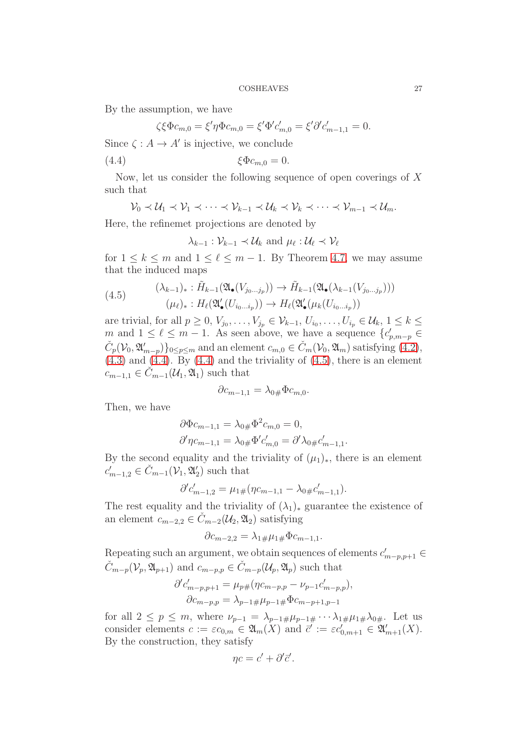By the assumption, we have

$$\zeta\xi\Phi c_{m,0} = \xi'\eta\Phi c_{m,0} = \xi'\Phi' c'_{m,0} = \xi'\partial' c'_{m-1,1} = 0.$$

Since $\zeta : A \to A'$ is injective, we conclude

$$\xi\Phi c_{m,0} = 0. \tag{4.4}$$

Now, let us consider the following sequence of open coverings of $X$ such that

$$\mathcal{V}_0 \prec \mathcal{U}_1 \prec \mathcal{V}_1 \prec \cdots \prec \mathcal{V}_{k-1} \prec \mathcal{U}_k \prec \mathcal{V}_k \prec \cdots \prec \mathcal{V}_{m-1} \prec \mathcal{U}_m.$$

Here, the refinemet projections are denoted by

$$\lambda_{k-1} : \mathcal{V}_{k-1} \prec \mathcal{U}_k \text{ and } \mu_\ell : \mathcal{U}_\ell \prec \mathcal{V}_\ell$$

for $1 \le k \le m$ and $1 \le \ell \le m-1$. By Theorem 4.7, we may assume that the induced maps

$$\begin{aligned} (\lambda_{k-1})_* &: \tilde{H}_{k-1}(\mathfrak{A}_\bullet(V_{j_0\dots j_p})) \to \tilde{H}_{k-1}(\mathfrak{A}_\bullet(\lambda_{k-1}(V_{j_0\dots j_p}))) \\ (\mu_\ell)_* &: H_\ell(\mathfrak{A}'_\bullet(U_{i_0\dots i_p})) \to H_\ell(\mathfrak{A}'_\bullet(\mu_k(U_{i_0\dots i_p})) \end{aligned} \tag{4.5}$$

are trivial, for all $p \ge 0$, $V_{j_0}, \dots, V_{j_p} \in \mathcal{V}_{k-1}$, $U_{i_0}, \dots, U_{i_p} \in \mathcal{U}_k$, $1 \le k \le m$ and $1 \le \ell \le m-1$. As seen above, we have a sequence $\{c'_{p,m-p} \in \check{C}_p(\mathcal{V}_0, \mathfrak{A}'_{m-p})\}_{0\le p\le m}$ and an element $c_{m,0} \in \check{C}_m(\mathcal{V}_0, \mathfrak{A}_m)$ satisfying (4.2), (4.3) and (4.4). By (4.4) and the triviality of (4.5), there is an element $c_{m-1,1} \in \check{C}_{m-1}(\mathcal{U}_1, \mathfrak{A}_1)$ such that

$$\partial c_{m-1,1} = \lambda_{0\#}\Phi c_{m,0}.$$

Then, we have

$$\begin{aligned} \partial\Phi c_{m-1,1} &= \lambda_{0\#}\Phi^2 c_{m,0} = 0, \\ \partial'\eta c_{m-1,1} &= \lambda_{0\#}\Phi' c'_{m,0} = \partial'\lambda_{0\#}c'_{m-1,1}. \end{aligned}$$

By the second equality and the triviality of $(\mu_1)_*$, there is an element $c'_{m-1,2} \in \check{C}_{m-1}(\mathcal{V}_1, \mathfrak{A}'_2)$ such that

$$\partial' c'_{m-1,2} = \mu_{1\#}(\eta c_{m-1,1} - \lambda_{0\#}c'_{m-1,1}).$$

The rest equality and the triviality of $(\lambda_1)_*$ guarantee the existence of an element $c_{m-2,2} \in \check{C}_{m-2}(\mathcal{U}_2, \mathfrak{A}_2)$ satisfying

$$\partial c_{m-2,2} = \lambda_{1\#}\mu_{1\#}\Phi c_{m-1,1}.$$

Repeating such an argument, we obtain sequences of elements $c'_{m-p,p+1} \in \check{C}_{m-p}(\mathcal{V}_p, \mathfrak{A}_{p+1})$ and $c_{m-p,p} \in \check{C}_{m-p}(\mathcal{U}_p, \mathfrak{A}_p)$ such that

$$\begin{aligned} \partial' c'_{m-p,p+1} &= \mu_{p\#}(\eta c_{m-p,p} - \nu_{p-1}c'_{m-p,p}), \\ \partial c_{m-p,p} &= \lambda_{p-1\#}\mu_{p-1\#}\Phi c_{m-p+1,p-1} \end{aligned}$$

for all $2 \le p \le m$, where $\nu_{p-1} = \lambda_{p-1\#}\mu_{p-1\#}\cdots\lambda_{1\#}\mu_{1\#}\lambda_{0\#}$. Let us consider elements $c := \varepsilon c_{0,m} \in \mathfrak{A}_m(X)$ and $\bar{c}' := \varepsilon c'_{0,m+1} \in \mathfrak{A}'_{m+1}(X)$. By the construction, they satisfy

$$\eta c = c' + \partial' \bar{c}'.$$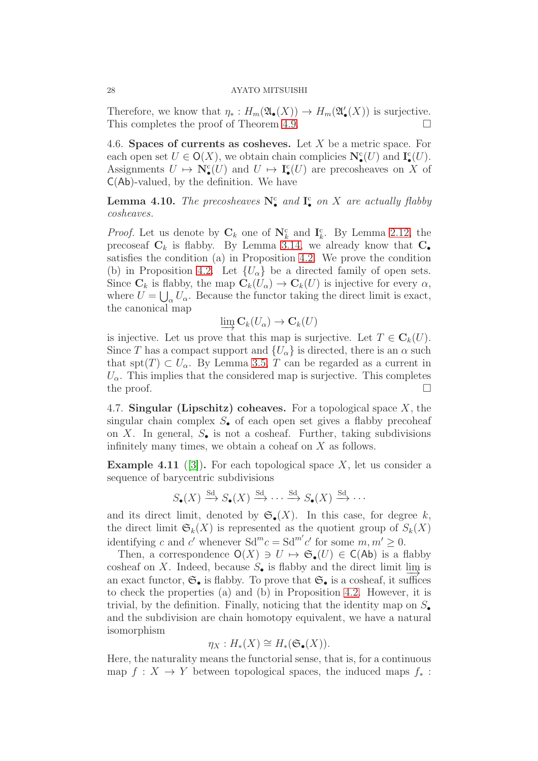Therefore, we know that $\eta_* : H_m(\mathfrak{A}_\bullet(X)) \to H_m(\mathfrak{A}'_\bullet(X))$ is surjective. This completes the proof of Theorem 4.9. □

4.6. **Spaces of currents as cosheves.** Let $X$ be a metric space. For each open set $U \in \mathsf{O}(X)$, we obtain chain complicies $\mathbf{N}^{\mathrm{c}}_\bullet(U)$ and $\mathbf{I}^{\mathrm{c}}_\bullet(U)$. Assignments $U \mapsto \mathbf{N}^{\mathrm{c}}_\bullet(U)$ and $U \mapsto \mathbf{I}^{\mathrm{c}}_\bullet(U)$ are precosheaves on $X$ of $\mathsf{C}(\mathsf{Ab})$-valued, by the definition. We have

**Lemma 4.10.** *The precosheaves $\mathbf{N}^{\mathrm{c}}_\bullet$ and $\mathbf{I}^{\mathrm{c}}_\bullet$ on $X$ are actually flabby cosheaves.*

*Proof.* Let us denote by $\mathbf{C}_k$ one of $\mathbf{N}^{\mathrm{c}}_k$ and $\mathbf{I}^{\mathrm{c}}_k$. By Lemma 2.12, the precoseaf $\mathbf{C}_k$ is flabby. By Lemma 3.14, we already know that $\mathbf{C}_\bullet$ satisfies the condition (a) in Proposition 4.2. We prove the condition (b) in Proposition 4.2. Let $\{U_\alpha\}$ be a directed family of open sets. Since $\mathbf{C}_k$ is flabby, the map $\mathbf{C}_k(U_\alpha) \to \mathbf{C}_k(U)$ is injective for every $\alpha$, where $U = \bigcup_\alpha U_\alpha$. Because the functor taking the direct limit is exact, the canonical map

$$\varinjlim \mathbf{C}_k(U_\alpha) \to \mathbf{C}_k(U)$$

is injective. Let us prove that this map is surjective. Let $T \in \mathbf{C}_k(U)$. Since $T$ has a compact support and $\{U_\alpha\}$ is directed, there is an $\alpha$ such that $\mathrm{spt}(T) \subset U_\alpha$. By Lemma 3.5, $T$ can be regarded as a current in $U_\alpha$. This implies that the considered map is surjective. This completes the proof. □

4.7. **Singular (Lipschitz) coheaves.** For a topological space $X$, the singular chain complex $S_\bullet$ of each open set gives a flabby precoheaf on $X$. In general, $S_\bullet$ is not a cosheaf. Further, taking subdivisions infinitely many times, we obtain a coheaf on $X$ as follows.

**Example 4.11** ([3])**.** For each topological space $X$, let us consider a sequence of barycentric subdivisions

$$S_\bullet(X) \xrightarrow{\mathrm{Sd}} S_\bullet(X) \xrightarrow{\mathrm{Sd}} \cdots \xrightarrow{\mathrm{Sd}} S_\bullet(X) \xrightarrow{\mathrm{Sd}} \cdots$$

and its direct limit, denoted by $\mathfrak{S}_\bullet(X)$. In this case, for degree $k$, the direct limit $\mathfrak{S}_k(X)$ is represented as the quotient group of $S_k(X)$ identifying $c$ and $c'$ whenever $\mathrm{Sd}^m c = \mathrm{Sd}^{m'} c'$ for some $m, m' \geq 0$.

Then, a correspondence $\mathsf{O}(X) \ni U \mapsto \mathfrak{S}_\bullet(U) \in \mathsf{C}(\mathsf{Ab})$ is a flabby cosheaf on $X$. Indeed, because $S_\bullet$ is flabby and the direct limit $\varinjlim$ is an exact functor, $\mathfrak{S}_\bullet$ is flabby. To prove that $\mathfrak{S}_\bullet$ is a cosheaf, it suffices to check the properties (a) and (b) in Proposition 4.2. However, it is trivial, by the definition. Finally, noticing that the identity map on $S_\bullet$ and the subdivision are chain homotopy equivalent, we have a natural isomorphism

$$\eta_X : H_*(X) \cong H_*(\mathfrak{S}_\bullet(X)).$$

Here, the naturality means the functorial sense, that is, for a continuous map $f : X \to Y$ between topological spaces, the induced maps $f_*$ :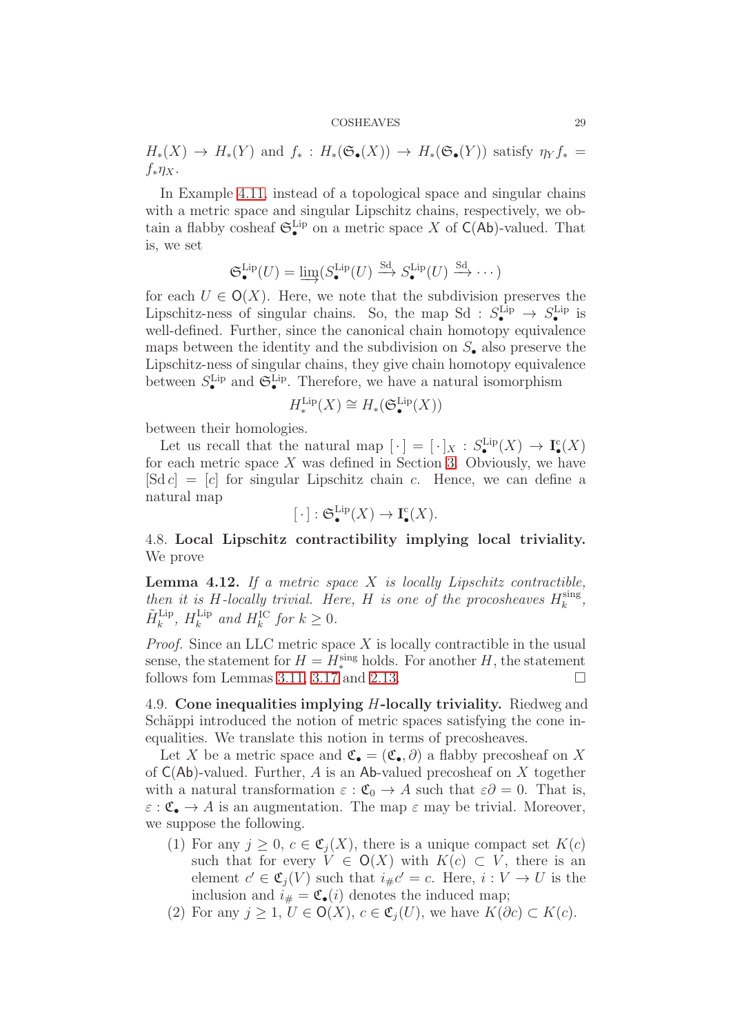$H_*(X) \to H_*(Y)$ and $f_* : H_*(\mathfrak{S}_\bullet(X)) \to H_*(\mathfrak{S}_\bullet(Y))$ satisfy $\eta_Y f_* = f_*\eta_X$.

In Example 4.11, instead of a topological space and singular chains with a metric space and singular Lipschitz chains, respectively, we obtain a flabby cosheaf $\mathfrak{S}^{\mathrm{Lip}}_\bullet$ on a metric space $X$ of $\mathsf{C}(\mathsf{Ab})$-valued. That is, we set

$$\mathfrak{S}^{\mathrm{Lip}}_\bullet(U) = \varinjlim(S^{\mathrm{Lip}}_\bullet(U) \xrightarrow{\mathrm{Sd}} S^{\mathrm{Lip}}_\bullet(U) \xrightarrow{\mathrm{Sd}} \cdots)$$

for each $U \in \mathsf{O}(X)$. Here, we note that the subdivision preserves the Lipschitz-ness of singular chains. So, the map $\mathrm{Sd} : S^{\mathrm{Lip}}_\bullet \to S^{\mathrm{Lip}}_\bullet$ is well-defined. Further, since the canonical chain homotopy equivalence maps between the identity and the subdivision on $S_\bullet$ also preserve the Lipschitz-ness of singular chains, they give chain homotopy equivalence between $S^{\mathrm{Lip}}_\bullet$ and $\mathfrak{S}^{\mathrm{Lip}}_\bullet$. Therefore, we have a natural isomorphism

$$H^{\mathrm{Lip}}_*(X) \cong H_*(\mathfrak{S}^{\mathrm{Lip}}_\bullet(X))$$

between their homologies.

Let us recall that the natural map $[\,\cdot\,] = [\,\cdot\,]_X : S^{\mathrm{Lip}}_\bullet(X) \to \mathbf{I}^{\mathrm{c}}_\bullet(X)$ for each metric space $X$ was defined in Section 3. Obviously, we have $[\mathrm{Sd}\, c] = [c]$ for singular Lipschitz chain $c$. Hence, we can define a natural map

$$[\,\cdot\,] : \mathfrak{S}^{\mathrm{Lip}}_\bullet(X) \to \mathbf{I}^{\mathrm{c}}_\bullet(X).$$

### 4.8. Local Lipschitz contractibility implying local triviality.

We prove

**Lemma 4.12.** *If a metric space $X$ is locally Lipschitz contractible, then it is $H$-locally trivial. Here, $H$ is one of the procosheaves $H^{\mathrm{sing}}_k$, $\tilde{H}^{\mathrm{Lip}}_k$, $H^{\mathrm{Lip}}_k$ and $H^{\mathrm{IC}}_k$ for $k \geq 0$.*

*Proof.* Since an LLC metric space $X$ is locally contractible in the usual sense, the statement for $H = H^{\mathrm{sing}}_*$ holds. For another $H$, the statement follows fom Lemmas 3.11, 3.17 and 2.13. □

### 4.9. Cone inequalities implying $H$-locally triviality.

Riedweg and Schäppi introduced the notion of metric spaces satisfying the cone inequalities. We translate this notion in terms of precosheaves.

Let $X$ be a metric space and $\mathfrak{C}_\bullet = (\mathfrak{C}_\bullet, \partial)$ a flabby precosheaf on $X$ of $\mathsf{C}(\mathsf{Ab})$-valued. Further, $A$ is an $\mathsf{Ab}$-valued precosheaf on $X$ together with a natural transformation $\varepsilon : \mathfrak{C}_0 \to A$ such that $\varepsilon\partial = 0$. That is, $\varepsilon : \mathfrak{C}_\bullet \to A$ is an augmentation. The map $\varepsilon$ may be trivial. Moreover, we suppose the following.

(1) For any $j \geq 0$, $c \in \mathfrak{C}_j(X)$, there is a unique compact set $K(c)$ such that for every $V \in \mathsf{O}(X)$ with $K(c) \subset V$, there is an element $c' \in \mathfrak{C}_j(V)$ such that $i_\# c' = c$. Here, $i : V \to U$ is the inclusion and $i_\# = \mathfrak{C}_\bullet(i)$ denotes the induced map;

(2) For any $j \geq 1$, $U \in \mathsf{O}(X)$, $c \in \mathfrak{C}_j(U)$, we have $K(\partial c) \subset K(c)$.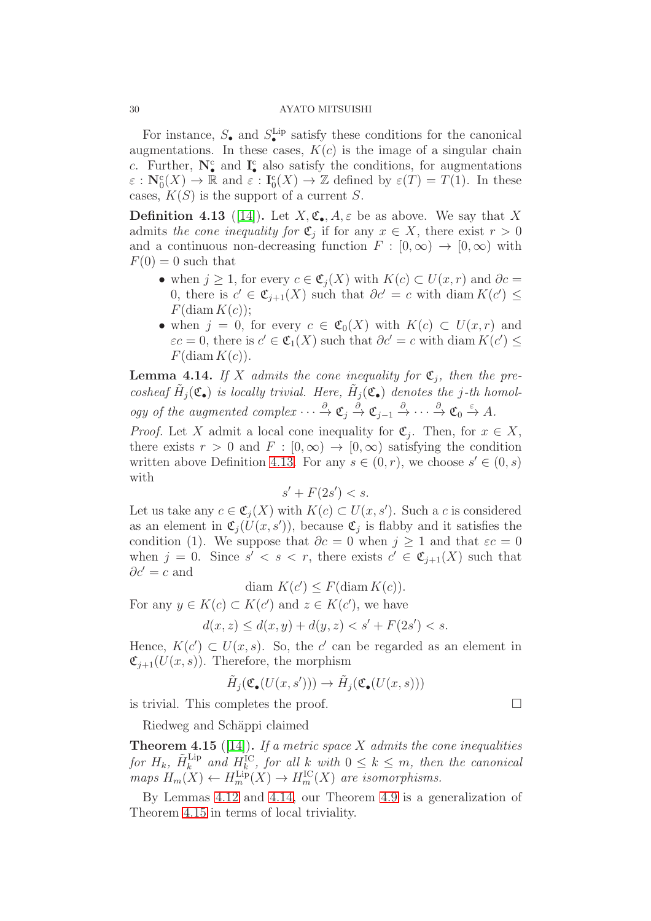For instance, $S_\bullet$ and $S_\bullet^{\mathrm{Lip}}$ satisfy these conditions for the canonical augmentations. In these cases, $K(c)$ is the image of a singular chain $c$. Further, $\mathbf{N}_\bullet^{\mathrm{c}}$ and $\mathbf{I}_\bullet^{\mathrm{c}}$ also satisfy the conditions, for augmentations $\varepsilon : \mathbf{N}_0^{\mathrm{c}}(X) \to \mathbb{R}$ and $\varepsilon : \mathbf{I}_0^{\mathrm{c}}(X) \to \mathbb{Z}$ defined by $\varepsilon(T) = T(1)$. In these cases, $K(S)$ is the support of a current $S$.

**Definition 4.13** ([14])**.** Let $X, \mathfrak{C}_\bullet, A, \varepsilon$ be as above. We say that $X$ admits *the cone inequality for* $\mathfrak{C}_j$ if for any $x \in X$, there exist $r > 0$ and a continuous non-decreasing function $F : [0, \infty) \to [0, \infty)$ with $F(0) = 0$ such that

- when $j \geq 1$, for every $c \in \mathfrak{C}_j(X)$ with $K(c) \subset U(x, r)$ and $\partial c = 0$, there is $c' \in \mathfrak{C}_{j+1}(X)$ such that $\partial c' = c$ with $\operatorname{diam} K(c') \leq F(\operatorname{diam} K(c))$;
- when $j = 0$, for every $c \in \mathfrak{C}_0(X)$ with $K(c) \subset U(x, r)$ and $\varepsilon c = 0$, there is $c' \in \mathfrak{C}_1(X)$ such that $\partial c' = c$ with $\operatorname{diam} K(c') \leq F(\operatorname{diam} K(c))$.

**Lemma 4.14.** *If $X$ admits the cone inequality for $\mathfrak{C}_j$, then the precosheaf $\tilde{H}_j(\mathfrak{C}_\bullet)$ is locally trivial. Here, $\tilde{H}_j(\mathfrak{C}_\bullet)$ denotes the $j$-th homology of the augmented complex $\cdots \xrightarrow{\partial} \mathfrak{C}_j \xrightarrow{\partial} \mathfrak{C}_{j-1} \xrightarrow{\partial} \cdots \xrightarrow{\partial} \mathfrak{C}_0 \xrightarrow{\varepsilon} A$.*

*Proof.* Let $X$ admit a local cone inequality for $\mathfrak{C}_j$. Then, for $x \in X$, there exists $r > 0$ and $F : [0, \infty) \to [0, \infty)$ satisfying the condition written above Definition 4.13. For any $s \in (0, r)$, we choose $s' \in (0, s)$ with

$$s' + F(2s') < s.$$

Let us take any $c \in \mathfrak{C}_j(X)$ with $K(c) \subset U(x, s')$. Such a $c$ is considered as an element in $\mathfrak{C}_j(U(x, s'))$, because $\mathfrak{C}_j$ is flabby and it satisfies the condition (1). We suppose that $\partial c = 0$ when $j \geq 1$ and that $\varepsilon c = 0$ when $j = 0$. Since $s' < s < r$, there exists $c' \in \mathfrak{C}_{j+1}(X)$ such that $\partial c' = c$ and

$$\operatorname{diam} K(c') \leq F(\operatorname{diam} K(c)).$$

For any $y \in K(c) \subset K(c')$ and $z \in K(c')$, we have

$$d(x, z) \leq d(x, y) + d(y, z) < s' + F(2s') < s.$$

Hence, $K(c') \subset U(x, s)$. So, the $c'$ can be regarded as an element in $\mathfrak{C}_{j+1}(U(x, s))$. Therefore, the morphism

$$\tilde{H}_j(\mathfrak{C}_\bullet(U(x, s'))) \to \tilde{H}_j(\mathfrak{C}_\bullet(U(x, s)))$$

is trivial. This completes the proof. $\square$

Riedweg and Schäppi claimed

**Theorem 4.15** ([14])**.** *If a metric space $X$ admits the cone inequalities for $H_k$, $\tilde{H}_k^{\mathrm{Lip}}$ and $H_k^{\mathrm{IC}}$, for all $k$ with $0 \leq k \leq m$, then the canonical maps $H_m(X) \leftarrow H_m^{\mathrm{Lip}}(X) \to H_m^{\mathrm{IC}}(X)$ are isomorphisms.*

By Lemmas 4.12 and 4.14, our Theorem 4.9 is a generalization of Theorem 4.15 in terms of local triviality.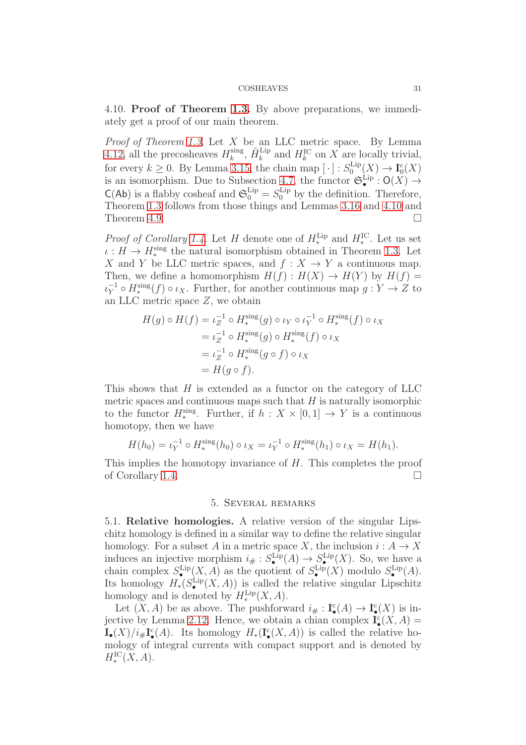4.10. **Proof of Theorem 1.3.** By above preparations, we immediately get a proof of our main theorem.

*Proof of Theorem 1.3.* Let $X$ be an LLC metric space. By Lemma 4.12, all the precosheaves $H^{\mathrm{sing}}_k$, $\tilde{H}^{\mathrm{Lip}}_k$ and $H^{\mathrm{IC}}_k$ on $X$ are locally trivial, for every $k \geq 0$. By Lemma 3.15, the chain map $[\,\cdot\,] : S^{\mathrm{Lip}}_0(X) \to \mathbf{I}^{\mathrm{c}}_0(X)$ is an isomorphism. Due to Subsection 4.7, the functor $\mathfrak{S}^{\mathrm{Lip}}_\bullet : \mathsf{O}(X) \to \mathsf{C}(\mathsf{Ab})$ is a flabby cosheaf and $\mathfrak{S}^{\mathrm{Lip}}_0 = S^{\mathrm{Lip}}_0$ by the definition. Therefore, Theorem 1.3 follows from those things and Lemmas 3.16 and 4.10 and Theorem 4.9. $\square$

*Proof of Corollary 1.4.* Let $H$ denote one of $H^{\mathrm{Lip}}_*$ and $H^{\mathrm{IC}}_*$. Let us set $\iota : H \to H^{\mathrm{sing}}_*$ the natural isomorphism obtained in Theorem 1.3. Let $X$ and $Y$ be LLC metric spaces, and $f : X \to Y$ a continuous map. Then, we define a homomorphism $H(f) : H(X) \to H(Y)$ by $H(f) = \iota_Y^{-1} \circ H^{\mathrm{sing}}_*(f) \circ \iota_X$. Further, for another continuous map $g : Y \to Z$ to an LLC metric space $Z$, we obtain

$$
\begin{aligned}
H(g) \circ H(f) &= \iota_Z^{-1} \circ H^{\mathrm{sing}}_*(g) \circ \iota_Y \circ \iota_Y^{-1} \circ H^{\mathrm{sing}}_*(f) \circ \iota_X \\
&= \iota_Z^{-1} \circ H^{\mathrm{sing}}_*(g) \circ H^{\mathrm{sing}}_*(f) \circ \iota_X \\
&= \iota_Z^{-1} \circ H^{\mathrm{sing}}_*(g \circ f) \circ \iota_X \\
&= H(g \circ f).
\end{aligned}
$$

This shows that $H$ is extended as a functor on the category of LLC metric spaces and continuous maps such that $H$ is naturally isomorphic to the functor $H^{\mathrm{sing}}_*$. Further, if $h : X \times [0,1] \to Y$ is a continuous homotopy, then we have

$$
H(h_0) = \iota_Y^{-1} \circ H^{\mathrm{sing}}_*(h_0) \circ \iota_X = \iota_Y^{-1} \circ H^{\mathrm{sing}}_*(h_1) \circ \iota_X = H(h_1).
$$

This implies the homotopy invariance of $H$. This completes the proof of Corollary 1.4. $\square$

## 5. Several remarks

5.1. **Relative homologies.** A relative version of the singular Lipschitz homology is defined in a similar way to define the relative singular homology. For a subset $A$ in a metric space $X$, the inclusion $i : A \to X$ induces an injective morphism $i_\# : S^{\mathrm{Lip}}_\bullet(A) \to S^{\mathrm{Lip}}_\bullet(X)$. So, we have a chain complex $S^{\mathrm{Lip}}_\bullet(X, A)$ as the quotient of $S^{\mathrm{Lip}}_\bullet(X)$ modulo $S^{\mathrm{Lip}}_\bullet(A)$. Its homology $H_*(S^{\mathrm{Lip}}_\bullet(X, A))$ is called the relative singular Lipschitz homology and is denoted by $H^{\mathrm{Lip}}_*(X, A)$.

Let $(X, A)$ be as above. The pushforward $i_\# : \mathbf{I}^{\mathrm{c}}_\bullet(A) \to \mathbf{I}^{\mathrm{c}}_\bullet(X)$ is injective by Lemma 2.12. Hence, we obtain a chian complex $\mathbf{I}^{\mathrm{c}}_\bullet(X, A) = \mathbf{I}_\bullet(X)/i_\#\mathbf{I}^{\mathrm{c}}_\bullet(A)$. Its homology $H_*(\mathbf{I}^{\mathrm{c}}_\bullet(X, A))$ is called the relative homology of integral currents with compact support and is denoted by $H^{\mathrm{IC}}_*(X, A)$.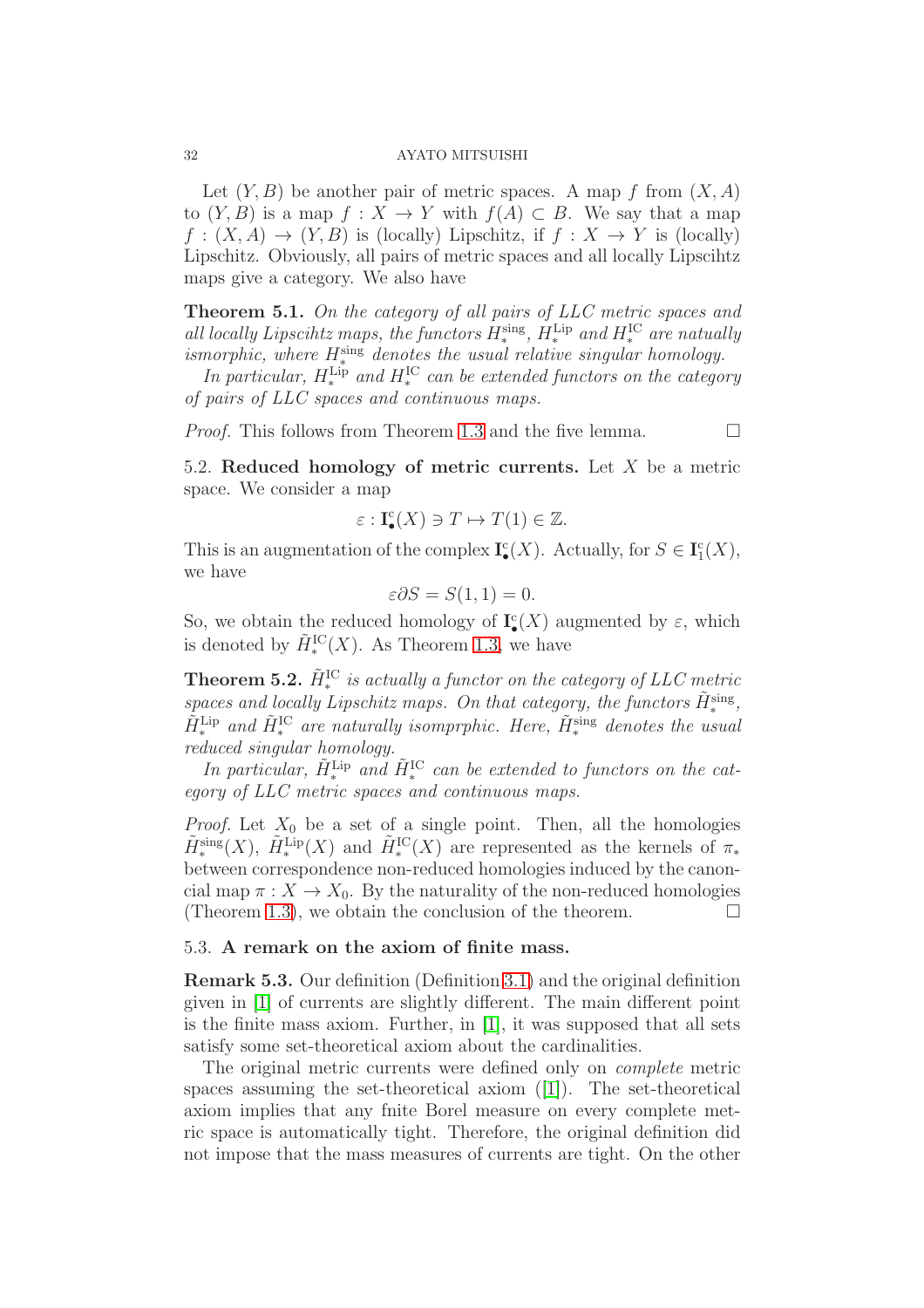Let $(Y, B)$ be another pair of metric spaces. A map $f$ from $(X, A)$ to $(Y, B)$ is a map $f : X \to Y$ with $f(A) \subset B$. We say that a map $f : (X, A) \to (Y, B)$ is (locally) Lipschitz, if $f : X \to Y$ is (locally) Lipschitz. Obviously, all pairs of metric spaces and all locally Lipscihtz maps give a category. We also have

**Theorem 5.1.** *On the category of all pairs of LLC metric spaces and all locally Lipscihtz maps, the functors $H_*^{\mathrm{sing}}$, $H_*^{\mathrm{Lip}}$ and $H_*^{\mathrm{IC}}$ are natually ismorphic, where $H_*^{\mathrm{sing}}$ denotes the usual relative singular homology.*

*In particular, $H_*^{\mathrm{Lip}}$ and $H_*^{\mathrm{IC}}$ can be extended functors on the category of pairs of LLC spaces and continuous maps.*

*Proof.* This follows from Theorem 1.3 and the five lemma. $\square$

## 5.2. Reduced homology of metric currents.

Let $X$ be a metric space. We consider a map

$$\varepsilon : \mathbf{I}^{\mathrm{c}}_\bullet(X) \ni T \mapsto T(1) \in \mathbb{Z}.$$

This is an augmentation of the complex $\mathbf{I}^{\mathrm{c}}_\bullet(X)$. Actually, for $S \in \mathbf{I}^{\mathrm{c}}_1(X)$, we have

$$\varepsilon \partial S = S(1, 1) = 0.$$

So, we obtain the reduced homology of $\mathbf{I}^{\mathrm{c}}_\bullet(X)$ augmented by $\varepsilon$, which is denoted by $\tilde{H}_*^{\mathrm{IC}}(X)$. As Theorem 1.3, we have

**Theorem 5.2.** *$\tilde{H}_*^{\mathrm{IC}}$ is actually a functor on the category of LLC metric spaces and locally Lipschitz maps. On that category, the functors $\tilde{H}_*^{\mathrm{sing}}$, $\tilde{H}_*^{\mathrm{Lip}}$ and $\tilde{H}_*^{\mathrm{IC}}$ are naturally isomprphic. Here, $\tilde{H}_*^{\mathrm{sing}}$ denotes the usual reduced singular homology.*

*In particular, $\tilde{H}_*^{\mathrm{Lip}}$ and $\tilde{H}_*^{\mathrm{IC}}$ can be extended to functors on the category of LLC metric spaces and continuous maps.*

*Proof.* Let $X_0$ be a set of a single point. Then, all the homologies $\tilde{H}_*^{\mathrm{sing}}(X)$, $\tilde{H}_*^{\mathrm{Lip}}(X)$ and $\tilde{H}_*^{\mathrm{IC}}(X)$ are represented as the kernels of $\pi_*$ between correspondence non-reduced homologies induced by the canoncial map $\pi : X \to X_0$. By the naturality of the non-reduced homologies (Theorem 1.3), we obtain the conclusion of the theorem. $\square$

## 5.3. A remark on the axiom of finite mass.

**Remark 5.3.** Our definition (Definition 3.1) and the original definition given in [1] of currents are slightly different. The main different point is the finite mass axiom. Further, in [1], it was supposed that all sets satisfy some set-theoretical axiom about the cardinalities.

The original metric currents were defined only on *complete* metric spaces assuming the set-theoretical axiom ([1]). The set-theoretical axiom implies that any fnite Borel measure on every complete metric space is automatically tight. Therefore, the original definition did not impose that the mass measures of currents are tight. On the other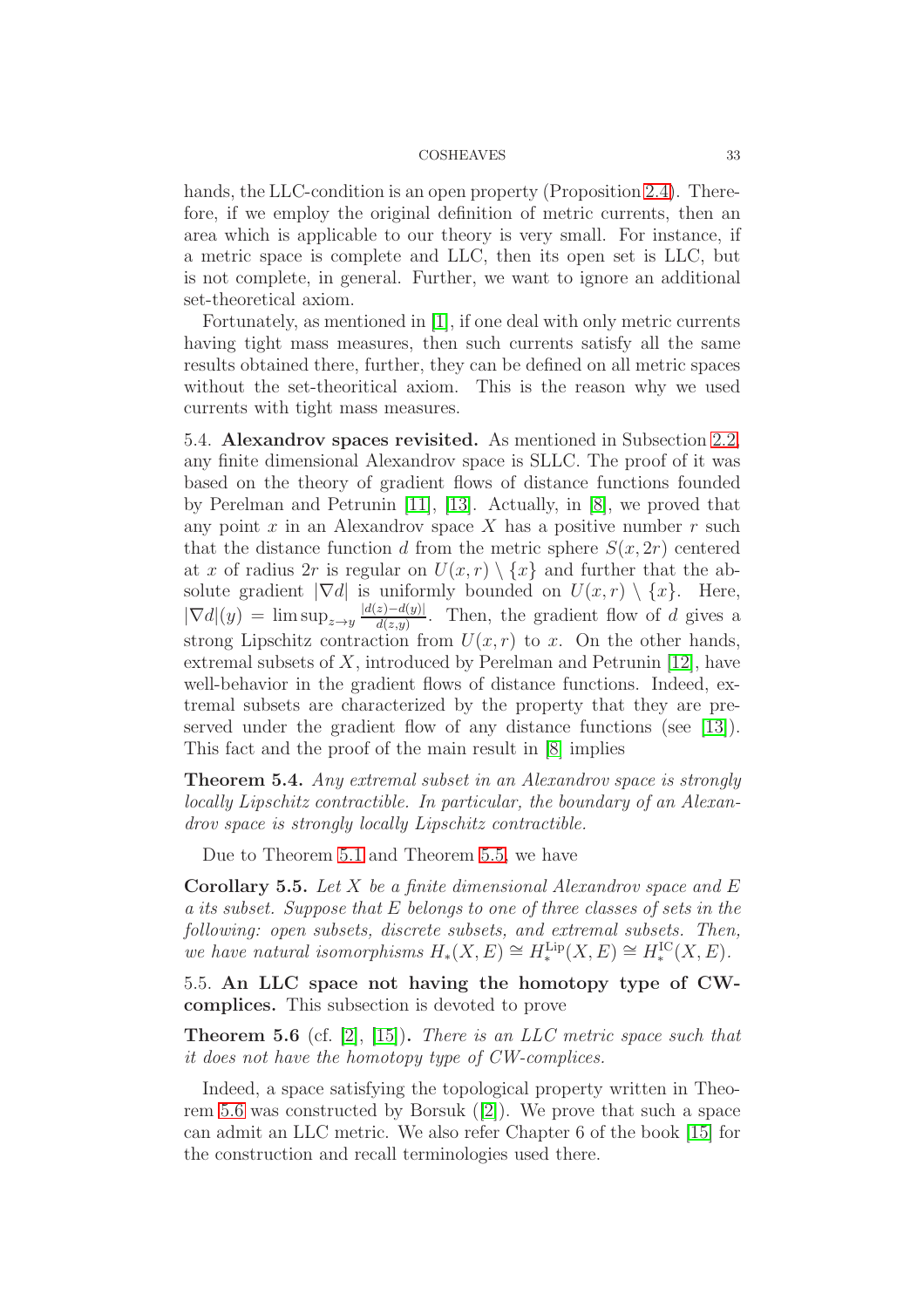hands, the LLC-condition is an open property (Proposition 2.4). Therefore, if we employ the original definition of metric currents, then an area which is applicable to our theory is very small. For instance, if a metric space is complete and LLC, then its open set is LLC, but is not complete, in general. Further, we want to ignore an additional set-theoretical axiom.

Fortunately, as mentioned in [1], if one deal with only metric currents having tight mass measures, then such currents satisfy all the same results obtained there, further, they can be defined on all metric spaces without the set-theoritical axiom. This is the reason why we used currents with tight mass measures.

5.4. **Alexandrov spaces revisited.** As mentioned in Subsection 2.2, any finite dimensional Alexandrov space is SLLC. The proof of it was based on the theory of gradient flows of distance functions founded by Perelman and Petrunin [11], [13]. Actually, in [8], we proved that any point $x$ in an Alexandrov space $X$ has a positive number $r$ such that the distance function $d$ from the metric sphere $S(x, 2r)$ centered at $x$ of radius $2r$ is regular on $U(x, r) \setminus \{x\}$ and further that the absolute gradient $|\nabla d|$ is uniformly bounded on $U(x, r) \setminus \{x\}$. Here, $|\nabla d|(y) = \limsup_{z \to y} \frac{|d(z) - d(y)|}{d(z,y)}$. Then, the gradient flow of $d$ gives a strong Lipschitz contraction from $U(x, r)$ to $x$. On the other hands, extremal subsets of $X$, introduced by Perelman and Petrunin [12], have well-behavior in the gradient flows of distance functions. Indeed, extremal subsets are characterized by the property that they are preserved under the gradient flow of any distance functions (see [13]). This fact and the proof of the main result in [8] implies

**Theorem 5.4.** *Any extremal subset in an Alexandrov space is strongly locally Lipschitz contractible. In particular, the boundary of an Alexandrov space is strongly locally Lipschitz contractible.*

Due to Theorem 5.1 and Theorem 5.5, we have

**Corollary 5.5.** *Let $X$ be a finite dimensional Alexandrov space and $E$ a its subset. Suppose that $E$ belongs to one of three classes of sets in the following: open subsets, discrete subsets, and extremal subsets. Then, we have natural isomorphisms $H_*(X, E) \cong H_*^{\mathrm{Lip}}(X, E) \cong H_*^{\mathrm{IC}}(X, E)$.*

5.5. **An LLC space not having the homotopy type of CW-complices.** This subsection is devoted to prove

**Theorem 5.6** (cf. [2], [15]). *There is an LLC metric space such that it does not have the homotopy type of CW-complices.*

Indeed, a space satisfying the topological property written in Theorem 5.6 was constructed by Borsuk ([2]). We prove that such a space can admit an LLC metric. We also refer Chapter 6 of the book [15] for the construction and recall terminologies used there.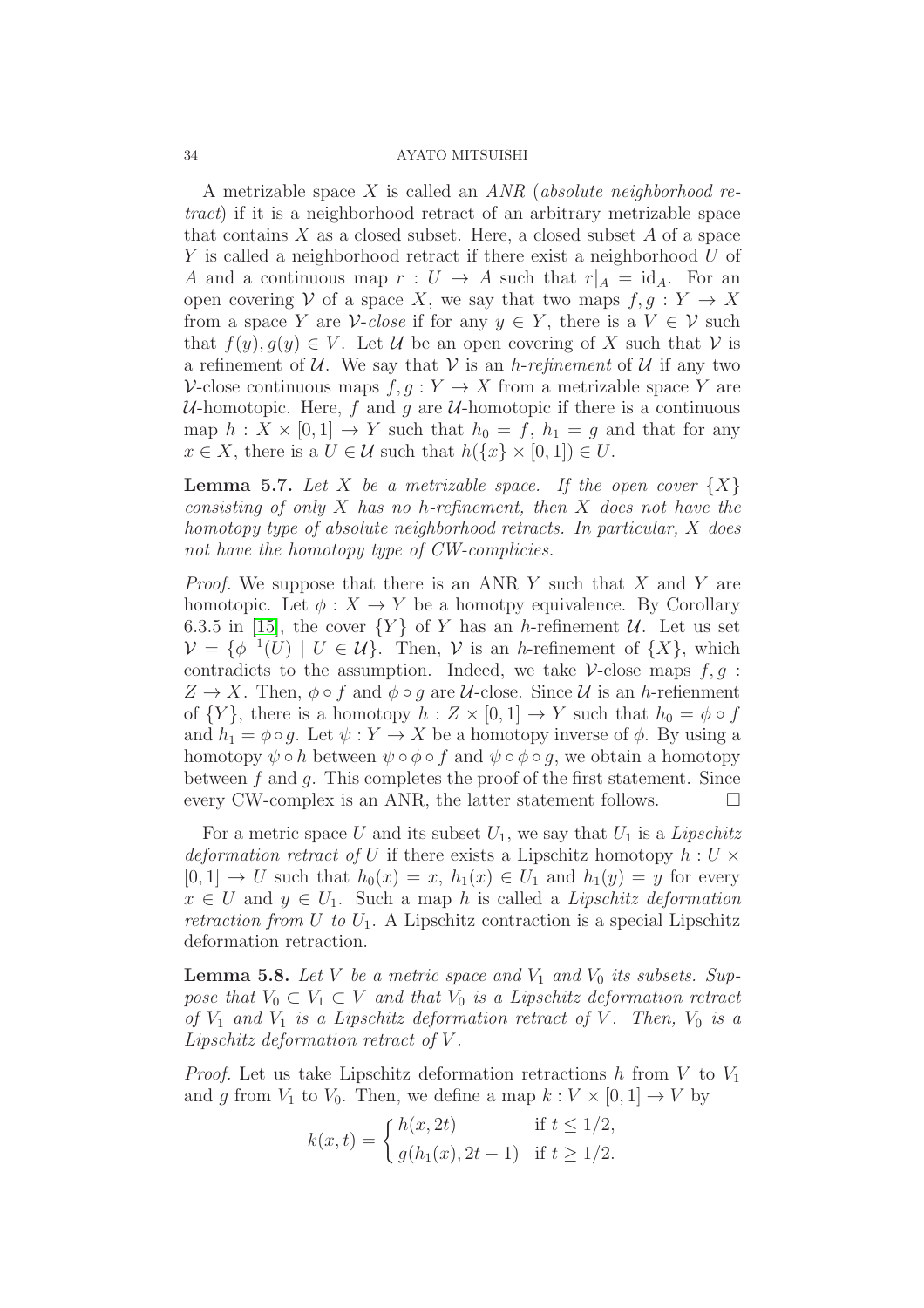A metrizable space $X$ is called an *ANR* (*absolute neighborhood retract*) if it is a neighborhood retract of an arbitrary metrizable space that contains $X$ as a closed subset. Here, a closed subset $A$ of a space $Y$ is called a neighborhood retract if there exist a neighborhood $U$ of $A$ and a continuous map $r : U \to A$ such that $r|_A = \mathrm{id}_A$. For an open covering $\mathcal{V}$ of a space $X$, we say that two maps $f, g : Y \to X$ from a space $Y$ are $\mathcal{V}$-*close* if for any $y \in Y$, there is a $V \in \mathcal{V}$ such that $f(y), g(y) \in V$. Let $\mathcal{U}$ be an open covering of $X$ such that $\mathcal{V}$ is a refinement of $\mathcal{U}$. We say that $\mathcal{V}$ is an *h-refinement* of $\mathcal{U}$ if any two $\mathcal{V}$-close continuous maps $f, g : Y \to X$ from a metrizable space $Y$ are $\mathcal{U}$-homotopic. Here, $f$ and $g$ are $\mathcal{U}$-homotopic if there is a continuous map $h : X \times [0, 1] \to Y$ such that $h_0 = f$, $h_1 = g$ and that for any $x \in X$, there is a $U \in \mathcal{U}$ such that $h(\{x\} \times [0, 1]) \in U$.

**Lemma 5.7.** *Let $X$ be a metrizable space. If the open cover $\{X\}$ consisting of only $X$ has no h-refinement, then $X$ does not have the homotopy type of absolute neighborhood retracts. In particular, $X$ does not have the homotopy type of CW-complicies.*

*Proof.* We suppose that there is an ANR $Y$ such that $X$ and $Y$ are homotopic. Let $\phi : X \to Y$ be a homotpy equivalence. By Corollary 6.3.5 in [15], the cover $\{Y\}$ of $Y$ has an $h$-refinement $\mathcal{U}$. Let us set $\mathcal{V} = \{\phi^{-1}(U) \mid U \in \mathcal{U}\}$. Then, $\mathcal{V}$ is an $h$-refinement of $\{X\}$, which contradicts to the assumption. Indeed, we take $\mathcal{V}$-close maps $f, g : Z \to X$. Then, $\phi \circ f$ and $\phi \circ g$ are $\mathcal{U}$-close. Since $\mathcal{U}$ is an $h$-refienment of $\{Y\}$, there is a homotopy $h : Z \times [0, 1] \to Y$ such that $h_0 = \phi \circ f$ and $h_1 = \phi \circ g$. Let $\psi : Y \to X$ be a homotopy inverse of $\phi$. By using a homotopy $\psi \circ h$ between $\psi \circ \phi \circ f$ and $\psi \circ \phi \circ g$, we obtain a homotopy between $f$ and $g$. This completes the proof of the first statement. Since every CW-complex is an ANR, the latter statement follows. $\square$

For a metric space $U$ and its subset $U_1$, we say that $U_1$ is a *Lipschitz deformation retract of* $U$ if there exists a Lipschitz homotopy $h : U \times [0, 1] \to U$ such that $h_0(x) = x$, $h_1(x) \in U_1$ and $h_1(y) = y$ for every $x \in U$ and $y \in U_1$. Such a map $h$ is called a *Lipschitz deformation retraction from $U$ to $U_1$*. A Lipschitz contraction is a special Lipschitz deformation retraction.

**Lemma 5.8.** *Let $V$ be a metric space and $V_1$ and $V_0$ its subsets. Suppose that $V_0 \subset V_1 \subset V$ and that $V_0$ is a Lipschitz deformation retract of $V_1$ and $V_1$ is a Lipschitz deformation retract of $V$. Then, $V_0$ is a Lipschitz deformation retract of $V$.*

*Proof.* Let us take Lipschitz deformation retractions $h$ from $V$ to $V_1$ and $g$ from $V_1$ to $V_0$. Then, we define a map $k : V \times [0, 1] \to V$ by

$$k(x, t) = \begin{cases} h(x, 2t) & \text{if } t \leq 1/2, \\ g(h_1(x), 2t - 1) & \text{if } t \geq 1/2. \end{cases}$$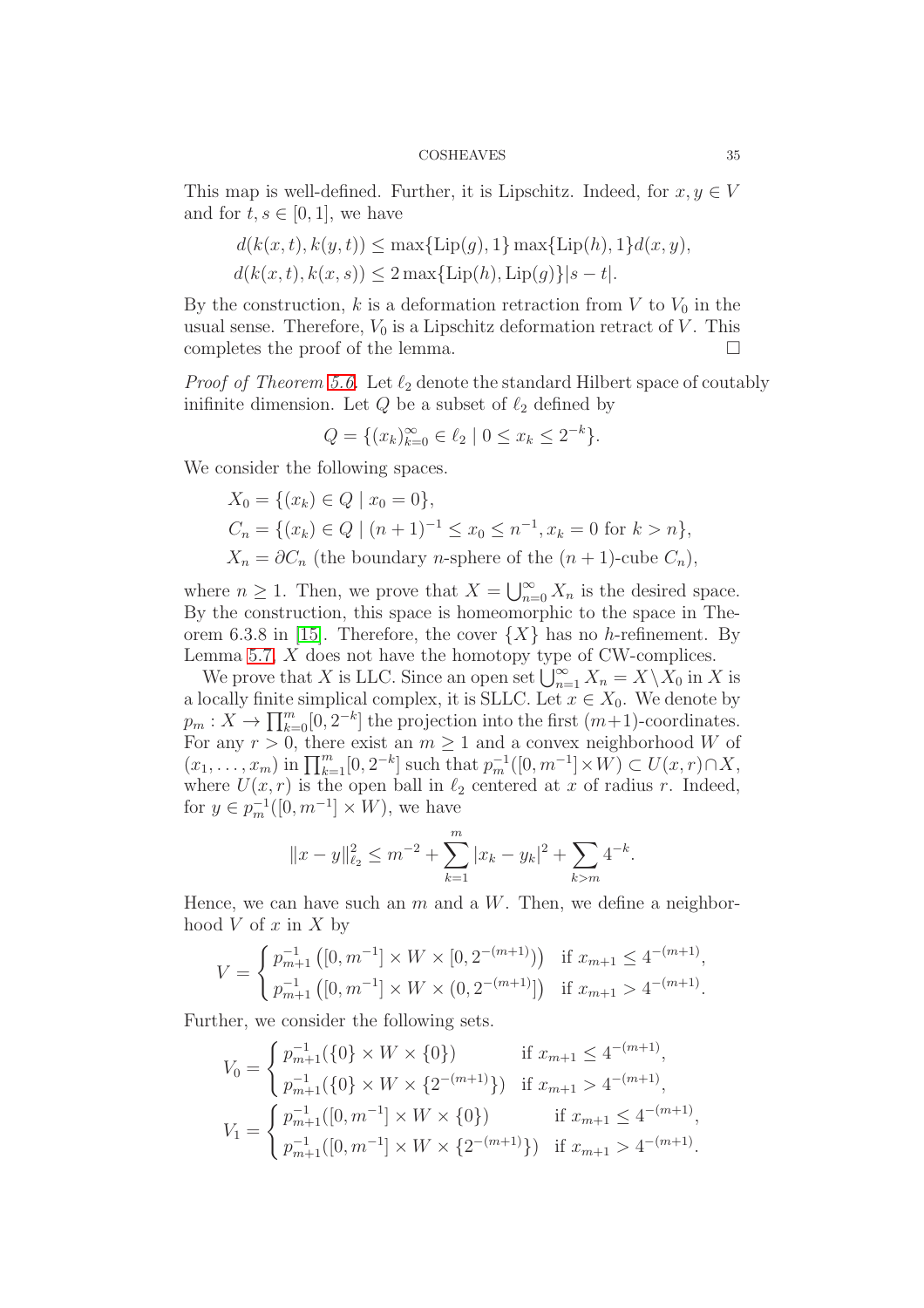This map is well-defined. Further, it is Lipschitz. Indeed, for $x, y \in V$ and for $t, s \in [0,1]$, we have

$$
\begin{aligned}
&d(k(x,t), k(y,t)) \leq \max\{\mathrm{Lip}(g), 1\} \max\{\mathrm{Lip}(h), 1\} d(x,y), \\
&d(k(x,t), k(x,s)) \leq 2 \max\{\mathrm{Lip}(h), \mathrm{Lip}(g)\} |s-t|.
\end{aligned}
$$

By the construction, $k$ is a deformation retraction from $V$ to $V_0$ in the usual sense. Therefore, $V_0$ is a Lipschitz deformation retract of $V$. This completes the proof of the lemma. □

*Proof of Theorem 5.6.* Let $\ell_2$ denote the standard Hilbert space of coutably inifinite dimension. Let $Q$ be a subset of $\ell_2$ defined by

$$
Q = \{(x_k)_{k=0}^{\infty} \in \ell_2 \mid 0 \leq x_k \leq 2^{-k}\}.
$$

We consider the following spaces.

$$
\begin{aligned}
&X_0 = \{(x_k) \in Q \mid x_0 = 0\}, \\
&C_n = \{(x_k) \in Q \mid (n+1)^{-1} \leq x_0 \leq n^{-1}, x_k = 0 \text{ for } k > n\}, \\
&X_n = \partial C_n \text{ (the boundary } n\text{-sphere of the } (n+1)\text{-cube } C_n),
\end{aligned}
$$

where $n \geq 1$. Then, we prove that $X = \bigcup_{n=0}^{\infty} X_n$ is the desired space. By the construction, this space is homeomorphic to the space in Theorem 6.3.8 in [15]. Therefore, the cover $\{X\}$ has no $h$-refinement. By Lemma 5.7, $X$ does not have the homotopy type of CW-complices.

We prove that $X$ is LLC. Since an open set $\bigcup_{n=1}^{\infty} X_n = X \setminus X_0$ in $X$ is a locally finite simplical complex, it is SLLC. Let $x \in X_0$. We denote by $p_m : X \to \prod_{k=0}^{m} [0, 2^{-k}]$ the projection into the first $(m+1)$-coordinates. For any $r > 0$, there exist an $m \geq 1$ and a convex neighborhood $W$ of $(x_1, \ldots, x_m)$ in $\prod_{k=1}^{m} [0, 2^{-k}]$ such that $p_m^{-1}([0, m^{-1}] \times W) \subset U(x, r) \cap X$, where $U(x, r)$ is the open ball in $\ell_2$ centered at $x$ of radius $r$. Indeed, for $y \in p_m^{-1}([0, m^{-1}] \times W)$, we have

$$
\|x - y\|_{\ell_2}^2 \leq m^{-2} + \sum_{k=1}^{m} |x_k - y_k|^2 + \sum_{k>m} 4^{-k}.
$$

Hence, we can have such an $m$ and a $W$. Then, we define a neighborhood $V$ of $x$ in $X$ by

$$
V = \begin{cases} p_{m+1}^{-1}\left([0, m^{-1}] \times W \times [0, 2^{-(m+1)})\right) & \text{if } x_{m+1} \leq 4^{-(m+1)}, \\ p_{m+1}^{-1}\left([0, m^{-1}] \times W \times (0, 2^{-(m+1)}]\right) & \text{if } x_{m+1} > 4^{-(m+1)}. \end{cases}
$$

Further, we consider the following sets.

$$
V_0 = \begin{cases} p_{m+1}^{-1}(\{0\} \times W \times \{0\}) & \text{if } x_{m+1} \leq 4^{-(m+1)}, \\ p_{m+1}^{-1}(\{0\} \times W \times \{2^{-(m+1)}\}) & \text{if } x_{m+1} > 4^{-(m+1)}, \end{cases}
$$

$$
V_1 = \begin{cases} p_{m+1}^{-1}([0, m^{-1}] \times W \times \{0\}) & \text{if } x_{m+1} \leq 4^{-(m+1)}, \\ p_{m+1}^{-1}([0, m^{-1}] \times W \times \{2^{-(m+1)}\}) & \text{if } x_{m+1} > 4^{-(m+1)}. \end{cases}
$$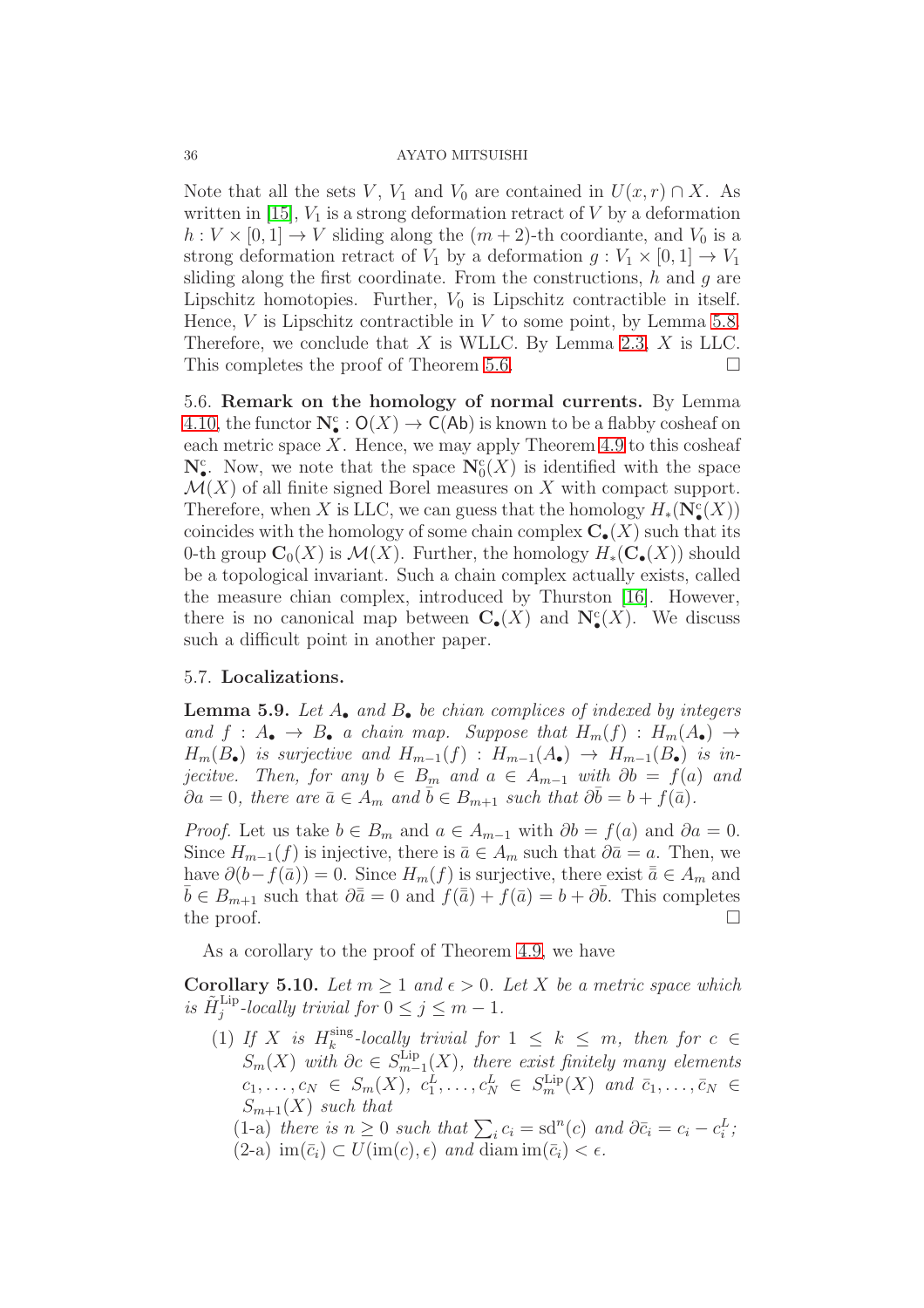Note that all the sets $V$, $V_1$ and $V_0$ are contained in $U(x,r) \cap X$. As written in [15], $V_1$ is a strong deformation retract of $V$ by a deformation $h : V \times [0,1] \to V$ sliding along the $(m+2)$-th coordiante, and $V_0$ is a strong deformation retract of $V_1$ by a deformation $g : V_1 \times [0,1] \to V_1$ sliding along the first coordinate. From the constructions, $h$ and $g$ are Lipschitz homotopies. Further, $V_0$ is Lipschitz contractible in itself. Hence, $V$ is Lipschitz contractible in $V$ to some point, by Lemma 5.8. Therefore, we conclude that $X$ is WLLC. By Lemma 2.3, $X$ is LLC. This completes the proof of Theorem 5.6. □

5.6. **Remark on the homology of normal currents.** By Lemma 4.10, the functor $\mathbf{N}^{\mathrm{c}}_{\bullet} : \mathsf{O}(X) \to \mathsf{C}(\mathsf{Ab})$ is known to be a flabby cosheaf on each metric space $X$. Hence, we may apply Theorem 4.9 to this cosheaf $\mathbf{N}^{\mathrm{c}}_{\bullet}$. Now, we note that the space $\mathbf{N}^{\mathrm{c}}_0(X)$ is identified with the space $\mathcal{M}(X)$ of all finite signed Borel measures on $X$ with compact support. Therefore, when $X$ is LLC, we can guess that the homology $H_*(\mathbf{N}^{\mathrm{c}}_{\bullet}(X))$ coincides with the homology of some chain complex $\mathbf{C}_{\bullet}(X)$ such that its 0-th group $\mathbf{C}_0(X)$ is $\mathcal{M}(X)$. Further, the homology $H_*(\mathbf{C}_{\bullet}(X))$ should be a topological invariant. Such a chain complex actually exists, called the measure chian complex, introduced by Thurston [16]. However, there is no canonical map between $\mathbf{C}_{\bullet}(X)$ and $\mathbf{N}^{\mathrm{c}}_{\bullet}(X)$. We discuss such a difficult point in another paper.

5.7. **Localizations.**

**Lemma 5.9.** *Let $A_\bullet$ and $B_\bullet$ be chian complices of indexed by integers and $f : A_\bullet \to B_\bullet$ a chain map. Suppose that $H_m(f) : H_m(A_\bullet) \to H_m(B_\bullet)$ is surjective and $H_{m-1}(f) : H_{m-1}(A_\bullet) \to H_{m-1}(B_\bullet)$ is injecitve. Then, for any $b \in B_m$ and $a \in A_{m-1}$ with $\partial b = f(a)$ and $\partial a = 0$, there are $\bar{a} \in A_m$ and $\bar{b} \in B_{m+1}$ such that $\partial \bar{b} = b + f(\bar{a})$.*

*Proof.* Let us take $b \in B_m$ and $a \in A_{m-1}$ with $\partial b = f(a)$ and $\partial a = 0$. Since $H_{m-1}(f)$ is injective, there is $\bar{a} \in A_m$ such that $\partial \bar{a} = a$. Then, we have $\partial(b - f(\bar{a})) = 0$. Since $H_m(f)$ is surjective, there exist $\bar{\bar{a}} \in A_m$ and $\bar{b} \in B_{m+1}$ such that $\partial \bar{\bar{a}} = 0$ and $f(\bar{\bar{a}}) + f(\bar{a}) = b + \partial \bar{b}$. This completes the proof. □

As a corollary to the proof of Theorem 4.9, we have

**Corollary 5.10.** *Let $m \geq 1$ and $\epsilon > 0$. Let $X$ be a metric space which is $\tilde{H}^{\mathrm{Lip}}_j$-locally trivial for $0 \leq j \leq m-1$.*

(1) *If $X$ is $H^{\mathrm{sing}}_k$-locally trivial for $1 \leq k \leq m$, then for $c \in S_m(X)$ with $\partial c \in S^{\mathrm{Lip}}_{m-1}(X)$, there exist finitely many elements $c_1, \ldots, c_N \in S_m(X)$, $c^L_1, \ldots, c^L_N \in S^{\mathrm{Lip}}_m(X)$ and $\bar{c}_1, \ldots, \bar{c}_N \in S_{m+1}(X)$ such that*
  (1-a) *there is $n \geq 0$ such that $\sum_i c_i = \mathrm{sd}^n(c)$ and $\partial \bar{c}_i = c_i - c^L_i$;*
  (2-a) *$\mathrm{im}(\bar{c}_i) \subset U(\mathrm{im}(c), \epsilon)$ and $\operatorname{diam} \mathrm{im}(\bar{c}_i) < \epsilon$.*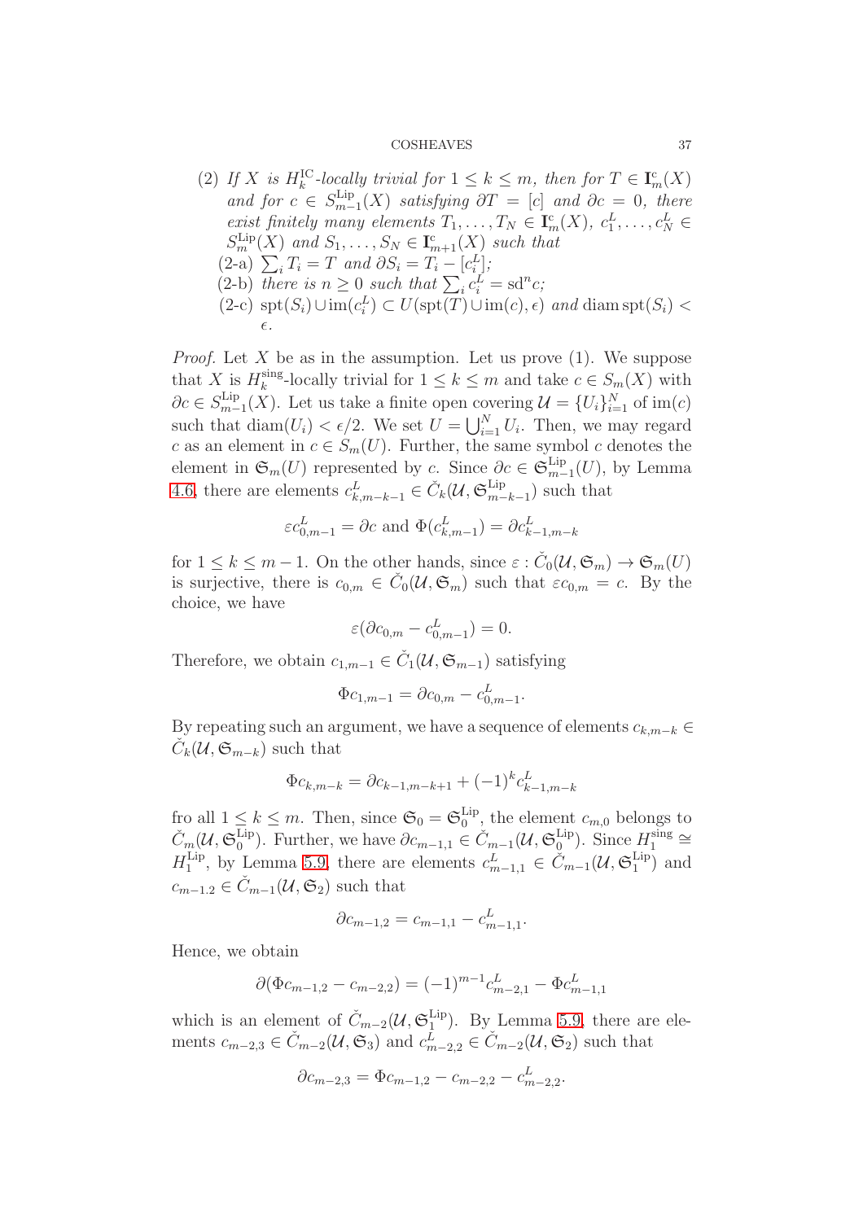(2) *If $X$ is $H_k^{\mathrm{IC}}$-locally trivial for $1 \le k \le m$, then for $T \in \mathbf{I}_m^{\mathrm{c}}(X)$ and for $c \in S_{m-1}^{\mathrm{Lip}}(X)$ satisfying $\partial T = [c]$ and $\partial c = 0$, there exist finitely many elements $T_1, \ldots, T_N \in \mathbf{I}_m^{\mathrm{c}}(X)$, $c_1^L, \ldots, c_N^L \in S_m^{\mathrm{Lip}}(X)$ and $S_1, \ldots, S_N \in \mathbf{I}_{m+1}^{\mathrm{c}}(X)$ such that*
   (2-a) $\sum_i T_i = T$ *and* $\partial S_i = T_i - [c_i^L]$*;*
   (2-b) *there is $n \ge 0$ such that $\sum_i c_i^L = \mathrm{sd}^n c$;*
   (2-c) $\mathrm{spt}(S_i) \cup \mathrm{im}(c_i^L) \subset U(\mathrm{spt}(T) \cup \mathrm{im}(c), \epsilon)$ *and* $\mathrm{diam}\,\mathrm{spt}(S_i) < \epsilon$.

*Proof.* Let $X$ be as in the assumption. Let us prove (1). We suppose that $X$ is $H_k^{\mathrm{sing}}$-locally trivial for $1 \le k \le m$ and take $c \in S_m(X)$ with $\partial c \in S_{m-1}^{\mathrm{Lip}}(X)$. Let us take a finite open covering $\mathcal{U} = \{U_i\}_{i=1}^N$ of $\mathrm{im}(c)$ such that $\mathrm{diam}(U_i) < \epsilon/2$. We set $U = \bigcup_{i=1}^N U_i$. Then, we may regard $c$ as an element in $c \in S_m(U)$. Further, the same symbol $c$ denotes the element in $\mathfrak{S}_m(U)$ represented by $c$. Since $\partial c \in \mathfrak{S}_{m-1}^{\mathrm{Lip}}(U)$, by Lemma 4.6, there are elements $c_{k,m-k-1}^L \in \check{C}_k(\mathcal{U}, \mathfrak{S}_{m-k-1}^{\mathrm{Lip}})$ such that

$$\varepsilon c_{0,m-1}^L = \partial c \text{ and } \Phi(c_{k,m-1}^L) = \partial c_{k-1,m-k}^L$$

for $1 \le k \le m-1$. On the other hands, since $\varepsilon : \check{C}_0(\mathcal{U}, \mathfrak{S}_m) \to \mathfrak{S}_m(U)$ is surjective, there is $c_{0,m} \in \check{C}_0(\mathcal{U}, \mathfrak{S}_m)$ such that $\varepsilon c_{0,m} = c$. By the choice, we have

$$\varepsilon(\partial c_{0,m} - c_{0,m-1}^L) = 0.$$

Therefore, we obtain $c_{1,m-1} \in \check{C}_1(\mathcal{U}, \mathfrak{S}_{m-1})$ satisfying

$$\Phi c_{1,m-1} = \partial c_{0,m} - c_{0,m-1}^L.$$

By repeating such an argument, we have a sequence of elements $c_{k,m-k} \in \check{C}_k(\mathcal{U}, \mathfrak{S}_{m-k})$ such that

$$\Phi c_{k,m-k} = \partial c_{k-1,m-k+1} + (-1)^k c_{k-1,m-k}^L$$

fro all $1 \le k \le m$. Then, since $\mathfrak{S}_0 = \mathfrak{S}_0^{\mathrm{Lip}}$, the element $c_{m,0}$ belongs to $\check{C}_m(\mathcal{U}, \mathfrak{S}_0^{\mathrm{Lip}})$. Further, we have $\partial c_{m-1,1} \in \check{C}_{m-1}(\mathcal{U}, \mathfrak{S}_0^{\mathrm{Lip}})$. Since $H_1^{\mathrm{sing}} \cong H_1^{\mathrm{Lip}}$, by Lemma 5.9, there are elements $c_{m-1,1}^L \in \check{C}_{m-1}(\mathcal{U}, \mathfrak{S}_1^{\mathrm{Lip}})$ and $c_{m-1.2} \in \check{C}_{m-1}(\mathcal{U}, \mathfrak{S}_2)$ such that

$$\partial c_{m-1,2} = c_{m-1,1} - c_{m-1,1}^L.$$

Hence, we obtain

$$\partial(\Phi c_{m-1,2} - c_{m-2,2}) = (-1)^{m-1} c_{m-2,1}^L - \Phi c_{m-1,1}^L$$

which is an element of $\check{C}_{m-2}(\mathcal{U}, \mathfrak{S}_1^{\mathrm{Lip}})$. By Lemma 5.9, there are elements $c_{m-2,3} \in \check{C}_{m-2}(\mathcal{U}, \mathfrak{S}_3)$ and $c_{m-2,2}^L \in \check{C}_{m-2}(\mathcal{U}, \mathfrak{S}_2)$ such that

$$\partial c_{m-2,3} = \Phi c_{m-1,2} - c_{m-2,2} - c_{m-2,2}^L.$$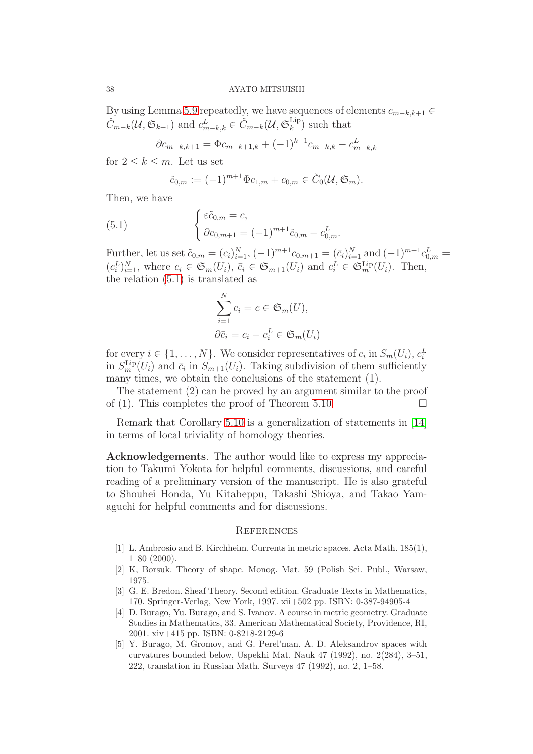By using Lemma 5.9 repeatedly, we have sequences of elements $c_{m-k,k+1} \in \check{C}_{m-k}(\mathcal{U}, \mathfrak{S}_{k+1})$ and $c^L_{m-k,k} \in \check{C}_{m-k}(\mathcal{U}, \mathfrak{S}^{\mathrm{Lip}}_k)$ such that

$$\partial c_{m-k,k+1} = \Phi c_{m-k+1,k} + (-1)^{k+1} c_{m-k,k} - c^L_{m-k,k}$$

for $2 \leq k \leq m$. Let us set

$$\tilde{c}_{0,m} := (-1)^{m+1} \Phi c_{1,m} + c_{0,m} \in \check{C}_0(\mathcal{U}, \mathfrak{S}_m).$$

Then, we have

$$\begin{cases} \varepsilon \tilde{c}_{0,m} = c, \\ \partial c_{0,m+1} = (-1)^{m+1} \tilde{c}_{0,m} - c^L_{0,m}. \end{cases} \tag{5.1}$$

Further, let us set $\tilde{c}_{0,m} = (c_i)_{i=1}^N$, $(-1)^{m+1} c_{0,m+1} = (\bar{c}_i)_{i=1}^N$ and $(-1)^{m+1} c^L_{0,m} = (c^L_i)_{i=1}^N$, where $c_i \in \mathfrak{S}_m(U_i)$, $\bar{c}_i \in \mathfrak{S}_{m+1}(U_i)$ and $c^L_i \in \mathfrak{S}^{\mathrm{Lip}}_m(U_i)$. Then, the relation (5.1) is translated as

$$\sum_{i=1}^N c_i = c \in \mathfrak{S}_m(U),$$

$$\partial \bar{c}_i = c_i - c^L_i \in \mathfrak{S}_m(U_i)$$

for every $i \in \{1, \ldots, N\}$. We consider representatives of $c_i$ in $S_m(U_i)$, $c^L_i$ in $S^{\mathrm{Lip}}_m(U_i)$ and $\bar{c}_i$ in $S_{m+1}(U_i)$. Taking subdivision of them sufficiently many times, we obtain the conclusions of the statement (1).

The statement (2) can be proved by an argument similar to the proof of (1). This completes the proof of Theorem 5.10. □

Remark that Corollary 5.10 is a generalization of statements in [14] in terms of local triviality of homology theories.

**Acknowledgements**. The author would like to express my appreciation to Takumi Yokota for helpful comments, discussions, and careful reading of a preliminary version of the manuscript. He is also grateful to Shouhei Honda, Yu Kitabeppu, Takashi Shioya, and Takao Yamaguchi for helpful comments and for discussions.

## References

[1] L. Ambrosio and B. Kirchheim. Currents in metric spaces. Acta Math. 185(1), 1–80 (2000).

[2] K, Borsuk. Theory of shape. Monog. Mat. 59 (Polish Sci. Publ., Warsaw, 1975.

[3] G. E. Bredon. Sheaf Theory. Second edition. Graduate Texts in Mathematics, 170. Springer-Verlag, New York, 1997. xii+502 pp. ISBN: 0-387-94905-4

[4] D. Burago, Yu. Burago, and S. Ivanov. A course in metric geometry. Graduate Studies in Mathematics, 33. American Mathematical Society, Providence, RI, 2001. xiv+415 pp. ISBN: 0-8218-2129-6

[5] Y. Burago, M. Gromov, and G. Perel'man. A. D. Aleksandrov spaces with curvatures bounded below, Uspekhi Mat. Nauk 47 (1992), no. 2(284), 3–51, 222, translation in Russian Math. Surveys 47 (1992), no. 2, 1–58.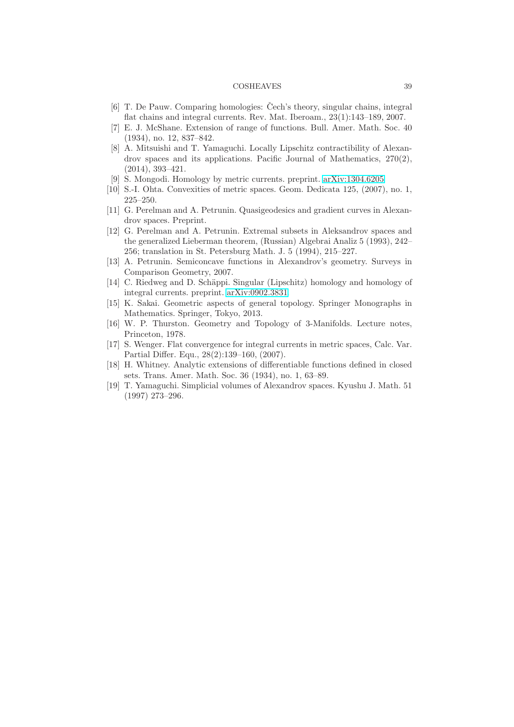[6] T. De Pauw. Comparing homologies: Čech's theory, singular chains, integral flat chains and integral currents. Rev. Mat. Iberoam., 23(1):143–189, 2007.

[7] E. J. McShane. Extension of range of functions. Bull. Amer. Math. Soc. 40 (1934), no. 12, 837–842.

[8] A. Mitsuishi and T. Yamaguchi. Locally Lipschitz contractibility of Alexandrov spaces and its applications. Pacific Journal of Mathematics, 270(2), (2014), 393–421.

[9] S. Mongodi. Homology by metric currents. preprint. arXiv:1304.6205

[10] S.-I. Ohta. Convexities of metric spaces. Geom. Dedicata 125, (2007), no. 1, 225–250.

[11] G. Perelman and A. Petrunin. Quasigeodesics and gradient curves in Alexandrov spaces. Preprint.

[12] G. Perelman and A. Petrunin. Extremal subsets in Aleksandrov spaces and the generalized Lieberman theorem, (Russian) Algebrai Analiz 5 (1993), 242–256; translation in St. Petersburg Math. J. 5 (1994), 215–227.

[13] A. Petrunin. Semiconcave functions in Alexandrov's geometry. Surveys in Comparison Geometry, 2007.

[14] C. Riedweg and D. Schäppi. Singular (Lipschitz) homology and homology of integral currents. preprint. arXiv:0902.3831

[15] K. Sakai. Geometric aspects of general topology. Springer Monographs in Mathematics. Springer, Tokyo, 2013.

[16] W. P. Thurston. Geometry and Topology of 3-Manifolds. Lecture notes, Princeton, 1978.

[17] S. Wenger. Flat convergence for integral currents in metric spaces, Calc. Var. Partial Differ. Equ., 28(2):139–160, (2007).

[18] H. Whitney. Analytic extensions of differentiable functions defined in closed sets. Trans. Amer. Math. Soc. 36 (1934), no. 1, 63–89.

[19] T. Yamaguchi. Simplicial volumes of Alexandrov spaces. Kyushu J. Math. 51 (1997) 273–296.